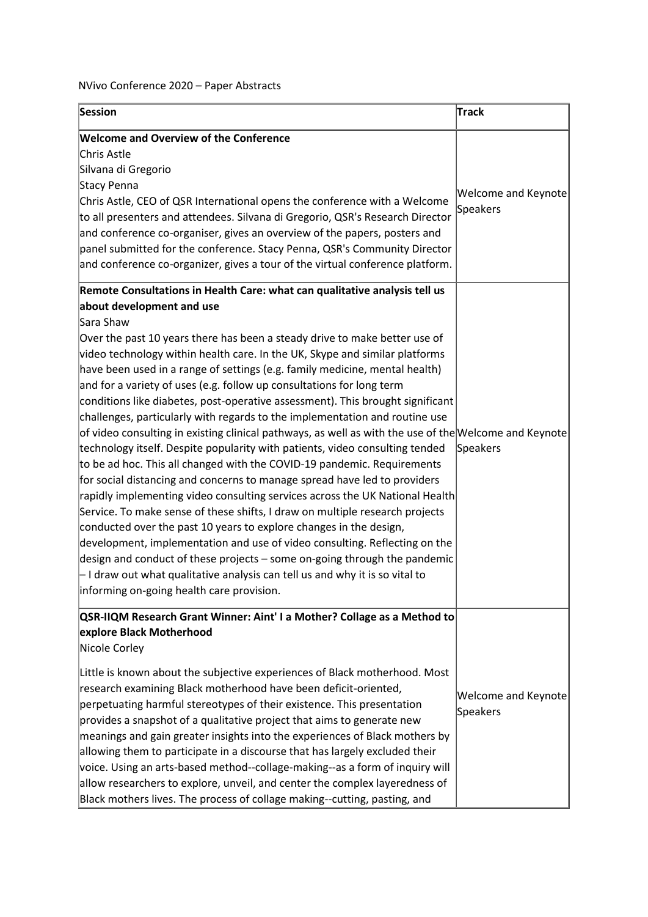NVivo Conference 2020 – Paper Abstracts

| Session | Track |
| --- | --- |
| **Welcome and Overview of the Conference**<br>Chris Astle<br>Silvana di Gregorio<br>Stacy Penna<br>Chris Astle, CEO of QSR International opens the conference with a Welcome to all presenters and attendees. Silvana di Gregorio, QSR's Research Director and conference co-organiser, gives an overview of the papers, posters and panel submitted for the conference. Stacy Penna, QSR's Community Director and conference co-organizer, gives a tour of the virtual conference platform. | Welcome and Keynote Speakers |
| **Remote Consultations in Health Care: what can qualitative analysis tell us about development and use**<br>Sara Shaw<br>Over the past 10 years there has been a steady drive to make better use of video technology within health care. In the UK, Skype and similar platforms have been used in a range of settings (e.g. family medicine, mental health) and for a variety of uses (e.g. follow up consultations for long term conditions like diabetes, post-operative assessment). This brought significant challenges, particularly with regards to the implementation and routine use of video consulting in existing clinical pathways, as well as with the use of the technology itself. Despite popularity with patients, video consulting tended to be ad hoc. This all changed with the COVID-19 pandemic. Requirements for social distancing and concerns to manage spread have led to providers rapidly implementing video consulting services across the UK National Health Service. To make sense of these shifts, I draw on multiple research projects conducted over the past 10 years to explore changes in the design, development, implementation and use of video consulting. Reflecting on the design and conduct of these projects – some on-going through the pandemic – I draw out what qualitative analysis can tell us and why it is so vital to informing on-going health care provision. | Welcome and Keynote Speakers |
| **QSR-IIQM Research Grant Winner: Aint' I a Mother? Collage as a Method to explore Black Motherhood**<br>Nicole Corley<br><br>Little is known about the subjective experiences of Black motherhood. Most research examining Black motherhood have been deficit-oriented, perpetuating harmful stereotypes of their existence. This presentation provides a snapshot of a qualitative project that aims to generate new meanings and gain greater insights into the experiences of Black mothers by allowing them to participate in a discourse that has largely excluded their voice. Using an arts-based method--collage-making--as a form of inquiry will allow researchers to explore, unveil, and center the complex layeredness of Black mothers lives. The process of collage making--cutting, pasting, and | Welcome and Keynote Speakers |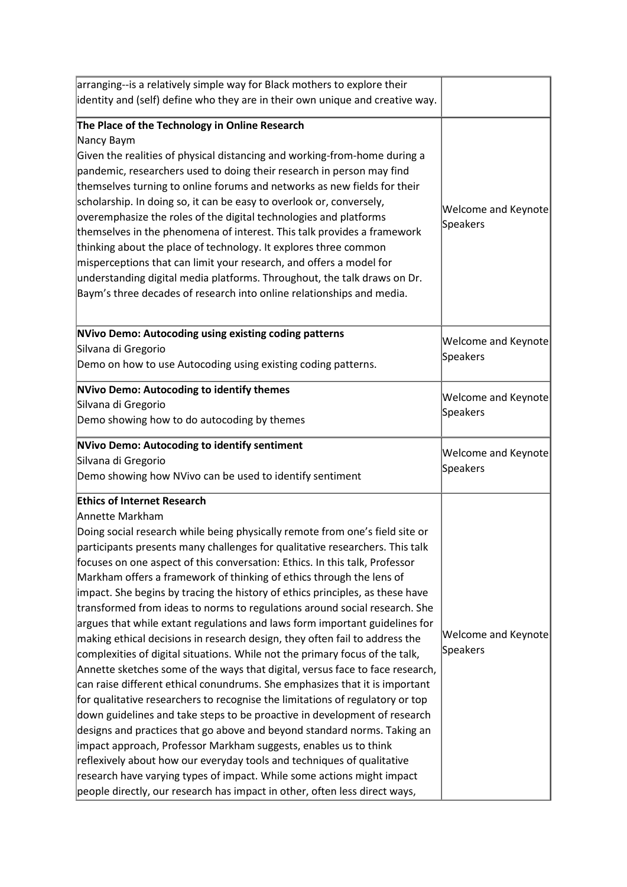| | |
|---|---|
| arranging--is a relatively simple way for Black mothers to explore their identity and (self) define who they are in their own unique and creative way. | |
| **The Place of the Technology in Online Research**<br>Nancy Baym<br>Given the realities of physical distancing and working-from-home during a pandemic, researchers used to doing their research in person may find themselves turning to online forums and networks as new fields for their scholarship. In doing so, it can be easy to overlook or, conversely, overemphasize the roles of the digital technologies and platforms themselves in the phenomena of interest. This talk provides a framework thinking about the place of technology. It explores three common misperceptions that can limit your research, and offers a model for understanding digital media platforms. Throughout, the talk draws on Dr. Baym's three decades of research into online relationships and media. | Welcome and Keynote Speakers |
| **NVivo Demo: Autocoding using existing coding patterns**<br>Silvana di Gregorio<br>Demo on how to use Autocoding using existing coding patterns. | Welcome and Keynote Speakers |
| **NVivo Demo: Autocoding to identify themes**<br>Silvana di Gregorio<br>Demo showing how to do autocoding by themes | Welcome and Keynote Speakers |
| **NVivo Demo: Autocoding to identify sentiment**<br>Silvana di Gregorio<br>Demo showing how NVivo can be used to identify sentiment | Welcome and Keynote Speakers |
| **Ethics of Internet Research**<br>Annette Markham<br>Doing social research while being physically remote from one's field site or participants presents many challenges for qualitative researchers. This talk focuses on one aspect of this conversation: Ethics. In this talk, Professor Markham offers a framework of thinking of ethics through the lens of impact. She begins by tracing the history of ethics principles, as these have transformed from ideas to norms to regulations around social research. She argues that while extant regulations and laws form important guidelines for making ethical decisions in research design, they often fail to address the complexities of digital situations. While not the primary focus of the talk, Annette sketches some of the ways that digital, versus face to face research, can raise different ethical conundrums. She emphasizes that it is important for qualitative researchers to recognise the limitations of regulatory or top down guidelines and take steps to be proactive in development of research designs and practices that go above and beyond standard norms. Taking an impact approach, Professor Markham suggests, enables us to think reflexively about how our everyday tools and techniques of qualitative research have varying types of impact. While some actions might impact people directly, our research has impact in other, often less direct ways, | Welcome and Keynote Speakers |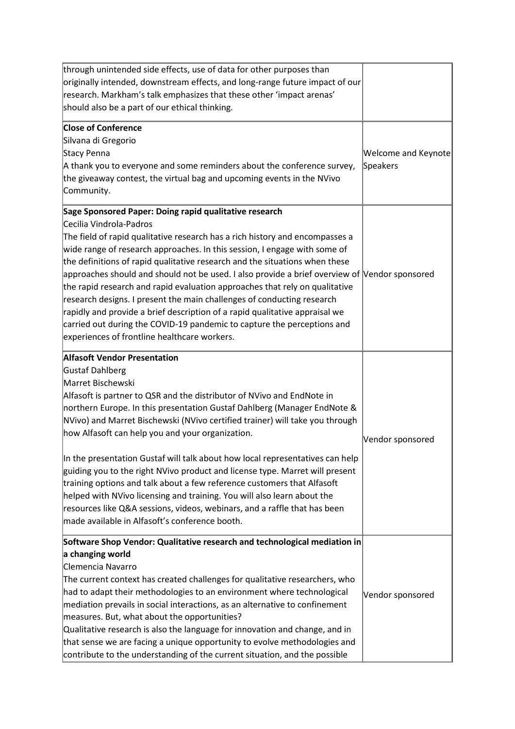| | |
|---|---|
| through unintended side effects, use of data for other purposes than originally intended, downstream effects, and long-range future impact of our research. Markham's talk emphasizes that these other 'impact arenas' should also be a part of our ethical thinking. | |
| **Close of Conference**<br>Silvana di Gregorio<br>Stacy Penna<br>A thank you to everyone and some reminders about the conference survey, the giveaway contest, the virtual bag and upcoming events in the NVivo Community. | Welcome and Keynote Speakers |
| **Sage Sponsored Paper: Doing rapid qualitative research**<br>Cecilia Vindrola-Padros<br>The field of rapid qualitative research has a rich history and encompasses a wide range of research approaches. In this session, I engage with some of the definitions of rapid qualitative research and the situations when these approaches should and should not be used. I also provide a brief overview of the rapid research and rapid evaluation approaches that rely on qualitative research designs. I present the main challenges of conducting research rapidly and provide a brief description of a rapid qualitative appraisal we carried out during the COVID-19 pandemic to capture the perceptions and experiences of frontline healthcare workers. | Vendor sponsored |
| **Alfasoft Vendor Presentation**<br>Gustaf Dahlberg<br>Marret Bischewski<br>Alfasoft is partner to QSR and the distributor of NVivo and EndNote in northern Europe. In this presentation Gustaf Dahlberg (Manager EndNote & NVivo) and Marret Bischewski (NVivo certified trainer) will take you through how Alfasoft can help you and your organization.<br><br>In the presentation Gustaf will talk about how local representatives can help guiding you to the right NVivo product and license type. Marret will present training options and talk about a few reference customers that Alfasoft helped with NVivo licensing and training. You will also learn about the resources like Q&A sessions, videos, webinars, and a raffle that has been made available in Alfasoft's conference booth. | Vendor sponsored |
| **Software Shop Vendor: Qualitative research and technological mediation in a changing world**<br>Clemencia Navarro<br>The current context has created challenges for qualitative researchers, who had to adapt their methodologies to an environment where technological mediation prevails in social interactions, as an alternative to confinement measures. But, what about the opportunities?<br>Qualitative research is also the language for innovation and change, and in that sense we are facing a unique opportunity to evolve methodologies and contribute to the understanding of the current situation, and the possible | Vendor sponsored |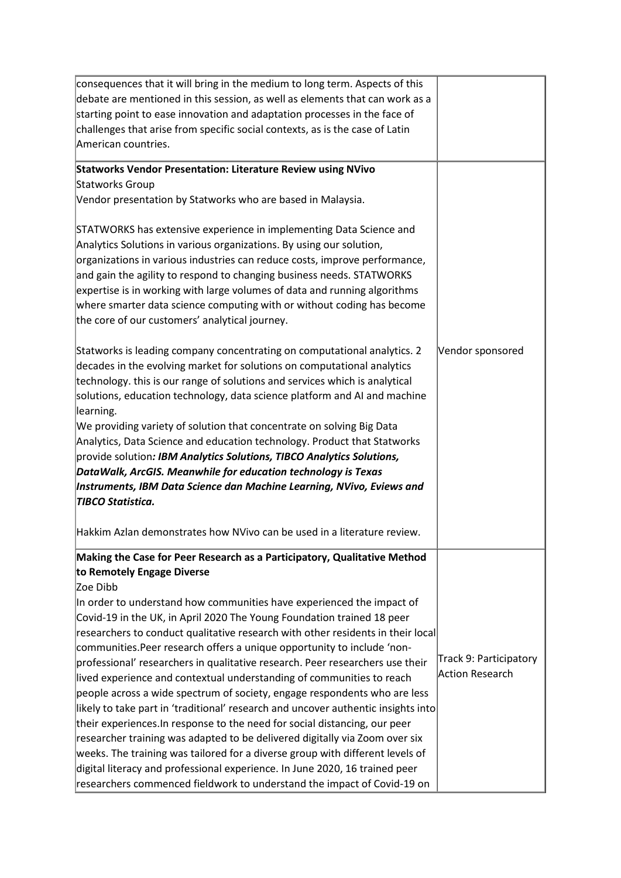| | |
|---|---|
| consequences that it will bring in the medium to long term. Aspects of this debate are mentioned in this session, as well as elements that can work as a starting point to ease innovation and adaptation processes in the face of challenges that arise from specific social contexts, as is the case of Latin American countries. | |
| **Statworks Vendor Presentation: Literature Review using NVivo**<br>Statworks Group<br>Vendor presentation by Statworks who are based in Malaysia.<br><br>STATWORKS has extensive experience in implementing Data Science and Analytics Solutions in various organizations. By using our solution, organizations in various industries can reduce costs, improve performance, and gain the agility to respond to changing business needs. STATWORKS expertise is in working with large volumes of data and running algorithms where smarter data science computing with or without coding has become the core of our customers' analytical journey.<br><br>Statworks is leading company concentrating on computational analytics. 2 decades in the evolving market for solutions on computational analytics technology. this is our range of solutions and services which is analytical solutions, education technology, data science platform and AI and machine learning.<br>We providing variety of solution that concentrate on solving Big Data Analytics, Data Science and education technology. Product that Statworks provide solution***: IBM Analytics Solutions, TIBCO Analytics Solutions, DataWalk, ArcGIS. Meanwhile for education technology is Texas Instruments, IBM Data Science dan Machine Learning, NVivo, Eviews and TIBCO Statistica.***<br><br>Hakkim Azlan demonstrates how NVivo can be used in a literature review. | Vendor sponsored |
| **Making the Case for Peer Research as a Participatory, Qualitative Method to Remotely Engage Diverse**<br>Zoe Dibb<br>In order to understand how communities have experienced the impact of Covid-19 in the UK, in April 2020 The Young Foundation trained 18 peer researchers to conduct qualitative research with other residents in their local communities.Peer research offers a unique opportunity to include 'non-professional' researchers in qualitative research. Peer researchers use their lived experience and contextual understanding of communities to reach people across a wide spectrum of society, engage respondents who are less likely to take part in 'traditional' research and uncover authentic insights into their experiences.In response to the need for social distancing, our peer researcher training was adapted to be delivered digitally via Zoom over six weeks. The training was tailored for a diverse group with different levels of digital literacy and professional experience. In June 2020, 16 trained peer researchers commenced fieldwork to understand the impact of Covid-19 on | Track 9: Participatory Action Research |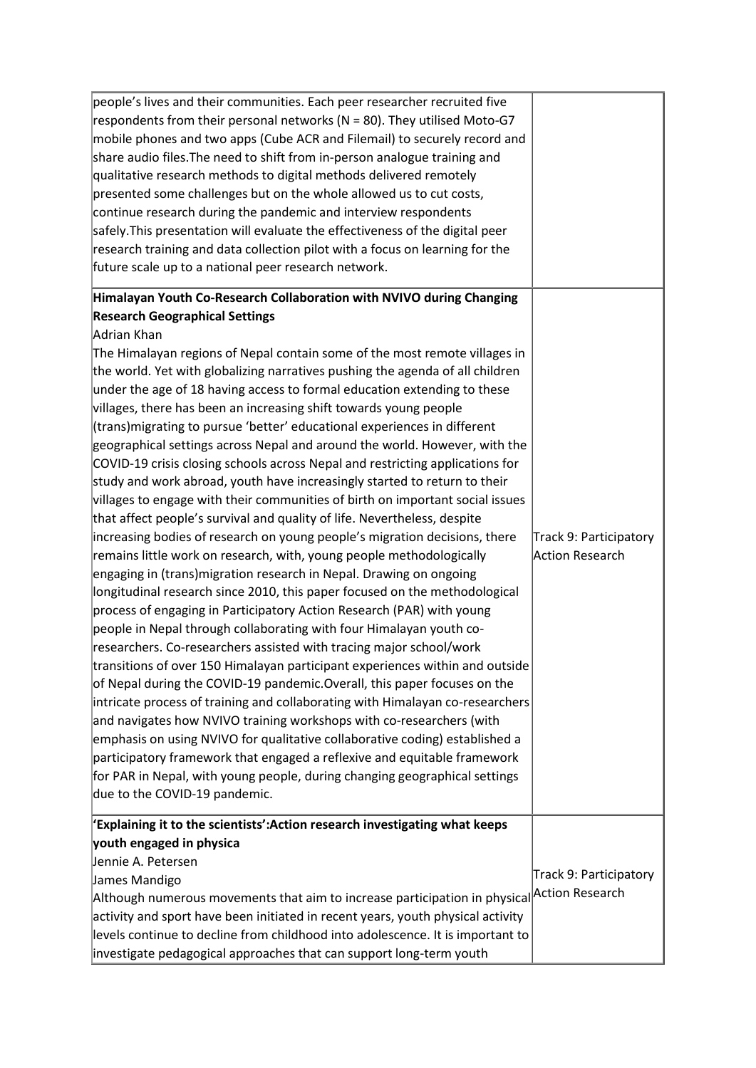| | |
|---|---|
| people's lives and their communities. Each peer researcher recruited five respondents from their personal networks (N = 80). They utilised Moto-G7 mobile phones and two apps (Cube ACR and Filemail) to securely record and share audio files.The need to shift from in-person analogue training and qualitative research methods to digital methods delivered remotely presented some challenges but on the whole allowed us to cut costs, continue research during the pandemic and interview respondents safely.This presentation will evaluate the effectiveness of the digital peer research training and data collection pilot with a focus on learning for the future scale up to a national peer research network. | |
| **Himalayan Youth Co-Research Collaboration with NVIVO during Changing Research Geographical Settings**<br>Adrian Khan<br>The Himalayan regions of Nepal contain some of the most remote villages in the world. Yet with globalizing narratives pushing the agenda of all children under the age of 18 having access to formal education extending to these villages, there has been an increasing shift towards young people (trans)migrating to pursue 'better' educational experiences in different geographical settings across Nepal and around the world. However, with the COVID-19 crisis closing schools across Nepal and restricting applications for study and work abroad, youth have increasingly started to return to their villages to engage with their communities of birth on important social issues that affect people's survival and quality of life. Nevertheless, despite increasing bodies of research on young people's migration decisions, there remains little work on research, with, young people methodologically engaging in (trans)migration research in Nepal. Drawing on ongoing longitudinal research since 2010, this paper focused on the methodological process of engaging in Participatory Action Research (PAR) with young people in Nepal through collaborating with four Himalayan youth co-researchers. Co-researchers assisted with tracing major school/work transitions of over 150 Himalayan participant experiences within and outside of Nepal during the COVID-19 pandemic.Overall, this paper focuses on the intricate process of training and collaborating with Himalayan co-researchers and navigates how NVIVO training workshops with co-researchers (with emphasis on using NVIVO for qualitative collaborative coding) established a participatory framework that engaged a reflexive and equitable framework for PAR in Nepal, with young people, during changing geographical settings due to the COVID-19 pandemic. | Track 9: Participatory Action Research |
| **'Explaining it to the scientists':Action research investigating what keeps youth engaged in physica**<br>Jennie A. Petersen<br>James Mandigo<br>Although numerous movements that aim to increase participation in physical activity and sport have been initiated in recent years, youth physical activity levels continue to decline from childhood into adolescence. It is important to investigate pedagogical approaches that can support long-term youth | Track 9: Participatory Action Research |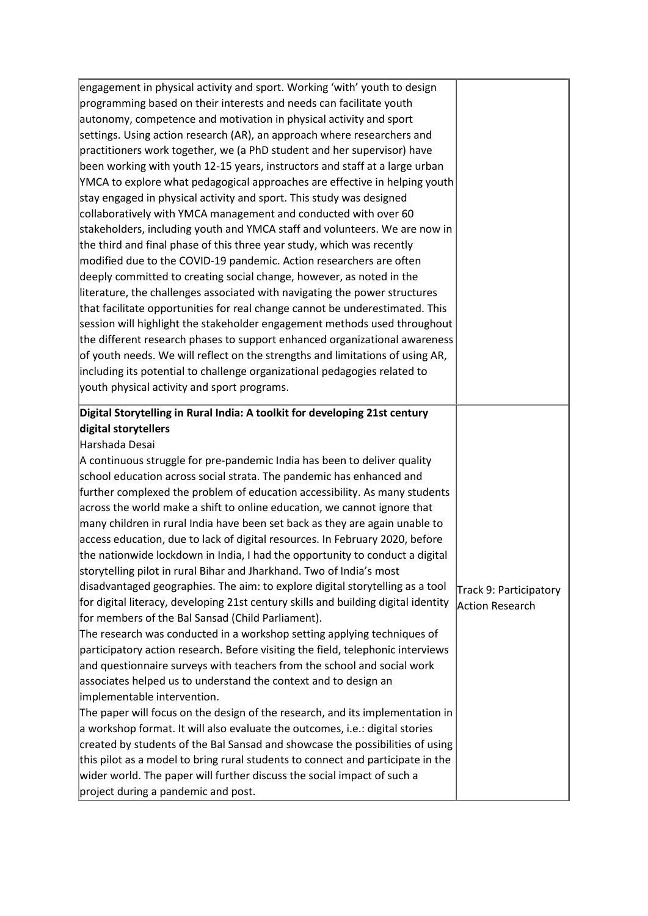| | |
|---|---|
| engagement in physical activity and sport. Working 'with' youth to design programming based on their interests and needs can facilitate youth autonomy, competence and motivation in physical activity and sport settings. Using action research (AR), an approach where researchers and practitioners work together, we (a PhD student and her supervisor) have been working with youth 12-15 years, instructors and staff at a large urban YMCA to explore what pedagogical approaches are effective in helping youth stay engaged in physical activity and sport. This study was designed collaboratively with YMCA management and conducted with over 60 stakeholders, including youth and YMCA staff and volunteers. We are now in the third and final phase of this three year study, which was recently modified due to the COVID-19 pandemic. Action researchers are often deeply committed to creating social change, however, as noted in the literature, the challenges associated with navigating the power structures that facilitate opportunities for real change cannot be underestimated. This session will highlight the stakeholder engagement methods used throughout the different research phases to support enhanced organizational awareness of youth needs. We will reflect on the strengths and limitations of using AR, including its potential to challenge organizational pedagogies related to youth physical activity and sport programs. | |
| **Digital Storytelling in Rural India: A toolkit for developing 21st century digital storytellers**<br>Harshada Desai<br>A continuous struggle for pre-pandemic India has been to deliver quality school education across social strata. The pandemic has enhanced and further complexed the problem of education accessibility. As many students across the world make a shift to online education, we cannot ignore that many children in rural India have been set back as they are again unable to access education, due to lack of digital resources. In February 2020, before the nationwide lockdown in India, I had the opportunity to conduct a digital storytelling pilot in rural Bihar and Jharkhand. Two of India's most disadvantaged geographies. The aim: to explore digital storytelling as a tool for digital literacy, developing 21st century skills and building digital identity for members of the Bal Sansad (Child Parliament).<br>The research was conducted in a workshop setting applying techniques of participatory action research. Before visiting the field, telephonic interviews and questionnaire surveys with teachers from the school and social work associates helped us to understand the context and to design an implementable intervention.<br>The paper will focus on the design of the research, and its implementation in a workshop format. It will also evaluate the outcomes, i.e.: digital stories created by students of the Bal Sansad and showcase the possibilities of using this pilot as a model to bring rural students to connect and participate in the wider world. The paper will further discuss the social impact of such a project during a pandemic and post. | Track 9: Participatory Action Research |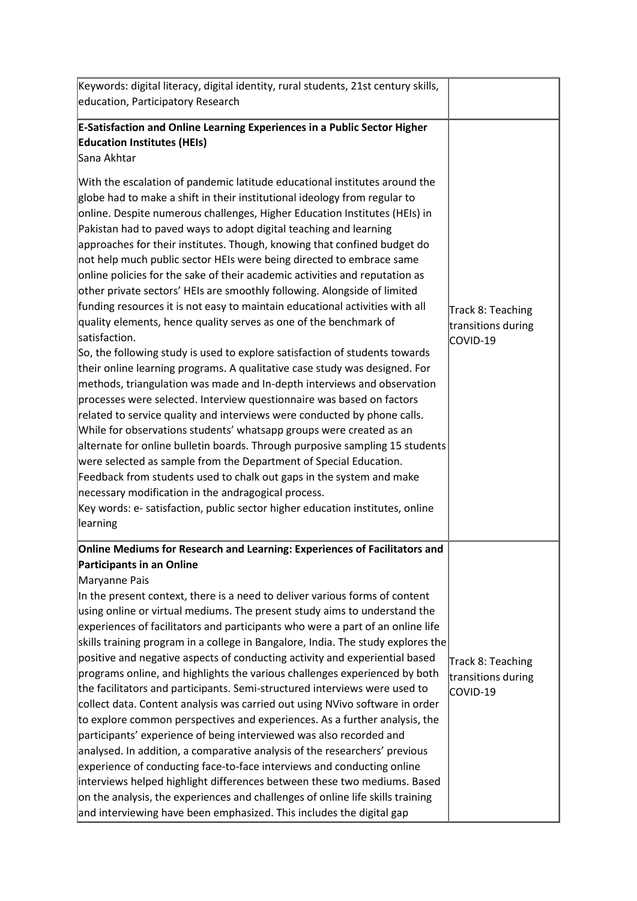| | |
|---|---|
| Keywords: digital literacy, digital identity, rural students, 21st century skills, education, Participatory Research | |
| **E-Satisfaction and Online Learning Experiences in a Public Sector Higher Education Institutes (HEIs)**<br>Sana Akhtar<br><br>With the escalation of pandemic latitude educational institutes around the globe had to make a shift in their institutional ideology from regular to online. Despite numerous challenges, Higher Education Institutes (HEIs) in Pakistan had to paved ways to adopt digital teaching and learning approaches for their institutes. Though, knowing that confined budget do not help much public sector HEIs were being directed to embrace same online policies for the sake of their academic activities and reputation as other private sectors' HEIs are smoothly following. Alongside of limited funding resources it is not easy to maintain educational activities with all quality elements, hence quality serves as one of the benchmark of satisfaction.<br>So, the following study is used to explore satisfaction of students towards their online learning programs. A qualitative case study was designed. For methods, triangulation was made and In-depth interviews and observation processes were selected. Interview questionnaire was based on factors related to service quality and interviews were conducted by phone calls. While for observations students' whatsapp groups were created as an alternate for online bulletin boards. Through purposive sampling 15 students were selected as sample from the Department of Special Education. Feedback from students used to chalk out gaps in the system and make necessary modification in the andragogical process.<br>Key words: e- satisfaction, public sector higher education institutes, online learning | Track 8: Teaching transitions during COVID-19 |
| **Online Mediums for Research and Learning: Experiences of Facilitators and Participants in an Online**<br>Maryanne Pais<br>In the present context, there is a need to deliver various forms of content using online or virtual mediums. The present study aims to understand the experiences of facilitators and participants who were a part of an online life skills training program in a college in Bangalore, India. The study explores the positive and negative aspects of conducting activity and experiential based programs online, and highlights the various challenges experienced by both the facilitators and participants. Semi-structured interviews were used to collect data. Content analysis was carried out using NVivo software in order to explore common perspectives and experiences. As a further analysis, the participants' experience of being interviewed was also recorded and analysed. In addition, a comparative analysis of the researchers' previous experience of conducting face-to-face interviews and conducting online interviews helped highlight differences between these two mediums. Based on the analysis, the experiences and challenges of online life skills training and interviewing have been emphasized. This includes the digital gap | Track 8: Teaching transitions during COVID-19 |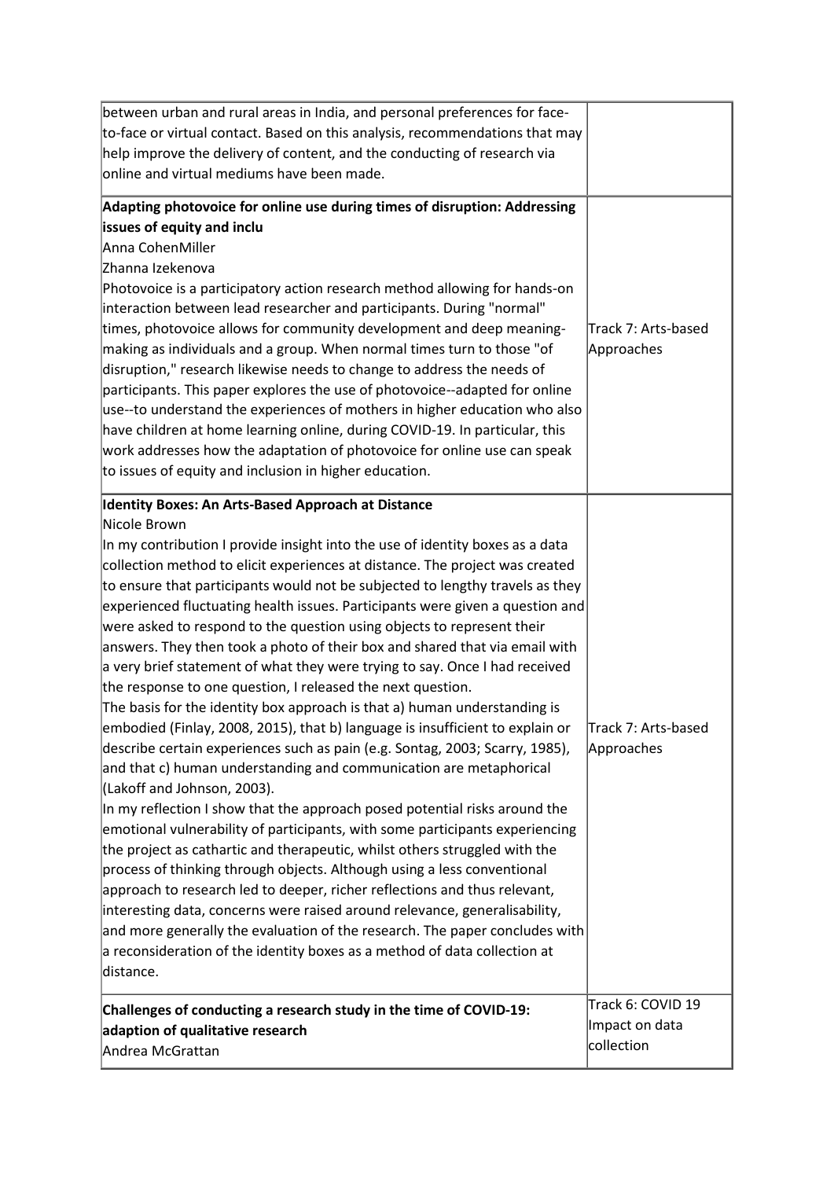| | |
|---|---|
| between urban and rural areas in India, and personal preferences for face-to-face or virtual contact. Based on this analysis, recommendations that may help improve the delivery of content, and the conducting of research via online and virtual mediums have been made. | |
| **Adapting photovoice for online use during times of disruption: Addressing issues of equity and inclu**<br>Anna CohenMiller<br>Zhanna Izekenova<br>Photovoice is a participatory action research method allowing for hands-on interaction between lead researcher and participants. During "normal" times, photovoice allows for community development and deep meaning-making as individuals and a group. When normal times turn to those "of disruption," research likewise needs to change to address the needs of participants. This paper explores the use of photovoice--adapted for online use--to understand the experiences of mothers in higher education who also have children at home learning online, during COVID-19. In particular, this work addresses how the adaptation of photovoice for online use can speak to issues of equity and inclusion in higher education. | Track 7: Arts-based Approaches |
| **Identity Boxes: An Arts-Based Approach at Distance**<br>Nicole Brown<br>In my contribution I provide insight into the use of identity boxes as a data collection method to elicit experiences at distance. The project was created to ensure that participants would not be subjected to lengthy travels as they experienced fluctuating health issues. Participants were given a question and were asked to respond to the question using objects to represent their answers. They then took a photo of their box and shared that via email with a very brief statement of what they were trying to say. Once I had received the response to one question, I released the next question.<br>The basis for the identity box approach is that a) human understanding is embodied (Finlay, 2008, 2015), that b) language is insufficient to explain or describe certain experiences such as pain (e.g. Sontag, 2003; Scarry, 1985), and that c) human understanding and communication are metaphorical (Lakoff and Johnson, 2003).<br>In my reflection I show that the approach posed potential risks around the emotional vulnerability of participants, with some participants experiencing the project as cathartic and therapeutic, whilst others struggled with the process of thinking through objects. Although using a less conventional approach to research led to deeper, richer reflections and thus relevant, interesting data, concerns were raised around relevance, generalisability, and more generally the evaluation of the research. The paper concludes with a reconsideration of the identity boxes as a method of data collection at distance. | Track 7: Arts-based Approaches |
| **Challenges of conducting a research study in the time of COVID-19: adaption of qualitative research**<br>Andrea McGrattan | Track 6: COVID 19 Impact on data collection |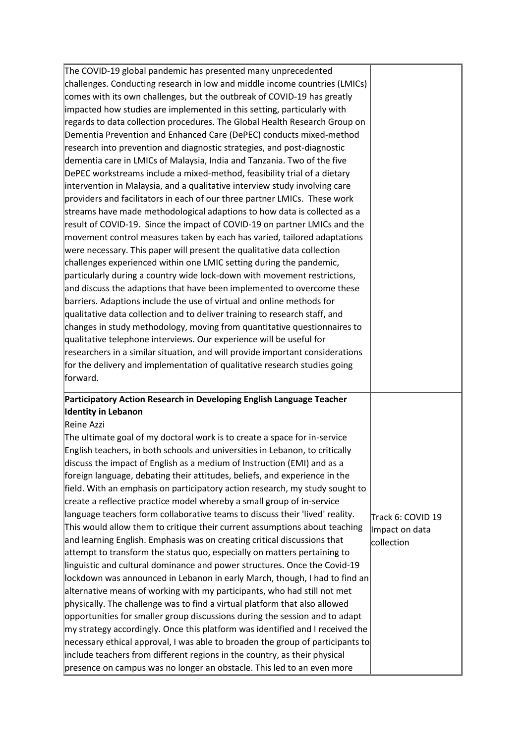| | |
|---|---|
| The COVID-19 global pandemic has presented many unprecedented challenges. Conducting research in low and middle income countries (LMICs) comes with its own challenges, but the outbreak of COVID-19 has greatly impacted how studies are implemented in this setting, particularly with regards to data collection procedures. The Global Health Research Group on Dementia Prevention and Enhanced Care (DePEC) conducts mixed-method research into prevention and diagnostic strategies, and post-diagnostic dementia care in LMICs of Malaysia, India and Tanzania. Two of the five DePEC workstreams include a mixed-method, feasibility trial of a dietary intervention in Malaysia, and a qualitative interview study involving care providers and facilitators in each of our three partner LMICs. These work streams have made methodological adaptions to how data is collected as a result of COVID-19. Since the impact of COVID-19 on partner LMICs and the movement control measures taken by each has varied, tailored adaptations were necessary. This paper will present the qualitative data collection challenges experienced within one LMIC setting during the pandemic, particularly during a country wide lock-down with movement restrictions, and discuss the adaptions that have been implemented to overcome these barriers. Adaptions include the use of virtual and online methods for qualitative data collection and to deliver training to research staff, and changes in study methodology, moving from quantitative questionnaires to qualitative telephone interviews. Our experience will be useful for researchers in a similar situation, and will provide important considerations for the delivery and implementation of qualitative research studies going forward. | |
| **Participatory Action Research in Developing English Language Teacher Identity in Lebanon**<br>Reine Azzi<br>The ultimate goal of my doctoral work is to create a space for in-service English teachers, in both schools and universities in Lebanon, to critically discuss the impact of English as a medium of Instruction (EMI) and as a foreign language, debating their attitudes, beliefs, and experience in the field. With an emphasis on participatory action research, my study sought to create a reflective practice model whereby a small group of in-service language teachers form collaborative teams to discuss their 'lived' reality. This would allow them to critique their current assumptions about teaching and learning English. Emphasis was on creating critical discussions that attempt to transform the status quo, especially on matters pertaining to linguistic and cultural dominance and power structures. Once the Covid-19 lockdown was announced in Lebanon in early March, though, I had to find an alternative means of working with my participants, who had still not met physically. The challenge was to find a virtual platform that also allowed opportunities for smaller group discussions during the session and to adapt my strategy accordingly. Once this platform was identified and I received the necessary ethical approval, I was able to broaden the group of participants to include teachers from different regions in the country, as their physical presence on campus was no longer an obstacle. This led to an even more | Track 6: COVID 19 Impact on data collection |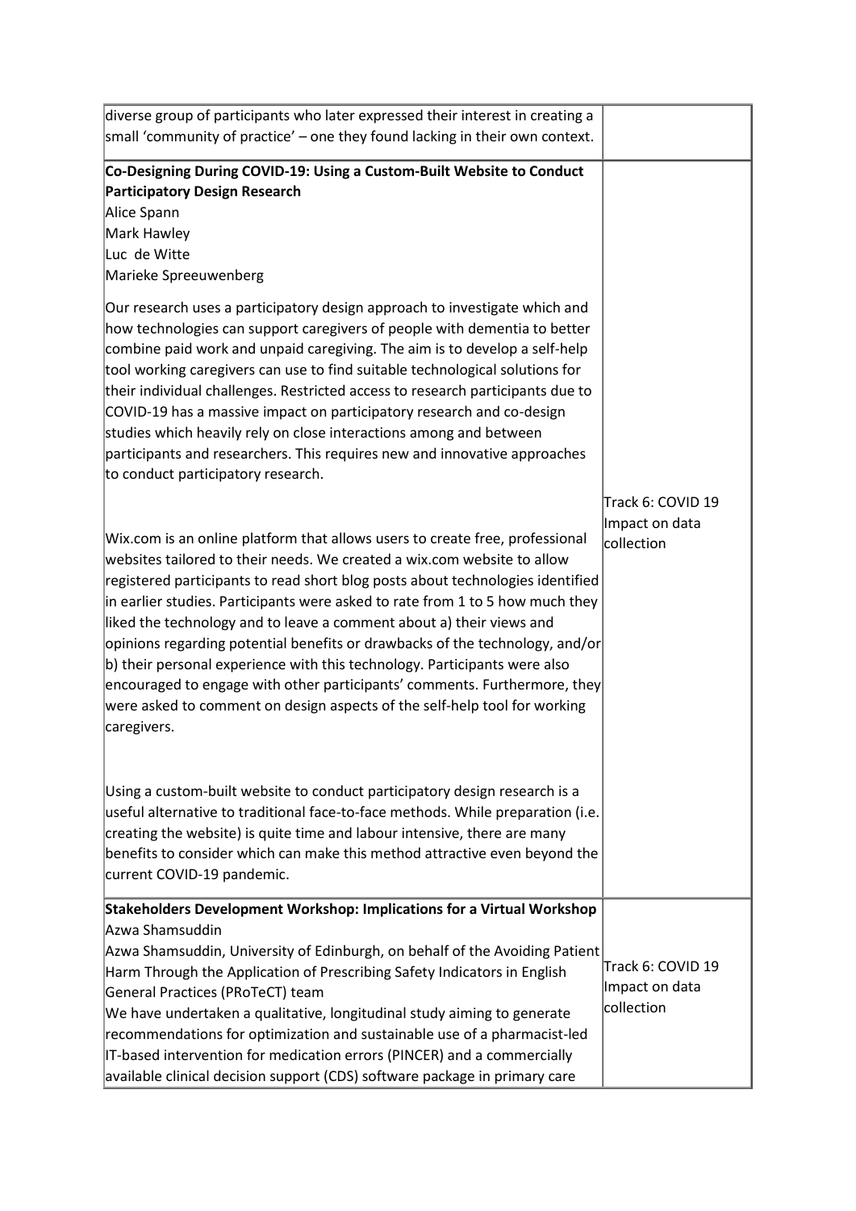| | |
|---|---|
| diverse group of participants who later expressed their interest in creating a small 'community of practice' – one they found lacking in their own context. | |
| **Co-Designing During COVID-19: Using a Custom-Built Website to Conduct Participatory Design Research**<br>Alice Spann<br>Mark Hawley<br>Luc de Witte<br>Marieke Spreeuwenberg<br><br>Our research uses a participatory design approach to investigate which and how technologies can support caregivers of people with dementia to better combine paid work and unpaid caregiving. The aim is to develop a self-help tool working caregivers can use to find suitable technological solutions for their individual challenges. Restricted access to research participants due to COVID-19 has a massive impact on participatory research and co-design studies which heavily rely on close interactions among and between participants and researchers. This requires new and innovative approaches to conduct participatory research.<br><br>Wix.com is an online platform that allows users to create free, professional websites tailored to their needs. We created a wix.com website to allow registered participants to read short blog posts about technologies identified in earlier studies. Participants were asked to rate from 1 to 5 how much they liked the technology and to leave a comment about a) their views and opinions regarding potential benefits or drawbacks of the technology, and/or b) their personal experience with this technology. Participants were also encouraged to engage with other participants' comments. Furthermore, they were asked to comment on design aspects of the self-help tool for working caregivers.<br><br>Using a custom-built website to conduct participatory design research is a useful alternative to traditional face-to-face methods. While preparation (i.e. creating the website) is quite time and labour intensive, there are many benefits to consider which can make this method attractive even beyond the current COVID-19 pandemic. | Track 6: COVID 19 Impact on data collection |
| **Stakeholders Development Workshop: Implications for a Virtual Workshop**<br>Azwa Shamsuddin<br>Azwa Shamsuddin, University of Edinburgh, on behalf of the Avoiding Patient Harm Through the Application of Prescribing Safety Indicators in English General Practices (PRoTeCT) team<br>We have undertaken a qualitative, longitudinal study aiming to generate recommendations for optimization and sustainable use of a pharmacist-led IT-based intervention for medication errors (PINCER) and a commercially available clinical decision support (CDS) software package in primary care | Track 6: COVID 19 Impact on data collection |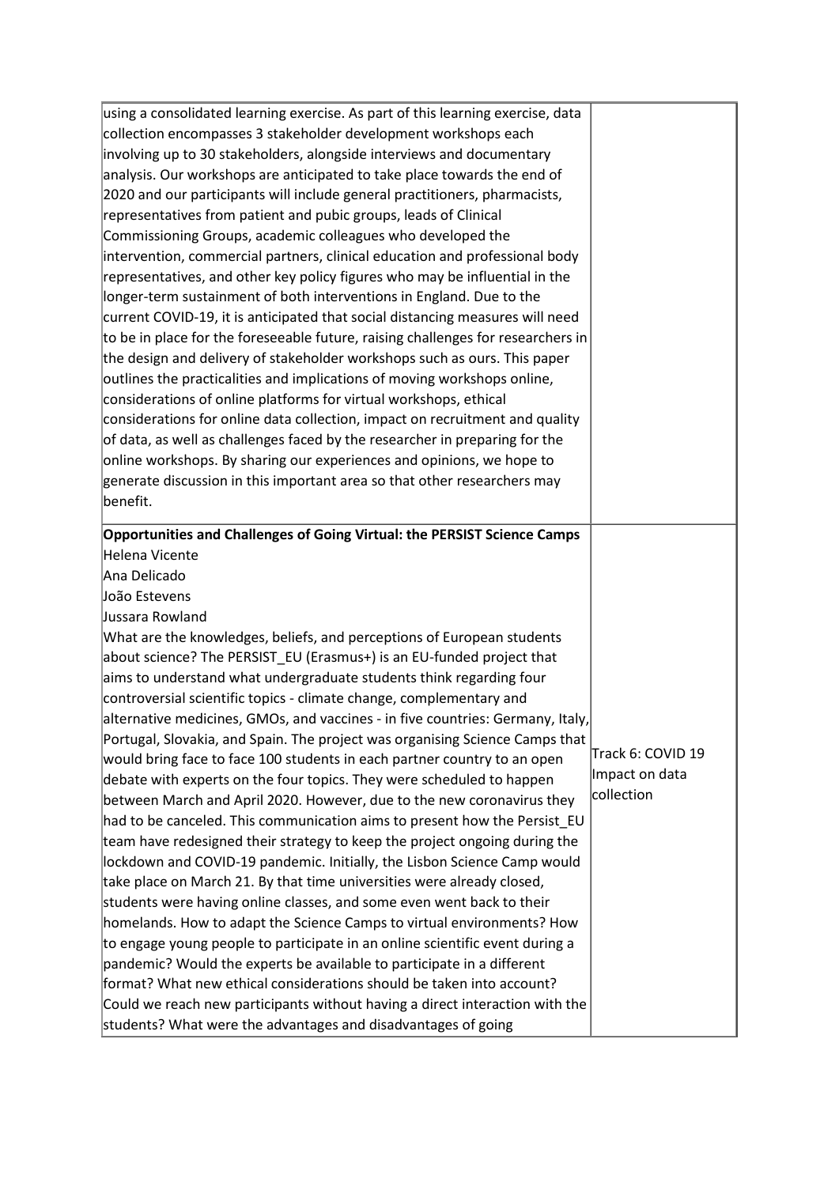| | |
|---|---|
| using a consolidated learning exercise. As part of this learning exercise, data collection encompasses 3 stakeholder development workshops each involving up to 30 stakeholders, alongside interviews and documentary analysis. Our workshops are anticipated to take place towards the end of 2020 and our participants will include general practitioners, pharmacists, representatives from patient and pubic groups, leads of Clinical Commissioning Groups, academic colleagues who developed the intervention, commercial partners, clinical education and professional body representatives, and other key policy figures who may be influential in the longer-term sustainment of both interventions in England. Due to the current COVID-19, it is anticipated that social distancing measures will need to be in place for the foreseeable future, raising challenges for researchers in the design and delivery of stakeholder workshops such as ours. This paper outlines the practicalities and implications of moving workshops online, considerations of online platforms for virtual workshops, ethical considerations for online data collection, impact on recruitment and quality of data, as well as challenges faced by the researcher in preparing for the online workshops. By sharing our experiences and opinions, we hope to generate discussion in this important area so that other researchers may benefit. | |
| **Opportunities and Challenges of Going Virtual: the PERSIST Science Camps**<br>Helena Vicente<br>Ana Delicado<br>João Estevens<br>Jussara Rowland<br>What are the knowledges, beliefs, and perceptions of European students about science? The PERSIST_EU (Erasmus+) is an EU-funded project that aims to understand what undergraduate students think regarding four controversial scientific topics - climate change, complementary and alternative medicines, GMOs, and vaccines - in five countries: Germany, Italy, Portugal, Slovakia, and Spain. The project was organising Science Camps that would bring face to face 100 students in each partner country to an open debate with experts on the four topics. They were scheduled to happen between March and April 2020. However, due to the new coronavirus they had to be canceled. This communication aims to present how the Persist_EU team have redesigned their strategy to keep the project ongoing during the lockdown and COVID-19 pandemic. Initially, the Lisbon Science Camp would take place on March 21. By that time universities were already closed, students were having online classes, and some even went back to their homelands. How to adapt the Science Camps to virtual environments? How to engage young people to participate in an online scientific event during a pandemic? Would the experts be available to participate in a different format? What new ethical considerations should be taken into account? Could we reach new participants without having a direct interaction with the students? What were the advantages and disadvantages of going | Track 6: COVID 19 Impact on data collection |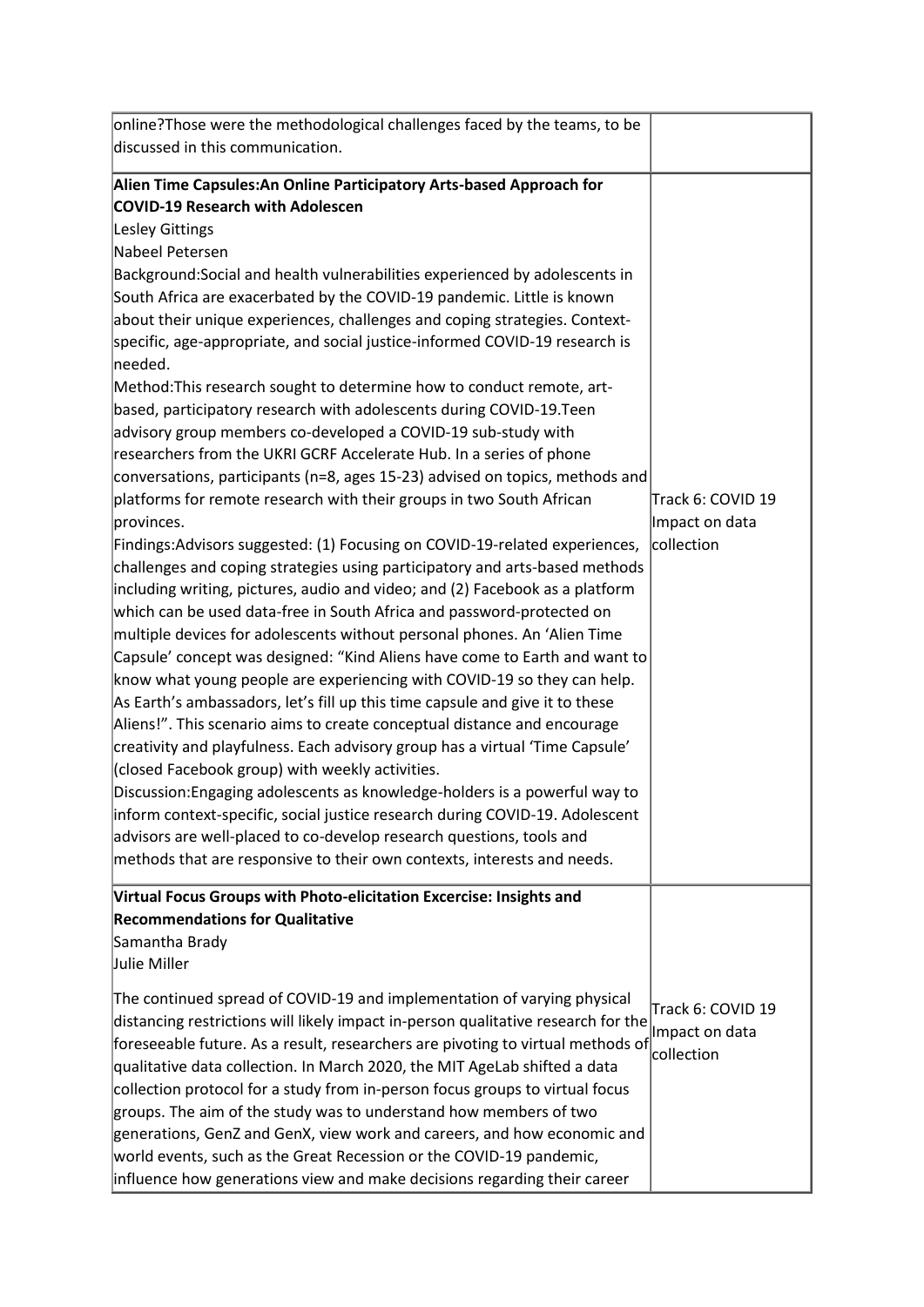| | |
|---|---|
| online?Those were the methodological challenges faced by the teams, to be discussed in this communication. | |
| **Alien Time Capsules:An Online Participatory Arts-based Approach for COVID-19 Research with Adolescen**<br>Lesley Gittings<br>Nabeel Petersen<br>Background:Social and health vulnerabilities experienced by adolescents in South Africa are exacerbated by the COVID-19 pandemic. Little is known about their unique experiences, challenges and coping strategies. Context-specific, age-appropriate, and social justice-informed COVID-19 research is needed.<br>Method:This research sought to determine how to conduct remote, art-based, participatory research with adolescents during COVID-19.Teen advisory group members co-developed a COVID-19 sub-study with researchers from the UKRI GCRF Accelerate Hub. In a series of phone conversations, participants (n=8, ages 15-23) advised on topics, methods and platforms for remote research with their groups in two South African provinces.<br>Findings:Advisors suggested: (1) Focusing on COVID-19-related experiences, challenges and coping strategies using participatory and arts-based methods including writing, pictures, audio and video; and (2) Facebook as a platform which can be used data-free in South Africa and password-protected on multiple devices for adolescents without personal phones. An 'Alien Time Capsule' concept was designed: "Kind Aliens have come to Earth and want to know what young people are experiencing with COVID-19 so they can help. As Earth's ambassadors, let's fill up this time capsule and give it to these Aliens!". This scenario aims to create conceptual distance and encourage creativity and playfulness. Each advisory group has a virtual 'Time Capsule' (closed Facebook group) with weekly activities.<br>Discussion:Engaging adolescents as knowledge-holders is a powerful way to inform context-specific, social justice research during COVID-19. Adolescent advisors are well-placed to co-develop research questions, tools and methods that are responsive to their own contexts, interests and needs. | Track 6: COVID 19 Impact on data collection |
| **Virtual Focus Groups with Photo-elicitation Excercise: Insights and Recommendations for Qualitative**<br>Samantha Brady<br>Julie Miller<br><br>The continued spread of COVID-19 and implementation of varying physical distancing restrictions will likely impact in-person qualitative research for the foreseeable future. As a result, researchers are pivoting to virtual methods of qualitative data collection. In March 2020, the MIT AgeLab shifted a data collection protocol for a study from in-person focus groups to virtual focus groups. The aim of the study was to understand how members of two generations, GenZ and GenX, view work and careers, and how economic and world events, such as the Great Recession or the COVID-19 pandemic, influence how generations view and make decisions regarding their career | Track 6: COVID 19 Impact on data collection |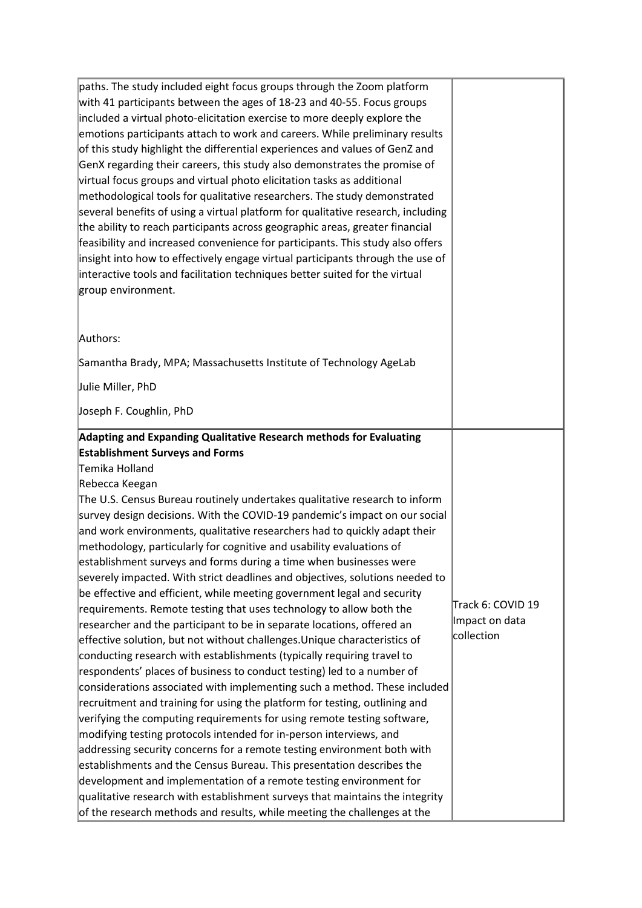| | |
|---|---|
| paths. The study included eight focus groups through the Zoom platform with 41 participants between the ages of 18-23 and 40-55. Focus groups included a virtual photo-elicitation exercise to more deeply explore the emotions participants attach to work and careers. While preliminary results of this study highlight the differential experiences and values of GenZ and GenX regarding their careers, this study also demonstrates the promise of virtual focus groups and virtual photo elicitation tasks as additional methodological tools for qualitative researchers. The study demonstrated several benefits of using a virtual platform for qualitative research, including the ability to reach participants across geographic areas, greater financial feasibility and increased convenience for participants. This study also offers insight into how to effectively engage virtual participants through the use of interactive tools and facilitation techniques better suited for the virtual group environment.<br><br>Authors:<br><br>Samantha Brady, MPA; Massachusetts Institute of Technology AgeLab<br><br>Julie Miller, PhD<br><br>Joseph F. Coughlin, PhD | |
| **Adapting and Expanding Qualitative Research methods for Evaluating Establishment Surveys and Forms**<br>Temika Holland<br>Rebecca Keegan<br>The U.S. Census Bureau routinely undertakes qualitative research to inform survey design decisions. With the COVID-19 pandemic's impact on our social and work environments, qualitative researchers had to quickly adapt their methodology, particularly for cognitive and usability evaluations of establishment surveys and forms during a time when businesses were severely impacted. With strict deadlines and objectives, solutions needed to be effective and efficient, while meeting government legal and security requirements. Remote testing that uses technology to allow both the researcher and the participant to be in separate locations, offered an effective solution, but not without challenges.Unique characteristics of conducting research with establishments (typically requiring travel to respondents' places of business to conduct testing) led to a number of considerations associated with implementing such a method. These included recruitment and training for using the platform for testing, outlining and verifying the computing requirements for using remote testing software, modifying testing protocols intended for in-person interviews, and addressing security concerns for a remote testing environment both with establishments and the Census Bureau. This presentation describes the development and implementation of a remote testing environment for qualitative research with establishment surveys that maintains the integrity of the research methods and results, while meeting the challenges at the | Track 6: COVID 19 Impact on data collection |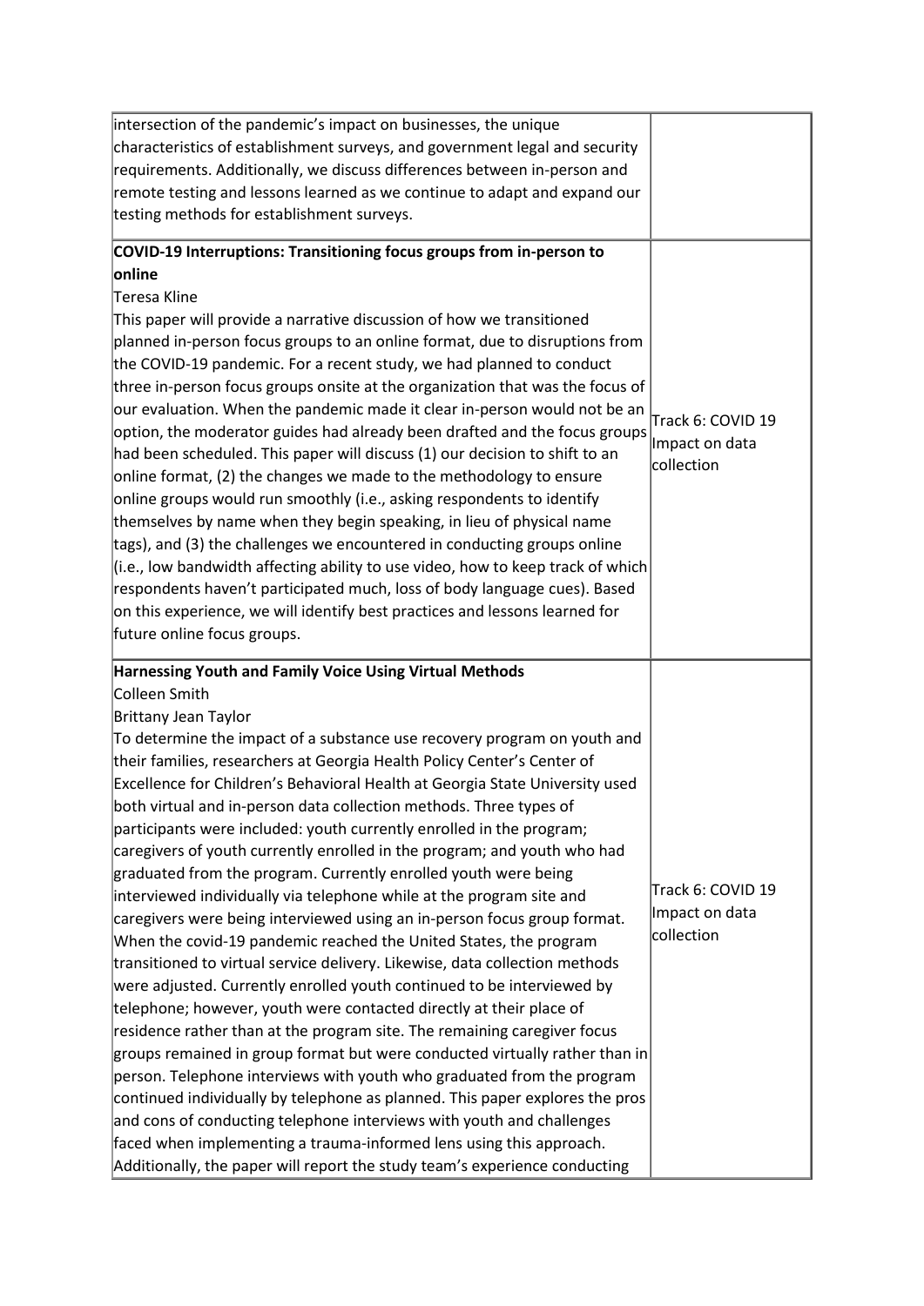| | |
|---|---|
| intersection of the pandemic's impact on businesses, the unique characteristics of establishment surveys, and government legal and security requirements. Additionally, we discuss differences between in-person and remote testing and lessons learned as we continue to adapt and expand our testing methods for establishment surveys. | |
| **COVID-19 Interruptions: Transitioning focus groups from in-person to online**<br>Teresa Kline<br>This paper will provide a narrative discussion of how we transitioned planned in-person focus groups to an online format, due to disruptions from the COVID-19 pandemic. For a recent study, we had planned to conduct three in-person focus groups onsite at the organization that was the focus of our evaluation. When the pandemic made it clear in-person would not be an option, the moderator guides had already been drafted and the focus groups had been scheduled. This paper will discuss (1) our decision to shift to an online format, (2) the changes we made to the methodology to ensure online groups would run smoothly (i.e., asking respondents to identify themselves by name when they begin speaking, in lieu of physical name tags), and (3) the challenges we encountered in conducting groups online (i.e., low bandwidth affecting ability to use video, how to keep track of which respondents haven't participated much, loss of body language cues). Based on this experience, we will identify best practices and lessons learned for future online focus groups. | Track 6: COVID 19 Impact on data collection |
| **Harnessing Youth and Family Voice Using Virtual Methods**<br>Colleen Smith<br>Brittany Jean Taylor<br>To determine the impact of a substance use recovery program on youth and their families, researchers at Georgia Health Policy Center's Center of Excellence for Children's Behavioral Health at Georgia State University used both virtual and in-person data collection methods. Three types of participants were included: youth currently enrolled in the program; caregivers of youth currently enrolled in the program; and youth who had graduated from the program. Currently enrolled youth were being interviewed individually via telephone while at the program site and caregivers were being interviewed using an in-person focus group format. When the covid-19 pandemic reached the United States, the program transitioned to virtual service delivery. Likewise, data collection methods were adjusted. Currently enrolled youth continued to be interviewed by telephone; however, youth were contacted directly at their place of residence rather than at the program site. The remaining caregiver focus groups remained in group format but were conducted virtually rather than in person. Telephone interviews with youth who graduated from the program continued individually by telephone as planned. This paper explores the pros and cons of conducting telephone interviews with youth and challenges faced when implementing a trauma-informed lens using this approach. Additionally, the paper will report the study team's experience conducting | Track 6: COVID 19 Impact on data collection |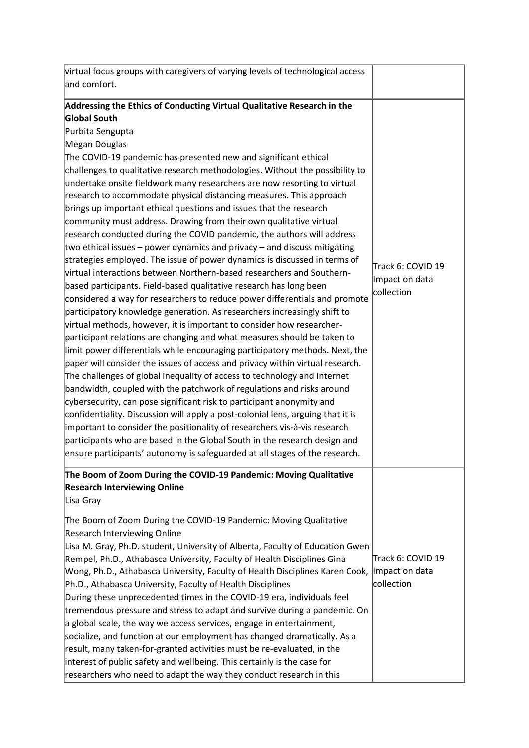| | |
|---|---|
| virtual focus groups with caregivers of varying levels of technological access and comfort. | |
| **Addressing the Ethics of Conducting Virtual Qualitative Research in the Global South**<br>Purbita Sengupta<br>Megan Douglas<br>The COVID-19 pandemic has presented new and significant ethical challenges to qualitative research methodologies. Without the possibility to undertake onsite fieldwork many researchers are now resorting to virtual research to accommodate physical distancing measures. This approach brings up important ethical questions and issues that the research community must address. Drawing from their own qualitative virtual research conducted during the COVID pandemic, the authors will address two ethical issues – power dynamics and privacy – and discuss mitigating strategies employed. The issue of power dynamics is discussed in terms of virtual interactions between Northern-based researchers and Southern-based participants. Field-based qualitative research has long been considered a way for researchers to reduce power differentials and promote participatory knowledge generation. As researchers increasingly shift to virtual methods, however, it is important to consider how researcher-participant relations are changing and what measures should be taken to limit power differentials while encouraging participatory methods. Next, the paper will consider the issues of access and privacy within virtual research. The challenges of global inequality of access to technology and Internet bandwidth, coupled with the patchwork of regulations and risks around cybersecurity, can pose significant risk to participant anonymity and confidentiality. Discussion will apply a post-colonial lens, arguing that it is important to consider the positionality of researchers vis-à-vis research participants who are based in the Global South in the research design and ensure participants' autonomy is safeguarded at all stages of the research. | Track 6: COVID 19 Impact on data collection |
| **The Boom of Zoom During the COVID-19 Pandemic: Moving Qualitative Research Interviewing Online**<br>Lisa Gray<br><br>The Boom of Zoom During the COVID-19 Pandemic: Moving Qualitative Research Interviewing Online<br>Lisa M. Gray, Ph.D. student, University of Alberta, Faculty of Education Gwen Rempel, Ph.D., Athabasca University, Faculty of Health Disciplines Gina Wong, Ph.D., Athabasca University, Faculty of Health Disciplines Karen Cook, Ph.D., Athabasca University, Faculty of Health Disciplines<br>During these unprecedented times in the COVID-19 era, individuals feel tremendous pressure and stress to adapt and survive during a pandemic. On a global scale, the way we access services, engage in entertainment, socialize, and function at our employment has changed dramatically. As a result, many taken-for-granted activities must be re-evaluated, in the interest of public safety and wellbeing. This certainly is the case for researchers who need to adapt the way they conduct research in this | Track 6: COVID 19 Impact on data collection |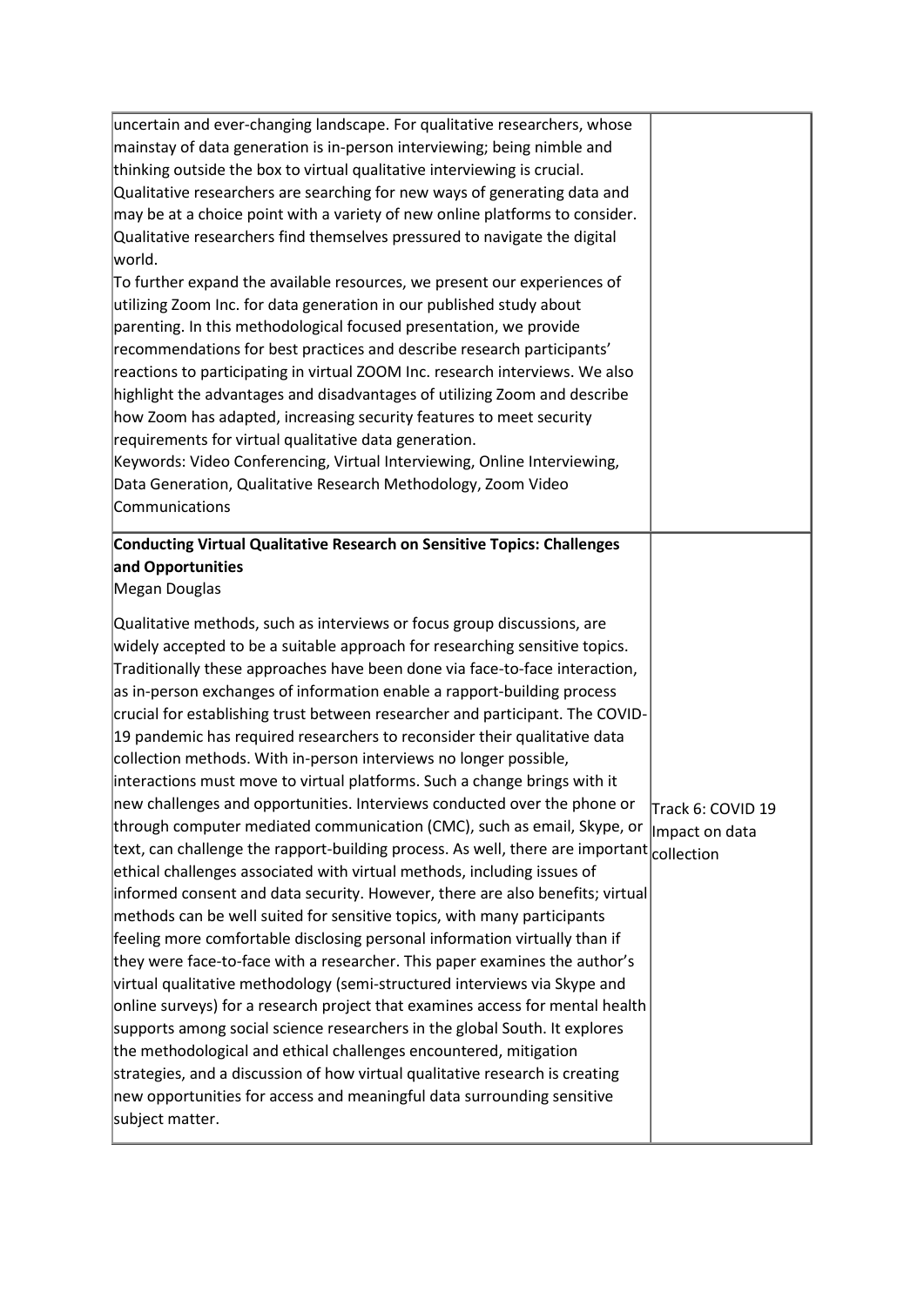| | |
|---|---|
| uncertain and ever-changing landscape. For qualitative researchers, whose mainstay of data generation is in-person interviewing; being nimble and thinking outside the box to virtual qualitative interviewing is crucial. Qualitative researchers are searching for new ways of generating data and may be at a choice point with a variety of new online platforms to consider. Qualitative researchers find themselves pressured to navigate the digital world.<br>To further expand the available resources, we present our experiences of utilizing Zoom Inc. for data generation in our published study about parenting. In this methodological focused presentation, we provide recommendations for best practices and describe research participants' reactions to participating in virtual ZOOM Inc. research interviews. We also highlight the advantages and disadvantages of utilizing Zoom and describe how Zoom has adapted, increasing security features to meet security requirements for virtual qualitative data generation.<br>Keywords: Video Conferencing, Virtual Interviewing, Online Interviewing, Data Generation, Qualitative Research Methodology, Zoom Video Communications | |
| **Conducting Virtual Qualitative Research on Sensitive Topics: Challenges and Opportunities**<br>Megan Douglas<br><br>Qualitative methods, such as interviews or focus group discussions, are widely accepted to be a suitable approach for researching sensitive topics. Traditionally these approaches have been done via face-to-face interaction, as in-person exchanges of information enable a rapport-building process crucial for establishing trust between researcher and participant. The COVID-19 pandemic has required researchers to reconsider their qualitative data collection methods. With in-person interviews no longer possible, interactions must move to virtual platforms. Such a change brings with it new challenges and opportunities. Interviews conducted over the phone or through computer mediated communication (CMC), such as email, Skype, or text, can challenge the rapport-building process. As well, there are important ethical challenges associated with virtual methods, including issues of informed consent and data security. However, there are also benefits; virtual methods can be well suited for sensitive topics, with many participants feeling more comfortable disclosing personal information virtually than if they were face-to-face with a researcher. This paper examines the author's virtual qualitative methodology (semi-structured interviews via Skype and online surveys) for a research project that examines access for mental health supports among social science researchers in the global South. It explores the methodological and ethical challenges encountered, mitigation strategies, and a discussion of how virtual qualitative research is creating new opportunities for access and meaningful data surrounding sensitive subject matter. | Track 6: COVID 19 Impact on data collection |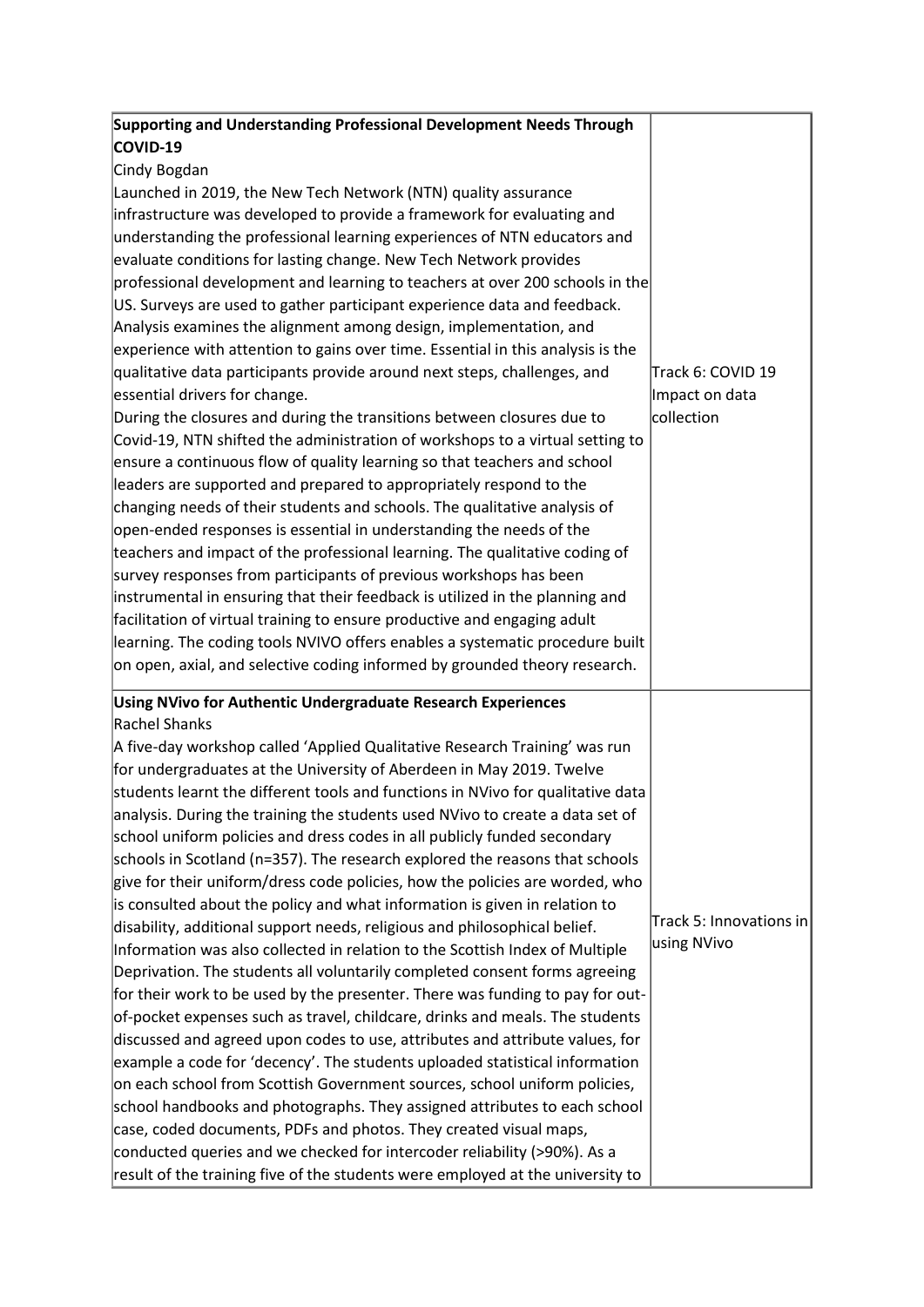| | |
|---|---|
| **Supporting and Understanding Professional Development Needs Through COVID-19**<br>Cindy Bogdan<br>Launched in 2019, the New Tech Network (NTN) quality assurance infrastructure was developed to provide a framework for evaluating and understanding the professional learning experiences of NTN educators and evaluate conditions for lasting change. New Tech Network provides professional development and learning to teachers at over 200 schools in the US. Surveys are used to gather participant experience data and feedback. Analysis examines the alignment among design, implementation, and experience with attention to gains over time. Essential in this analysis is the qualitative data participants provide around next steps, challenges, and essential drivers for change.<br>During the closures and during the transitions between closures due to Covid-19, NTN shifted the administration of workshops to a virtual setting to ensure a continuous flow of quality learning so that teachers and school leaders are supported and prepared to appropriately respond to the changing needs of their students and schools. The qualitative analysis of open-ended responses is essential in understanding the needs of the teachers and impact of the professional learning. The qualitative coding of survey responses from participants of previous workshops has been instrumental in ensuring that their feedback is utilized in the planning and facilitation of virtual training to ensure productive and engaging adult learning. The coding tools NVIVO offers enables a systematic procedure built on open, axial, and selective coding informed by grounded theory research. | Track 6: COVID 19 Impact on data collection |
| **Using NVivo for Authentic Undergraduate Research Experiences**<br>Rachel Shanks<br>A five-day workshop called 'Applied Qualitative Research Training' was run for undergraduates at the University of Aberdeen in May 2019. Twelve students learnt the different tools and functions in NVivo for qualitative data analysis. During the training the students used NVivo to create a data set of school uniform policies and dress codes in all publicly funded secondary schools in Scotland (n=357). The research explored the reasons that schools give for their uniform/dress code policies, how the policies are worded, who is consulted about the policy and what information is given in relation to disability, additional support needs, religious and philosophical belief. Information was also collected in relation to the Scottish Index of Multiple Deprivation. The students all voluntarily completed consent forms agreeing for their work to be used by the presenter. There was funding to pay for out-of-pocket expenses such as travel, childcare, drinks and meals. The students discussed and agreed upon codes to use, attributes and attribute values, for example a code for 'decency'. The students uploaded statistical information on each school from Scottish Government sources, school uniform policies, school handbooks and photographs. They assigned attributes to each school case, coded documents, PDFs and photos. They created visual maps, conducted queries and we checked for intercoder reliability (>90%). As a result of the training five of the students were employed at the university to | Track 5: Innovations in using NVivo |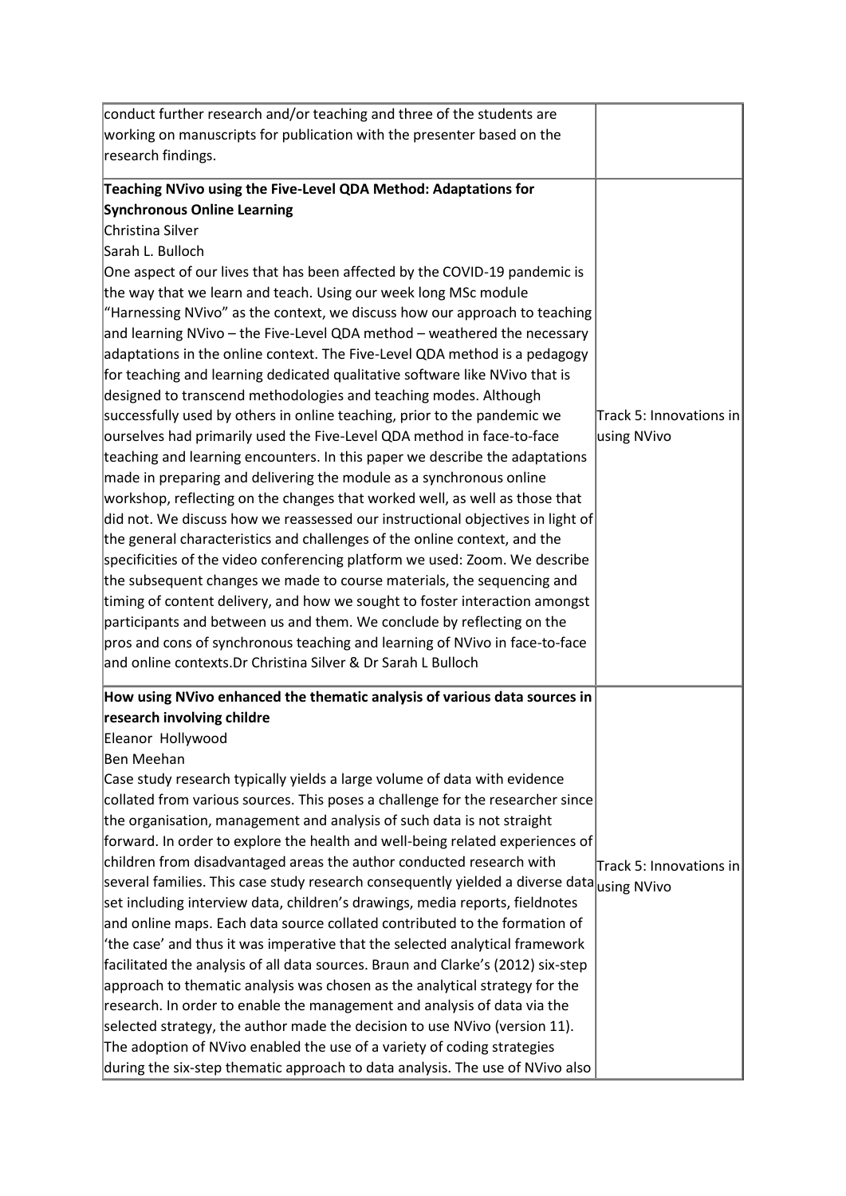| | |
|---|---|
| conduct further research and/or teaching and three of the students are working on manuscripts for publication with the presenter based on the research findings. | |
| **Teaching NVivo using the Five-Level QDA Method: Adaptations for Synchronous Online Learning**<br>Christina Silver<br>Sarah L. Bulloch<br>One aspect of our lives that has been affected by the COVID-19 pandemic is the way that we learn and teach. Using our week long MSc module "Harnessing NVivo" as the context, we discuss how our approach to teaching and learning NVivo – the Five-Level QDA method – weathered the necessary adaptations in the online context. The Five-Level QDA method is a pedagogy for teaching and learning dedicated qualitative software like NVivo that is designed to transcend methodologies and teaching modes. Although successfully used by others in online teaching, prior to the pandemic we ourselves had primarily used the Five-Level QDA method in face-to-face teaching and learning encounters. In this paper we describe the adaptations made in preparing and delivering the module as a synchronous online workshop, reflecting on the changes that worked well, as well as those that did not. We discuss how we reassessed our instructional objectives in light of the general characteristics and challenges of the online context, and the specificities of the video conferencing platform we used: Zoom. We describe the subsequent changes we made to course materials, the sequencing and timing of content delivery, and how we sought to foster interaction amongst participants and between us and them. We conclude by reflecting on the pros and cons of synchronous teaching and learning of NVivo in face-to-face and online contexts.Dr Christina Silver & Dr Sarah L Bulloch | Track 5: Innovations in using NVivo |
| **How using NVivo enhanced the thematic analysis of various data sources in research involving childre**<br>Eleanor Hollywood<br>Ben Meehan<br>Case study research typically yields a large volume of data with evidence collated from various sources. This poses a challenge for the researcher since the organisation, management and analysis of such data is not straight forward. In order to explore the health and well-being related experiences of children from disadvantaged areas the author conducted research with several families. This case study research consequently yielded a diverse data set including interview data, children's drawings, media reports, fieldnotes and online maps. Each data source collated contributed to the formation of 'the case' and thus it was imperative that the selected analytical framework facilitated the analysis of all data sources. Braun and Clarke's (2012) six-step approach to thematic analysis was chosen as the analytical strategy for the research. In order to enable the management and analysis of data via the selected strategy, the author made the decision to use NVivo (version 11). The adoption of NVivo enabled the use of a variety of coding strategies during the six-step thematic approach to data analysis. The use of NVivo also | Track 5: Innovations in using NVivo |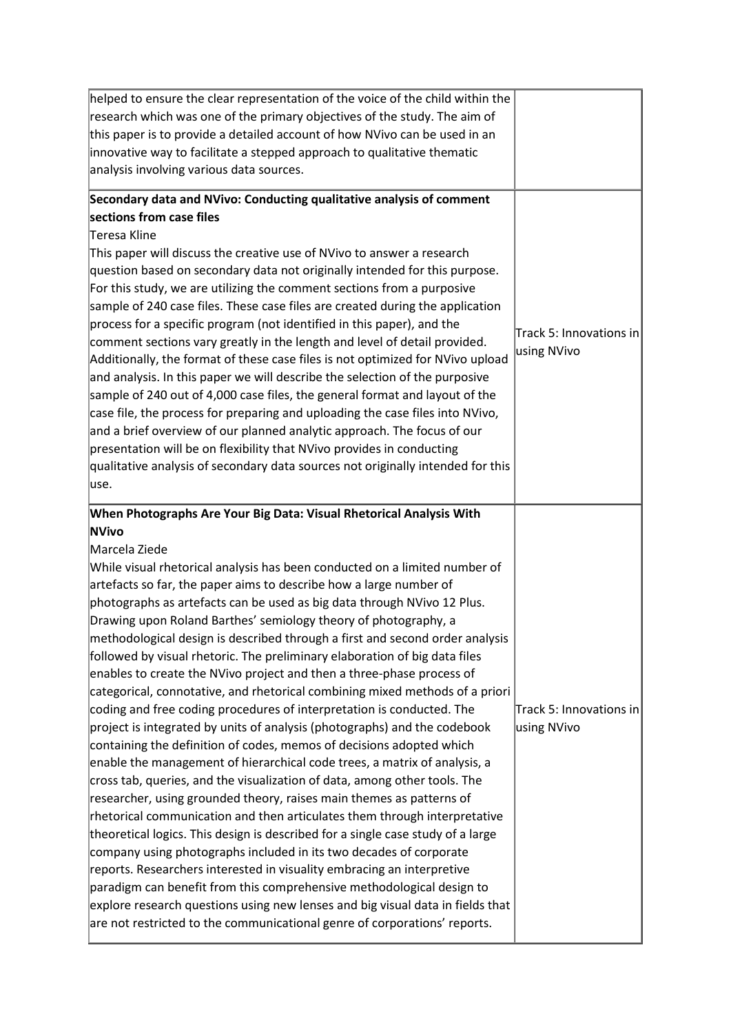| | |
|---|---|
| helped to ensure the clear representation of the voice of the child within the research which was one of the primary objectives of the study. The aim of this paper is to provide a detailed account of how NVivo can be used in an innovative way to facilitate a stepped approach to qualitative thematic analysis involving various data sources. | |
| **Secondary data and NVivo: Conducting qualitative analysis of comment sections from case files**<br>Teresa Kline<br>This paper will discuss the creative use of NVivo to answer a research question based on secondary data not originally intended for this purpose. For this study, we are utilizing the comment sections from a purposive sample of 240 case files. These case files are created during the application process for a specific program (not identified in this paper), and the comment sections vary greatly in the length and level of detail provided. Additionally, the format of these case files is not optimized for NVivo upload and analysis. In this paper we will describe the selection of the purposive sample of 240 out of 4,000 case files, the general format and layout of the case file, the process for preparing and uploading the case files into NVivo, and a brief overview of our planned analytic approach. The focus of our presentation will be on flexibility that NVivo provides in conducting qualitative analysis of secondary data sources not originally intended for this use. | Track 5: Innovations in using NVivo |
| **When Photographs Are Your Big Data: Visual Rhetorical Analysis With NVivo**<br>Marcela Ziede<br>While visual rhetorical analysis has been conducted on a limited number of artefacts so far, the paper aims to describe how a large number of photographs as artefacts can be used as big data through NVivo 12 Plus. Drawing upon Roland Barthes' semiology theory of photography, a methodological design is described through a first and second order analysis followed by visual rhetoric. The preliminary elaboration of big data files enables to create the NVivo project and then a three-phase process of categorical, connotative, and rhetorical combining mixed methods of a priori coding and free coding procedures of interpretation is conducted. The project is integrated by units of analysis (photographs) and the codebook containing the definition of codes, memos of decisions adopted which enable the management of hierarchical code trees, a matrix of analysis, a cross tab, queries, and the visualization of data, among other tools. The researcher, using grounded theory, raises main themes as patterns of rhetorical communication and then articulates them through interpretative theoretical logics. This design is described for a single case study of a large company using photographs included in its two decades of corporate reports. Researchers interested in visuality embracing an interpretive paradigm can benefit from this comprehensive methodological design to explore research questions using new lenses and big visual data in fields that are not restricted to the communicational genre of corporations' reports. | Track 5: Innovations in using NVivo |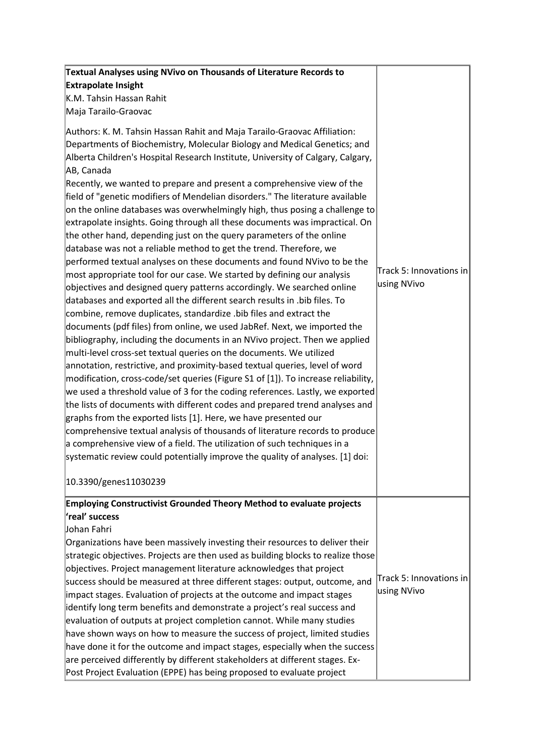| | |
|---|---|
| **Textual Analyses using NVivo on Thousands of Literature Records to Extrapolate Insight**<br>K.M. Tahsin Hassan Rahit<br>Maja Tarailo-Graovac<br><br>Authors: K. M. Tahsin Hassan Rahit and Maja Tarailo-Graovac Affiliation: Departments of Biochemistry, Molecular Biology and Medical Genetics; and Alberta Children's Hospital Research Institute, University of Calgary, Calgary, AB, Canada<br>Recently, we wanted to prepare and present a comprehensive view of the field of "genetic modifiers of Mendelian disorders." The literature available on the online databases was overwhelmingly high, thus posing a challenge to extrapolate insights. Going through all these documents was impractical. On the other hand, depending just on the query parameters of the online database was not a reliable method to get the trend. Therefore, we performed textual analyses on these documents and found NVivo to be the most appropriate tool for our case. We started by defining our analysis objectives and designed query patterns accordingly. We searched online databases and exported all the different search results in .bib files. To combine, remove duplicates, standardize .bib files and extract the documents (pdf files) from online, we used JabRef. Next, we imported the bibliography, including the documents in an NVivo project. Then we applied multi-level cross-set textual queries on the documents. We utilized annotation, restrictive, and proximity-based textual queries, level of word modification, cross-code/set queries (Figure S1 of [1]). To increase reliability, we used a threshold value of 3 for the coding references. Lastly, we exported the lists of documents with different codes and prepared trend analyses and graphs from the exported lists [1]. Here, we have presented our comprehensive textual analysis of thousands of literature records to produce a comprehensive view of a field. The utilization of such techniques in a systematic review could potentially improve the quality of analyses. [1] doi:<br><br>10.3390/genes11030239 | Track 5: Innovations in using NVivo |
| **Employing Constructivist Grounded Theory Method to evaluate projects 'real' success**<br>Johan Fahri<br>Organizations have been massively investing their resources to deliver their strategic objectives. Projects are then used as building blocks to realize those objectives. Project management literature acknowledges that project success should be measured at three different stages: output, outcome, and impact stages. Evaluation of projects at the outcome and impact stages identify long term benefits and demonstrate a project's real success and evaluation of outputs at project completion cannot. While many studies have shown ways on how to measure the success of project, limited studies have done it for the outcome and impact stages, especially when the success are perceived differently by different stakeholders at different stages. Ex-Post Project Evaluation (EPPE) has being proposed to evaluate project | Track 5: Innovations in using NVivo |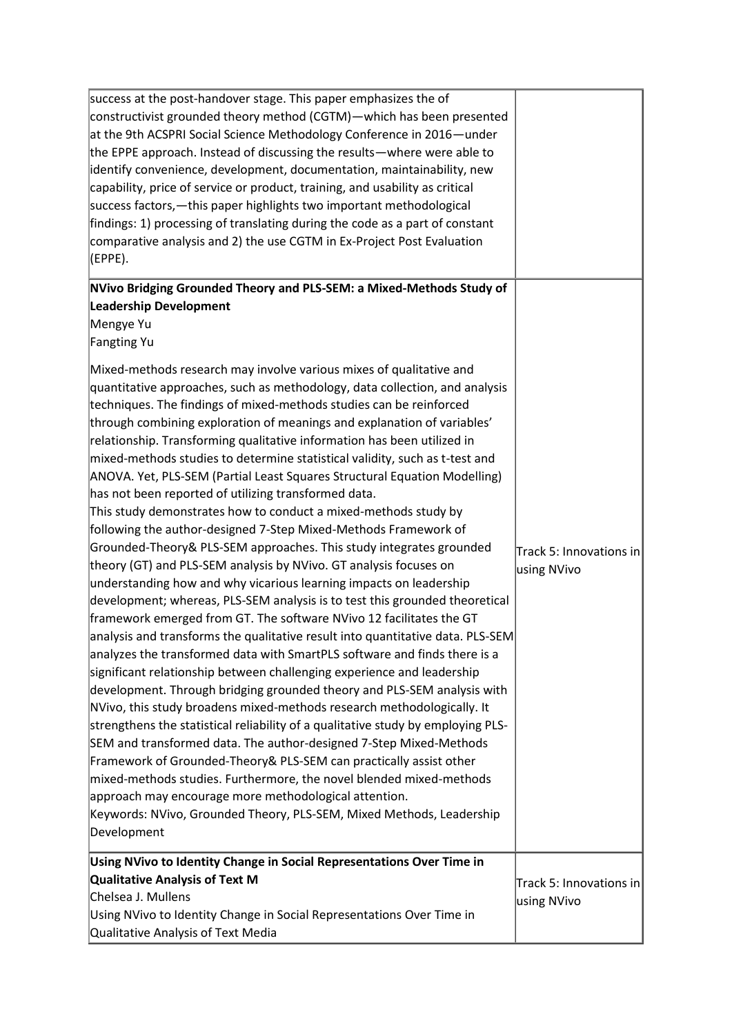| | |
|---|---|
| success at the post-handover stage. This paper emphasizes the of constructivist grounded theory method (CGTM)—which has been presented at the 9th ACSPRI Social Science Methodology Conference in 2016—under the EPPE approach. Instead of discussing the results—where were able to identify convenience, development, documentation, maintainability, new capability, price of service or product, training, and usability as critical success factors,—this paper highlights two important methodological findings: 1) processing of translating during the code as a part of constant comparative analysis and 2) the use CGTM in Ex-Project Post Evaluation (EPPE). | |
| **NVivo Bridging Grounded Theory and PLS-SEM: a Mixed-Methods Study of Leadership Development**<br>Mengye Yu<br>Fangting Yu<br><br>Mixed-methods research may involve various mixes of qualitative and quantitative approaches, such as methodology, data collection, and analysis techniques. The findings of mixed-methods studies can be reinforced through combining exploration of meanings and explanation of variables' relationship. Transforming qualitative information has been utilized in mixed-methods studies to determine statistical validity, such as t-test and ANOVA. Yet, PLS-SEM (Partial Least Squares Structural Equation Modelling) has not been reported of utilizing transformed data.<br>This study demonstrates how to conduct a mixed-methods study by following the author-designed 7-Step Mixed-Methods Framework of Grounded-Theory& PLS-SEM approaches. This study integrates grounded theory (GT) and PLS-SEM analysis by NVivo. GT analysis focuses on understanding how and why vicarious learning impacts on leadership development; whereas, PLS-SEM analysis is to test this grounded theoretical framework emerged from GT. The software NVivo 12 facilitates the GT analysis and transforms the qualitative result into quantitative data. PLS-SEM analyzes the transformed data with SmartPLS software and finds there is a significant relationship between challenging experience and leadership development. Through bridging grounded theory and PLS-SEM analysis with NVivo, this study broadens mixed-methods research methodologically. It strengthens the statistical reliability of a qualitative study by employing PLS-SEM and transformed data. The author-designed 7-Step Mixed-Methods Framework of Grounded-Theory& PLS-SEM can practically assist other mixed-methods studies. Furthermore, the novel blended mixed-methods approach may encourage more methodological attention.<br>Keywords: NVivo, Grounded Theory, PLS-SEM, Mixed Methods, Leadership Development | Track 5: Innovations in using NVivo |
| **Using NVivo to Identity Change in Social Representations Over Time in Qualitative Analysis of Text M**<br>Chelsea J. Mullens<br>Using NVivo to Identity Change in Social Representations Over Time in Qualitative Analysis of Text Media | Track 5: Innovations in using NVivo |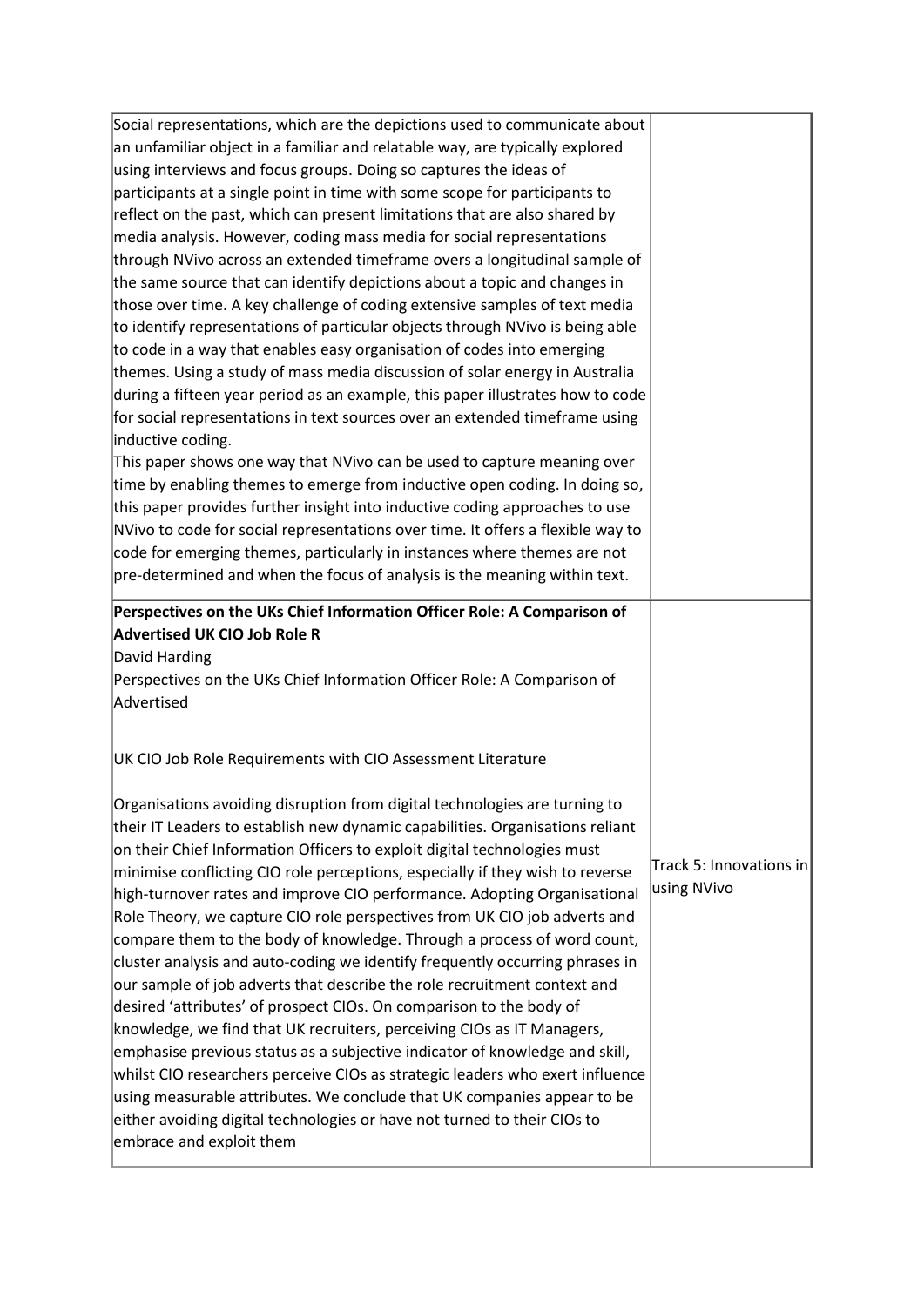| | |
|---|---|
| Social representations, which are the depictions used to communicate about an unfamiliar object in a familiar and relatable way, are typically explored using interviews and focus groups. Doing so captures the ideas of participants at a single point in time with some scope for participants to reflect on the past, which can present limitations that are also shared by media analysis. However, coding mass media for social representations through NVivo across an extended timeframe overs a longitudinal sample of the same source that can identify depictions about a topic and changes in those over time. A key challenge of coding extensive samples of text media to identify representations of particular objects through NVivo is being able to code in a way that enables easy organisation of codes into emerging themes. Using a study of mass media discussion of solar energy in Australia during a fifteen year period as an example, this paper illustrates how to code for social representations in text sources over an extended timeframe using inductive coding.<br>This paper shows one way that NVivo can be used to capture meaning over time by enabling themes to emerge from inductive open coding. In doing so, this paper provides further insight into inductive coding approaches to use NVivo to code for social representations over time. It offers a flexible way to code for emerging themes, particularly in instances where themes are not pre-determined and when the focus of analysis is the meaning within text. | |
| **Perspectives on the UKs Chief Information Officer Role: A Comparison of Advertised UK CIO Job Role R**<br>David Harding<br>Perspectives on the UKs Chief Information Officer Role: A Comparison of Advertised<br><br>UK CIO Job Role Requirements with CIO Assessment Literature<br><br>Organisations avoiding disruption from digital technologies are turning to their IT Leaders to establish new dynamic capabilities. Organisations reliant on their Chief Information Officers to exploit digital technologies must minimise conflicting CIO role perceptions, especially if they wish to reverse high-turnover rates and improve CIO performance. Adopting Organisational Role Theory, we capture CIO role perspectives from UK CIO job adverts and compare them to the body of knowledge. Through a process of word count, cluster analysis and auto-coding we identify frequently occurring phrases in our sample of job adverts that describe the role recruitment context and desired 'attributes' of prospect CIOs. On comparison to the body of knowledge, we find that UK recruiters, perceiving CIOs as IT Managers, emphasise previous status as a subjective indicator of knowledge and skill, whilst CIO researchers perceive CIOs as strategic leaders who exert influence using measurable attributes. We conclude that UK companies appear to be either avoiding digital technologies or have not turned to their CIOs to embrace and exploit them | Track 5: Innovations in using NVivo |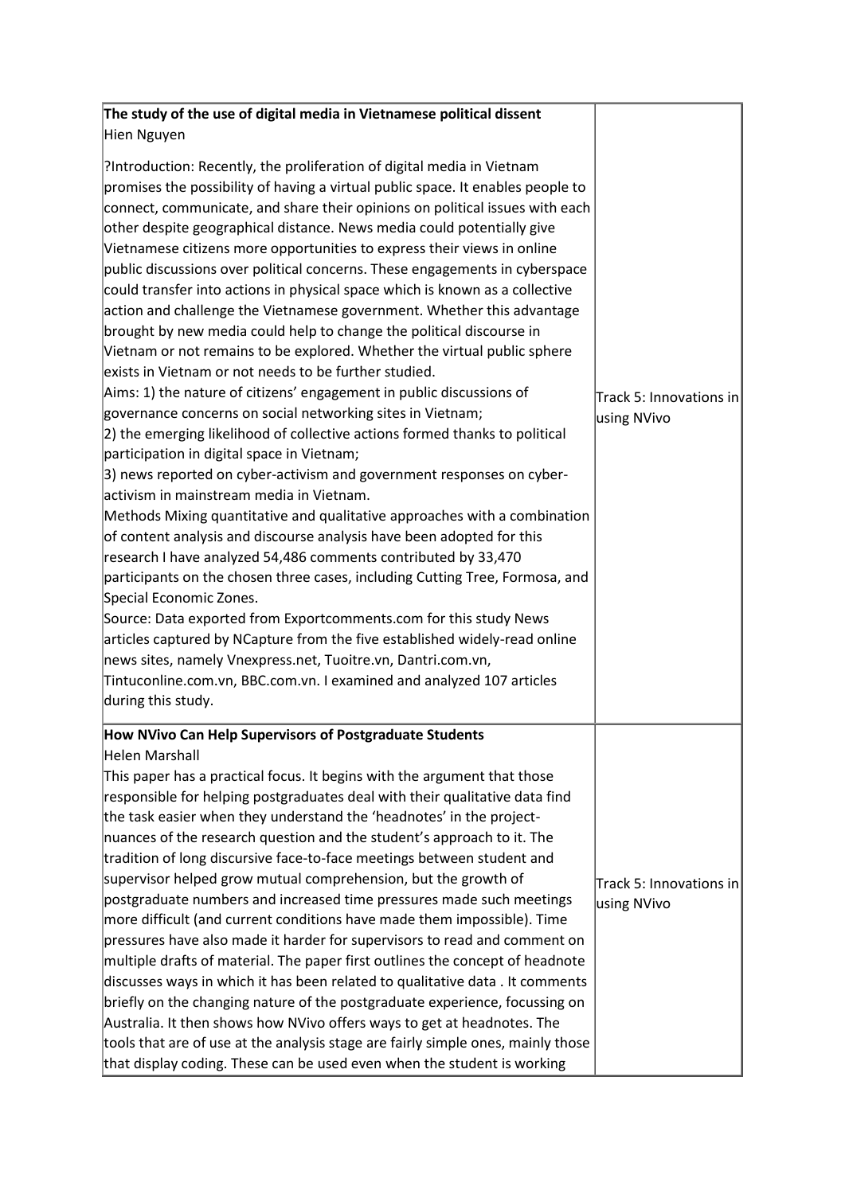| | |
|---|---|
| **The study of the use of digital media in Vietnamese political dissent**<br>Hien Nguyen<br><br>?Introduction: Recently, the proliferation of digital media in Vietnam promises the possibility of having a virtual public space. It enables people to connect, communicate, and share their opinions on political issues with each other despite geographical distance. News media could potentially give Vietnamese citizens more opportunities to express their views in online public discussions over political concerns. These engagements in cyberspace could transfer into actions in physical space which is known as a collective action and challenge the Vietnamese government. Whether this advantage brought by new media could help to change the political discourse in Vietnam or not remains to be explored. Whether the virtual public sphere exists in Vietnam or not needs to be further studied.<br>Aims: 1) the nature of citizens' engagement in public discussions of governance concerns on social networking sites in Vietnam;<br>2) the emerging likelihood of collective actions formed thanks to political participation in digital space in Vietnam;<br>3) news reported on cyber-activism and government responses on cyber-activism in mainstream media in Vietnam.<br>Methods Mixing quantitative and qualitative approaches with a combination of content analysis and discourse analysis have been adopted for this research I have analyzed 54,486 comments contributed by 33,470 participants on the chosen three cases, including Cutting Tree, Formosa, and Special Economic Zones.<br>Source: Data exported from Exportcomments.com for this study News articles captured by NCapture from the five established widely-read online news sites, namely Vnexpress.net, Tuoitre.vn, Dantri.com.vn, Tintuconline.com.vn, BBC.com.vn. I examined and analyzed 107 articles during this study. | Track 5: Innovations in using NVivo |
| **How NVivo Can Help Supervisors of Postgraduate Students**<br>Helen Marshall<br>This paper has a practical focus. It begins with the argument that those responsible for helping postgraduates deal with their qualitative data find the task easier when they understand the 'headnotes' in the project-nuances of the research question and the student's approach to it. The tradition of long discursive face-to-face meetings between student and supervisor helped grow mutual comprehension, but the growth of postgraduate numbers and increased time pressures made such meetings more difficult (and current conditions have made them impossible). Time pressures have also made it harder for supervisors to read and comment on multiple drafts of material. The paper first outlines the concept of headnote discusses ways in which it has been related to qualitative data . It comments briefly on the changing nature of the postgraduate experience, focussing on Australia. It then shows how NVivo offers ways to get at headnotes. The tools that are of use at the analysis stage are fairly simple ones, mainly those that display coding. These can be used even when the student is working | Track 5: Innovations in using NVivo |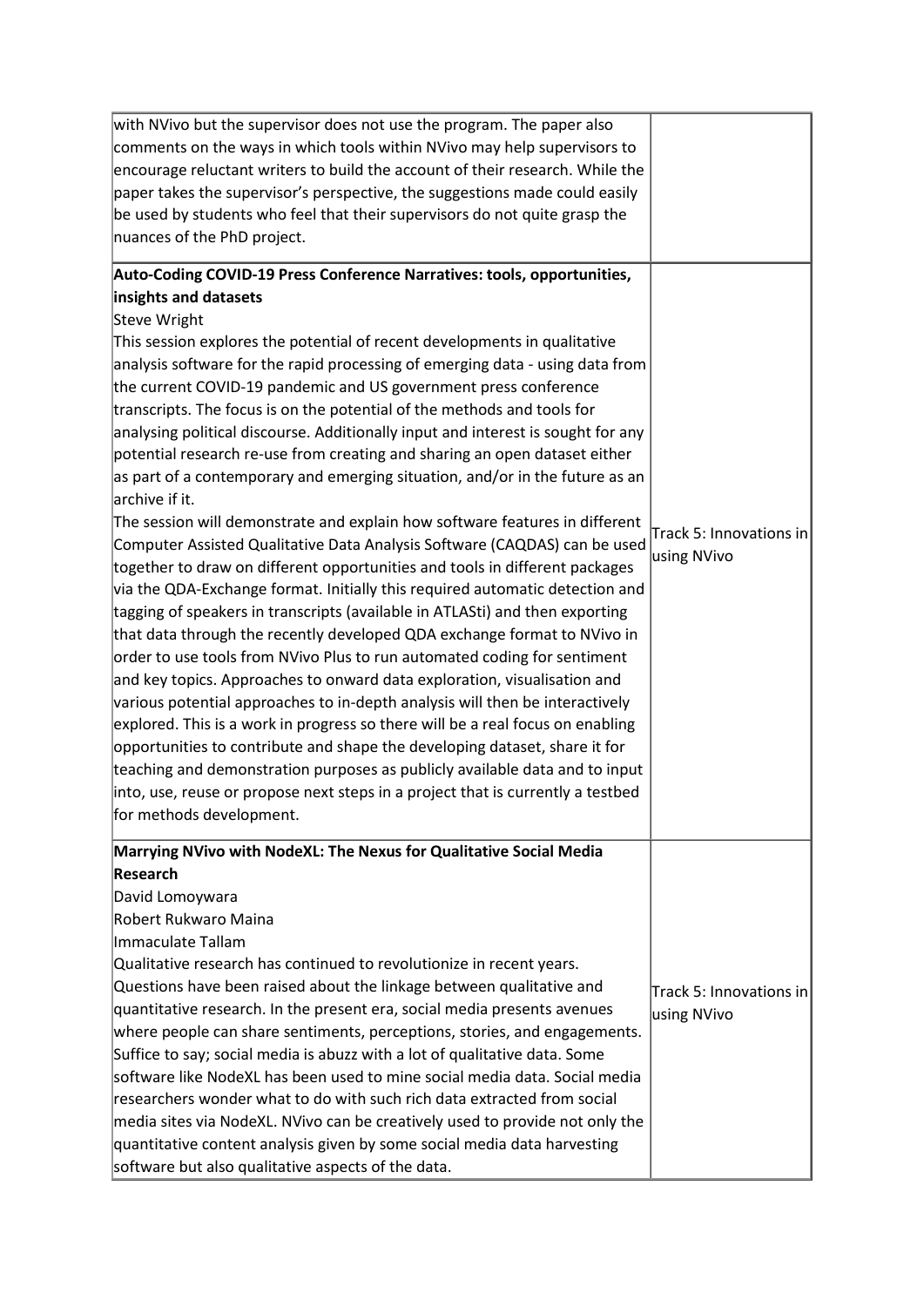| | |
|---|---|
| with NVivo but the supervisor does not use the program. The paper also comments on the ways in which tools within NVivo may help supervisors to encourage reluctant writers to build the account of their research. While the paper takes the supervisor's perspective, the suggestions made could easily be used by students who feel that their supervisors do not quite grasp the nuances of the PhD project. | |
| **Auto-Coding COVID-19 Press Conference Narratives: tools, opportunities, insights and datasets**<br>Steve Wright<br>This session explores the potential of recent developments in qualitative analysis software for the rapid processing of emerging data - using data from the current COVID-19 pandemic and US government press conference transcripts. The focus is on the potential of the methods and tools for analysing political discourse. Additionally input and interest is sought for any potential research re-use from creating and sharing an open dataset either as part of a contemporary and emerging situation, and/or in the future as an archive if it.<br>The session will demonstrate and explain how software features in different Computer Assisted Qualitative Data Analysis Software (CAQDAS) can be used together to draw on different opportunities and tools in different packages via the QDA-Exchange format. Initially this required automatic detection and tagging of speakers in transcripts (available in ATLASti) and then exporting that data through the recently developed QDA exchange format to NVivo in order to use tools from NVivo Plus to run automated coding for sentiment and key topics. Approaches to onward data exploration, visualisation and various potential approaches to in-depth analysis will then be interactively explored. This is a work in progress so there will be a real focus on enabling opportunities to contribute and shape the developing dataset, share it for teaching and demonstration purposes as publicly available data and to input into, use, reuse or propose next steps in a project that is currently a testbed for methods development. | Track 5: Innovations in using NVivo |
| **Marrying NVivo with NodeXL: The Nexus for Qualitative Social Media Research**<br>David Lomoywara<br>Robert Rukwaro Maina<br>Immaculate Tallam<br>Qualitative research has continued to revolutionize in recent years. Questions have been raised about the linkage between qualitative and quantitative research. In the present era, social media presents avenues where people can share sentiments, perceptions, stories, and engagements. Suffice to say; social media is abuzz with a lot of qualitative data. Some software like NodeXL has been used to mine social media data. Social media researchers wonder what to do with such rich data extracted from social media sites via NodeXL. NVivo can be creatively used to provide not only the quantitative content analysis given by some social media data harvesting software but also qualitative aspects of the data. | Track 5: Innovations in using NVivo |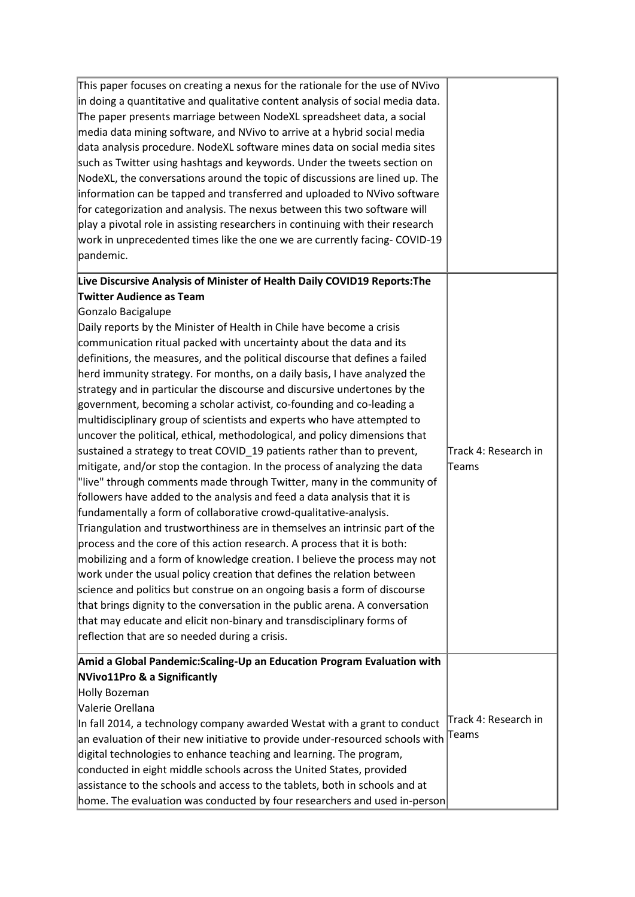| | |
|---|---|
| This paper focuses on creating a nexus for the rationale for the use of NVivo in doing a quantitative and qualitative content analysis of social media data. The paper presents marriage between NodeXL spreadsheet data, a social media data mining software, and NVivo to arrive at a hybrid social media data analysis procedure. NodeXL software mines data on social media sites such as Twitter using hashtags and keywords. Under the tweets section on NodeXL, the conversations around the topic of discussions are lined up. The information can be tapped and transferred and uploaded to NVivo software for categorization and analysis. The nexus between this two software will play a pivotal role in assisting researchers in continuing with their research work in unprecedented times like the one we are currently facing- COVID-19 pandemic. | |
| **Live Discursive Analysis of Minister of Health Daily COVID19 Reports:The Twitter Audience as Team**<br>Gonzalo Bacigalupe<br>Daily reports by the Minister of Health in Chile have become a crisis communication ritual packed with uncertainty about the data and its definitions, the measures, and the political discourse that defines a failed herd immunity strategy. For months, on a daily basis, I have analyzed the strategy and in particular the discourse and discursive undertones by the government, becoming a scholar activist, co-founding and co-leading a multidisciplinary group of scientists and experts who have attempted to uncover the political, ethical, methodological, and policy dimensions that sustained a strategy to treat COVID_19 patients rather than to prevent, mitigate, and/or stop the contagion. In the process of analyzing the data "live" through comments made through Twitter, many in the community of followers have added to the analysis and feed a data analysis that it is fundamentally a form of collaborative crowd-qualitative-analysis. Triangulation and trustworthiness are in themselves an intrinsic part of the process and the core of this action research. A process that it is both: mobilizing and a form of knowledge creation. I believe the process may not work under the usual policy creation that defines the relation between science and politics but construe on an ongoing basis a form of discourse that brings dignity to the conversation in the public arena. A conversation that may educate and elicit non-binary and transdisciplinary forms of reflection that are so needed during a crisis. | Track 4: Research in Teams |
| **Amid a Global Pandemic:Scaling-Up an Education Program Evaluation with NVivo11Pro & a Significantly**<br>Holly Bozeman<br>Valerie Orellana<br>In fall 2014, a technology company awarded Westat with a grant to conduct an evaluation of their new initiative to provide under-resourced schools with digital technologies to enhance teaching and learning. The program, conducted in eight middle schools across the United States, provided assistance to the schools and access to the tablets, both in schools and at home. The evaluation was conducted by four researchers and used in-person | Track 4: Research in Teams |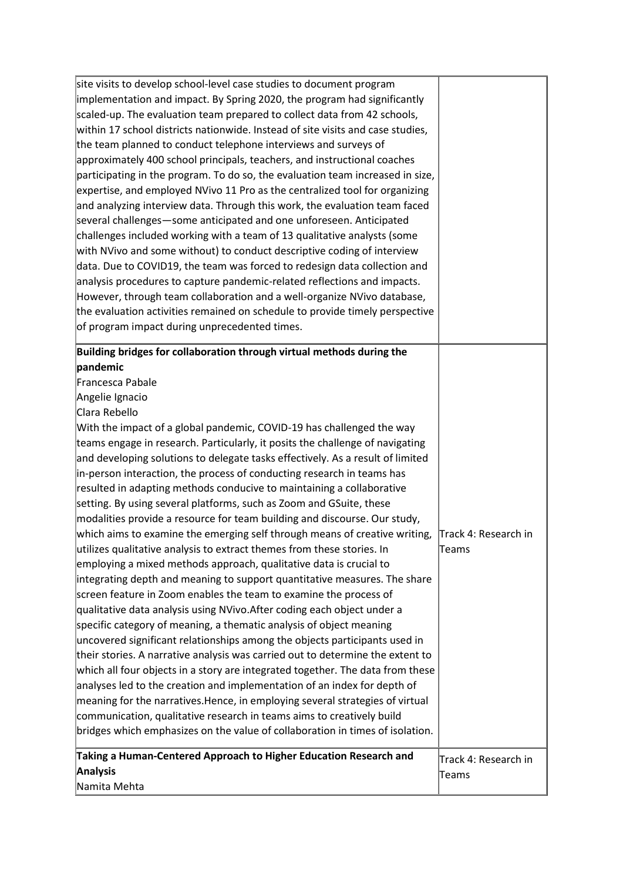| | |
|---|---|
| site visits to develop school-level case studies to document program implementation and impact. By Spring 2020, the program had significantly scaled-up. The evaluation team prepared to collect data from 42 schools, within 17 school districts nationwide. Instead of site visits and case studies, the team planned to conduct telephone interviews and surveys of approximately 400 school principals, teachers, and instructional coaches participating in the program. To do so, the evaluation team increased in size, expertise, and employed NVivo 11 Pro as the centralized tool for organizing and analyzing interview data. Through this work, the evaluation team faced several challenges—some anticipated and one unforeseen. Anticipated challenges included working with a team of 13 qualitative analysts (some with NVivo and some without) to conduct descriptive coding of interview data. Due to COVID19, the team was forced to redesign data collection and analysis procedures to capture pandemic-related reflections and impacts. However, through team collaboration and a well-organize NVivo database, the evaluation activities remained on schedule to provide timely perspective of program impact during unprecedented times. | |
| **Building bridges for collaboration through virtual methods during the pandemic**<br>Francesca Pabale<br>Angelie Ignacio<br>Clara Rebello<br>With the impact of a global pandemic, COVID-19 has challenged the way teams engage in research. Particularly, it posits the challenge of navigating and developing solutions to delegate tasks effectively. As a result of limited in-person interaction, the process of conducting research in teams has resulted in adapting methods conducive to maintaining a collaborative setting. By using several platforms, such as Zoom and GSuite, these modalities provide a resource for team building and discourse. Our study, which aims to examine the emerging self through means of creative writing, utilizes qualitative analysis to extract themes from these stories. In employing a mixed methods approach, qualitative data is crucial to integrating depth and meaning to support quantitative measures. The share screen feature in Zoom enables the team to examine the process of qualitative data analysis using NVivo.After coding each object under a specific category of meaning, a thematic analysis of object meaning uncovered significant relationships among the objects participants used in their stories. A narrative analysis was carried out to determine the extent to which all four objects in a story are integrated together. The data from these analyses led to the creation and implementation of an index for depth of meaning for the narratives.Hence, in employing several strategies of virtual communication, qualitative research in teams aims to creatively build bridges which emphasizes on the value of collaboration in times of isolation. | Track 4: Research in Teams |
| **Taking a Human-Centered Approach to Higher Education Research and Analysis**<br>Namita Mehta | Track 4: Research in Teams |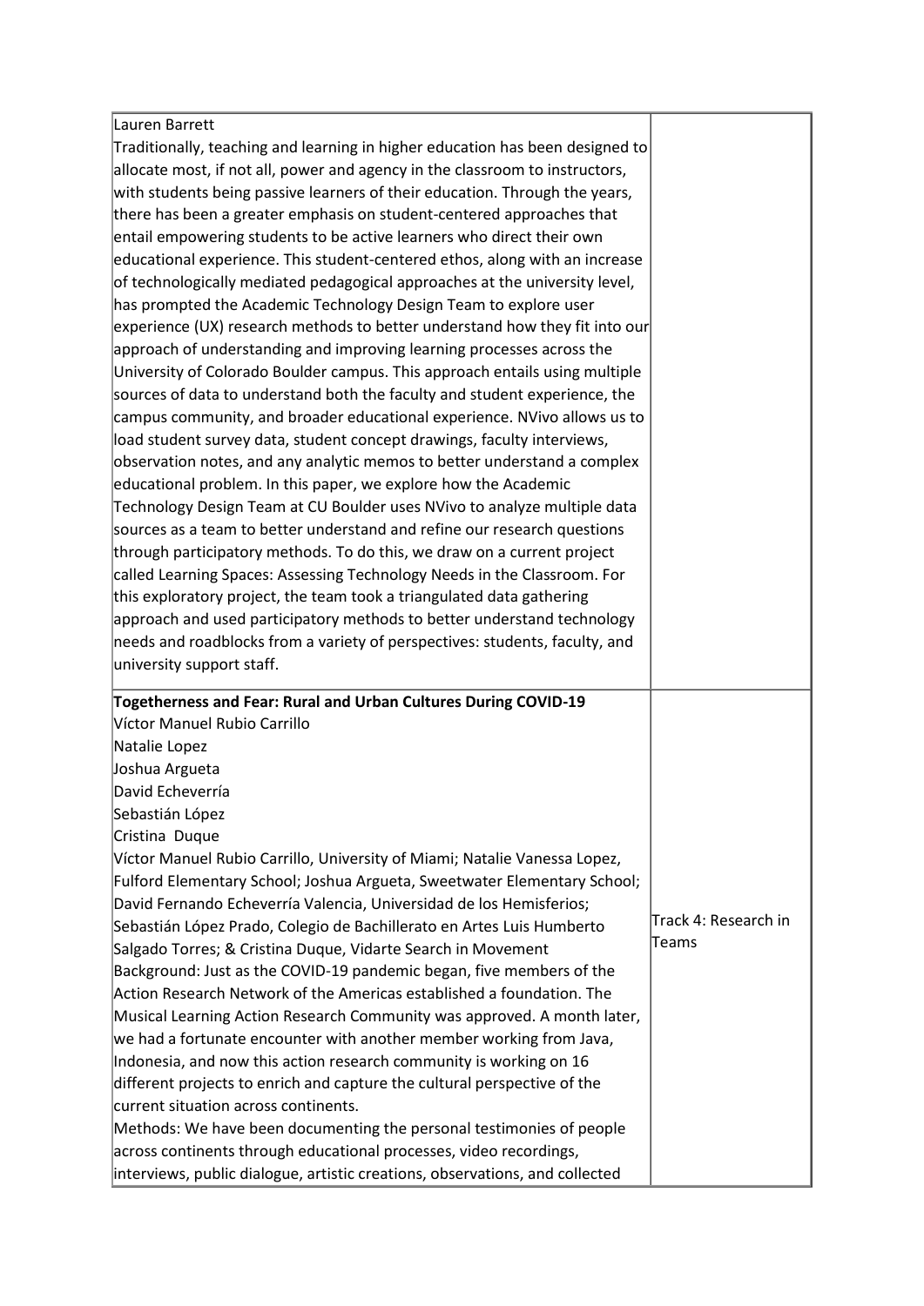| | |
|---|---|
| Lauren Barrett<br>Traditionally, teaching and learning in higher education has been designed to allocate most, if not all, power and agency in the classroom to instructors, with students being passive learners of their education. Through the years, there has been a greater emphasis on student-centered approaches that entail empowering students to be active learners who direct their own educational experience. This student-centered ethos, along with an increase of technologically mediated pedagogical approaches at the university level, has prompted the Academic Technology Design Team to explore user experience (UX) research methods to better understand how they fit into our approach of understanding and improving learning processes across the University of Colorado Boulder campus. This approach entails using multiple sources of data to understand both the faculty and student experience, the campus community, and broader educational experience. NVivo allows us to load student survey data, student concept drawings, faculty interviews, observation notes, and any analytic memos to better understand a complex educational problem. In this paper, we explore how the Academic Technology Design Team at CU Boulder uses NVivo to analyze multiple data sources as a team to better understand and refine our research questions through participatory methods. To do this, we draw on a current project called Learning Spaces: Assessing Technology Needs in the Classroom. For this exploratory project, the team took a triangulated data gathering approach and used participatory methods to better understand technology needs and roadblocks from a variety of perspectives: students, faculty, and university support staff. | |
| **Togetherness and Fear: Rural and Urban Cultures During COVID-19**<br>Víctor Manuel Rubio Carrillo<br>Natalie Lopez<br>Joshua Argueta<br>David Echeverría<br>Sebastián López<br>Cristina Duque<br>Víctor Manuel Rubio Carrillo, University of Miami; Natalie Vanessa Lopez, Fulford Elementary School; Joshua Argueta, Sweetwater Elementary School; David Fernando Echeverría Valencia, Universidad de los Hemisferios; Sebastián López Prado, Colegio de Bachillerato en Artes Luis Humberto Salgado Torres; & Cristina Duque, Vidarte Search in Movement<br>Background: Just as the COVID-19 pandemic began, five members of the Action Research Network of the Americas established a foundation. The Musical Learning Action Research Community was approved. A month later, we had a fortunate encounter with another member working from Java, Indonesia, and now this action research community is working on 16 different projects to enrich and capture the cultural perspective of the current situation across continents.<br>Methods: We have been documenting the personal testimonies of people across continents through educational processes, video recordings, interviews, public dialogue, artistic creations, observations, and collected | Track 4: Research in Teams |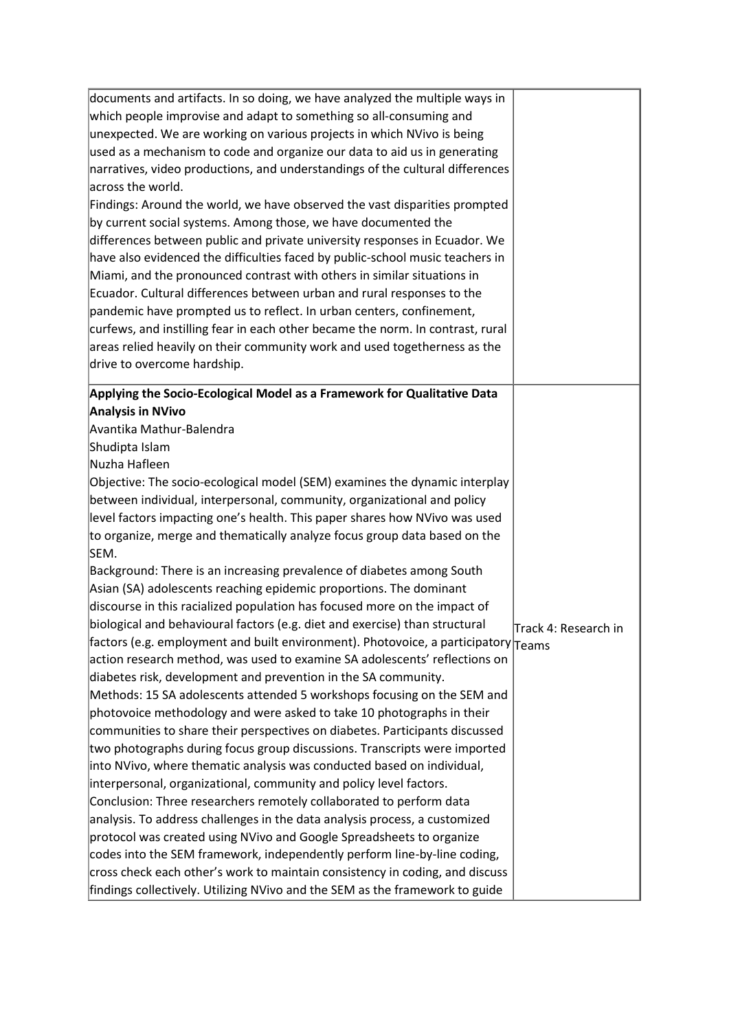| | |
|---|---|
| documents and artifacts. In so doing, we have analyzed the multiple ways in which people improvise and adapt to something so all-consuming and unexpected. We are working on various projects in which NVivo is being used as a mechanism to code and organize our data to aid us in generating narratives, video productions, and understandings of the cultural differences across the world.<br>Findings: Around the world, we have observed the vast disparities prompted by current social systems. Among those, we have documented the differences between public and private university responses in Ecuador. We have also evidenced the difficulties faced by public-school music teachers in Miami, and the pronounced contrast with others in similar situations in Ecuador. Cultural differences between urban and rural responses to the pandemic have prompted us to reflect. In urban centers, confinement, curfews, and instilling fear in each other became the norm. In contrast, rural areas relied heavily on their community work and used togetherness as the drive to overcome hardship. | |
| **Applying the Socio-Ecological Model as a Framework for Qualitative Data Analysis in NVivo**<br>Avantika Mathur-Balendra<br>Shudipta Islam<br>Nuzha Hafleen<br>Objective: The socio-ecological model (SEM) examines the dynamic interplay between individual, interpersonal, community, organizational and policy level factors impacting one's health. This paper shares how NVivo was used to organize, merge and thematically analyze focus group data based on the SEM.<br>Background: There is an increasing prevalence of diabetes among South Asian (SA) adolescents reaching epidemic proportions. The dominant discourse in this racialized population has focused more on the impact of biological and behavioural factors (e.g. diet and exercise) than structural factors (e.g. employment and built environment). Photovoice, a participatory action research method, was used to examine SA adolescents' reflections on diabetes risk, development and prevention in the SA community.<br>Methods: 15 SA adolescents attended 5 workshops focusing on the SEM and photovoice methodology and were asked to take 10 photographs in their communities to share their perspectives on diabetes. Participants discussed two photographs during focus group discussions. Transcripts were imported into NVivo, where thematic analysis was conducted based on individual, interpersonal, organizational, community and policy level factors.<br>Conclusion: Three researchers remotely collaborated to perform data analysis. To address challenges in the data analysis process, a customized protocol was created using NVivo and Google Spreadsheets to organize codes into the SEM framework, independently perform line-by-line coding, cross check each other's work to maintain consistency in coding, and discuss findings collectively. Utilizing NVivo and the SEM as the framework to guide | Track 4: Research in Teams |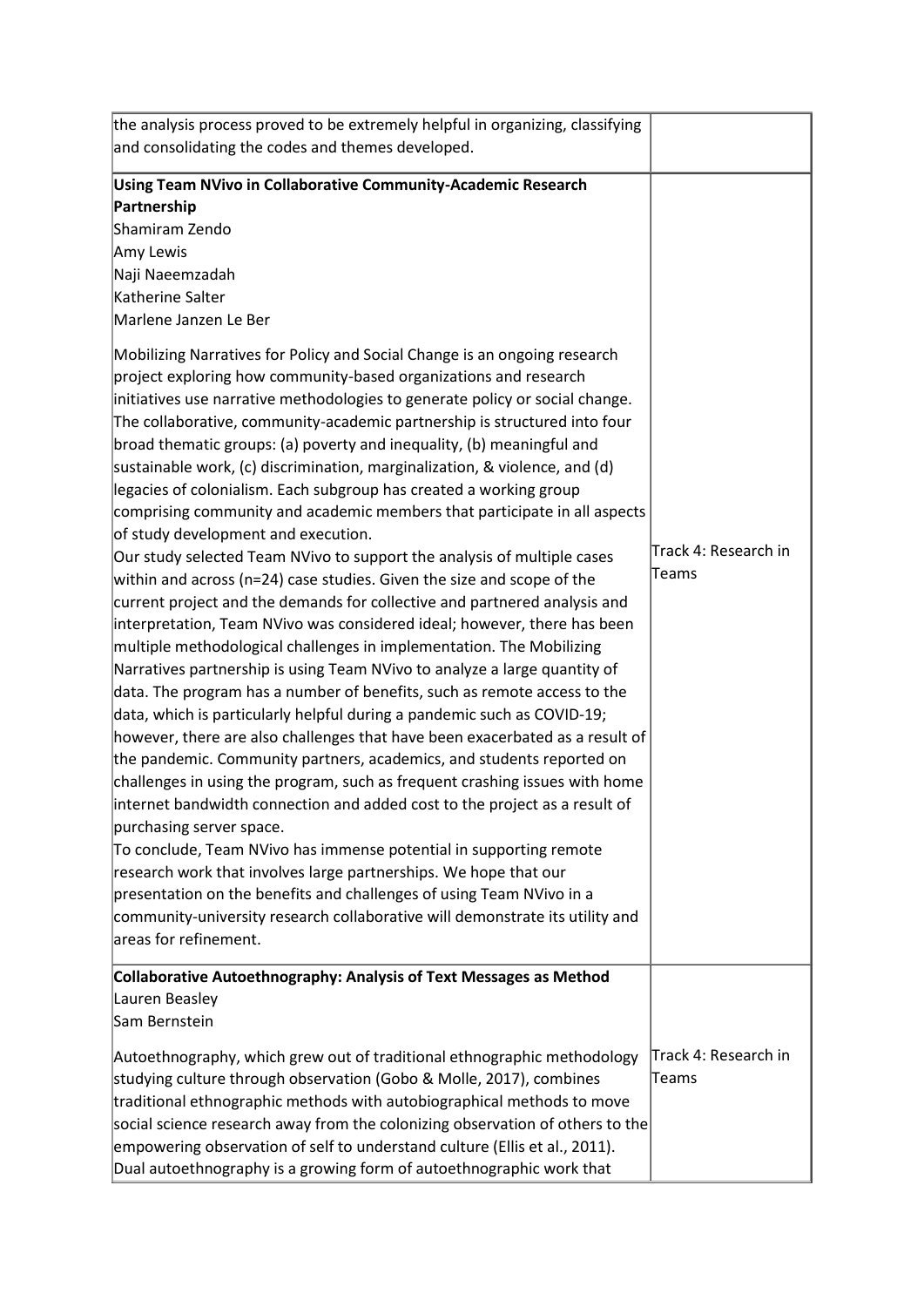| | |
|---|---|
| the analysis process proved to be extremely helpful in organizing, classifying and consolidating the codes and themes developed. | |
| **Using Team NVivo in Collaborative Community-Academic Research Partnership**<br>Shamiram Zendo<br>Amy Lewis<br>Naji Naeemzadah<br>Katherine Salter<br>Marlene Janzen Le Ber<br><br>Mobilizing Narratives for Policy and Social Change is an ongoing research project exploring how community-based organizations and research initiatives use narrative methodologies to generate policy or social change. The collaborative, community-academic partnership is structured into four broad thematic groups: (a) poverty and inequality, (b) meaningful and sustainable work, (c) discrimination, marginalization, & violence, and (d) legacies of colonialism. Each subgroup has created a working group comprising community and academic members that participate in all aspects of study development and execution.<br>Our study selected Team NVivo to support the analysis of multiple cases within and across (n=24) case studies. Given the size and scope of the current project and the demands for collective and partnered analysis and interpretation, Team NVivo was considered ideal; however, there has been multiple methodological challenges in implementation. The Mobilizing Narratives partnership is using Team NVivo to analyze a large quantity of data. The program has a number of benefits, such as remote access to the data, which is particularly helpful during a pandemic such as COVID-19; however, there are also challenges that have been exacerbated as a result of the pandemic. Community partners, academics, and students reported on challenges in using the program, such as frequent crashing issues with home internet bandwidth connection and added cost to the project as a result of purchasing server space.<br>To conclude, Team NVivo has immense potential in supporting remote research work that involves large partnerships. We hope that our presentation on the benefits and challenges of using Team NVivo in a community-university research collaborative will demonstrate its utility and areas for refinement. | Track 4: Research in Teams |
| **Collaborative Autoethnography: Analysis of Text Messages as Method**<br>Lauren Beasley<br>Sam Bernstein<br><br>Autoethnography, which grew out of traditional ethnographic methodology studying culture through observation (Gobo & Molle, 2017), combines traditional ethnographic methods with autobiographical methods to move social science research away from the colonizing observation of others to the empowering observation of self to understand culture (Ellis et al., 2011). Dual autoethnography is a growing form of autoethnographic work that | Track 4: Research in Teams |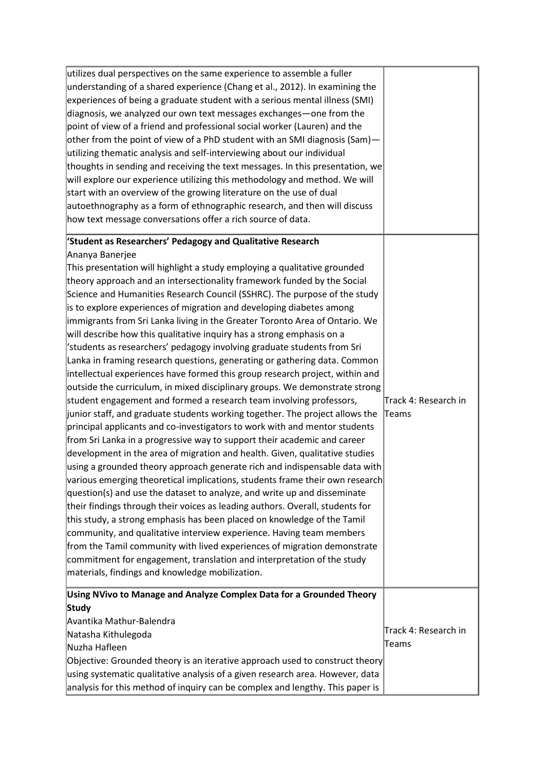| | |
|---|---|
| utilizes dual perspectives on the same experience to assemble a fuller understanding of a shared experience (Chang et al., 2012). In examining the experiences of being a graduate student with a serious mental illness (SMI) diagnosis, we analyzed our own text messages exchanges—one from the point of view of a friend and professional social worker (Lauren) and the other from the point of view of a PhD student with an SMI diagnosis (Sam)—utilizing thematic analysis and self-interviewing about our individual thoughts in sending and receiving the text messages. In this presentation, we will explore our experience utilizing this methodology and method. We will start with an overview of the growing literature on the use of dual autoethnography as a form of ethnographic research, and then will discuss how text message conversations offer a rich source of data. | |
| **'Student as Researchers' Pedagogy and Qualitative Research**<br>Ananya Banerjee<br>This presentation will highlight a study employing a qualitative grounded theory approach and an intersectionality framework funded by the Social Science and Humanities Research Council (SSHRC). The purpose of the study is to explore experiences of migration and developing diabetes among immigrants from Sri Lanka living in the Greater Toronto Area of Ontario. We will describe how this qualitative inquiry has a strong emphasis on a 'students as researchers' pedagogy involving graduate students from Sri Lanka in framing research questions, generating or gathering data. Common intellectual experiences have formed this group research project, within and outside the curriculum, in mixed disciplinary groups. We demonstrate strong student engagement and formed a research team involving professors, junior staff, and graduate students working together. The project allows the principal applicants and co-investigators to work with and mentor students from Sri Lanka in a progressive way to support their academic and career development in the area of migration and health. Given, qualitative studies using a grounded theory approach generate rich and indispensable data with various emerging theoretical implications, students frame their own research question(s) and use the dataset to analyze, and write up and disseminate their findings through their voices as leading authors. Overall, students for this study, a strong emphasis has been placed on knowledge of the Tamil community, and qualitative interview experience. Having team members from the Tamil community with lived experiences of migration demonstrate commitment for engagement, translation and interpretation of the study materials, findings and knowledge mobilization. | Track 4: Research in Teams |
| **Using NVivo to Manage and Analyze Complex Data for a Grounded Theory Study**<br>Avantika Mathur-Balendra<br>Natasha Kithulegoda<br>Nuzha Hafleen<br>Objective: Grounded theory is an iterative approach used to construct theory using systematic qualitative analysis of a given research area. However, data analysis for this method of inquiry can be complex and lengthy. This paper is | Track 4: Research in Teams |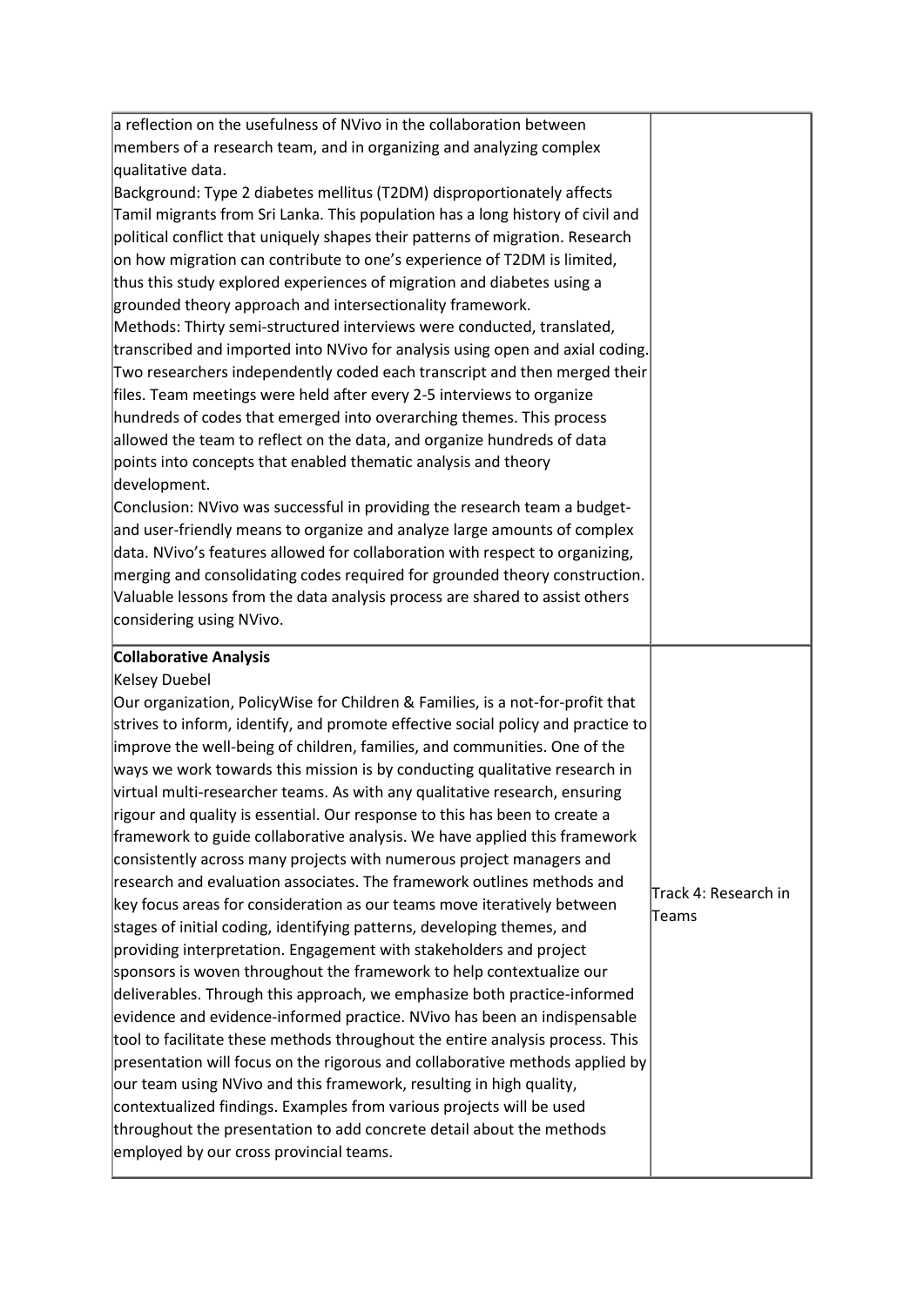| | |
|---|---|
| a reflection on the usefulness of NVivo in the collaboration between members of a research team, and in organizing and analyzing complex qualitative data.<br>Background: Type 2 diabetes mellitus (T2DM) disproportionately affects Tamil migrants from Sri Lanka. This population has a long history of civil and political conflict that uniquely shapes their patterns of migration. Research on how migration can contribute to one's experience of T2DM is limited, thus this study explored experiences of migration and diabetes using a grounded theory approach and intersectionality framework.<br>Methods: Thirty semi-structured interviews were conducted, translated, transcribed and imported into NVivo for analysis using open and axial coding. Two researchers independently coded each transcript and then merged their files. Team meetings were held after every 2-5 interviews to organize hundreds of codes that emerged into overarching themes. This process allowed the team to reflect on the data, and organize hundreds of data points into concepts that enabled thematic analysis and theory development.<br>Conclusion: NVivo was successful in providing the research team a budget- and user-friendly means to organize and analyze large amounts of complex data. NVivo's features allowed for collaboration with respect to organizing, merging and consolidating codes required for grounded theory construction. Valuable lessons from the data analysis process are shared to assist others considering using NVivo. | |
| **Collaborative Analysis**<br>Kelsey Duebel<br>Our organization, PolicyWise for Children & Families, is a not-for-profit that strives to inform, identify, and promote effective social policy and practice to improve the well-being of children, families, and communities. One of the ways we work towards this mission is by conducting qualitative research in virtual multi-researcher teams. As with any qualitative research, ensuring rigour and quality is essential. Our response to this has been to create a framework to guide collaborative analysis. We have applied this framework consistently across many projects with numerous project managers and research and evaluation associates. The framework outlines methods and key focus areas for consideration as our teams move iteratively between stages of initial coding, identifying patterns, developing themes, and providing interpretation. Engagement with stakeholders and project sponsors is woven throughout the framework to help contextualize our deliverables. Through this approach, we emphasize both practice-informed evidence and evidence-informed practice. NVivo has been an indispensable tool to facilitate these methods throughout the entire analysis process. This presentation will focus on the rigorous and collaborative methods applied by our team using NVivo and this framework, resulting in high quality, contextualized findings. Examples from various projects will be used throughout the presentation to add concrete detail about the methods employed by our cross provincial teams. | Track 4: Research in Teams |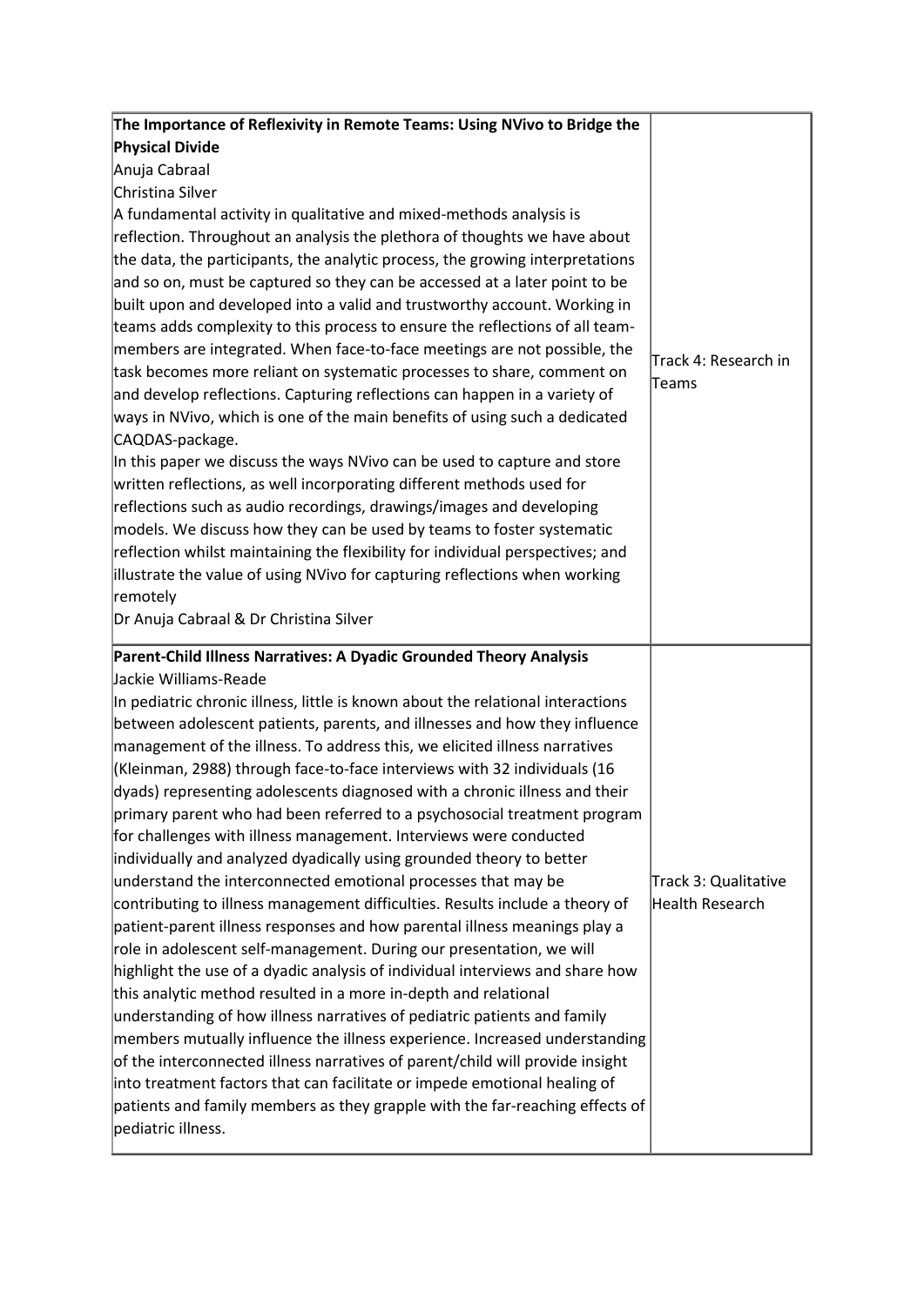| | |
|---|---|
| **The Importance of Reflexivity in Remote Teams: Using NVivo to Bridge the Physical Divide**<br>Anuja Cabraal<br>Christina Silver<br>A fundamental activity in qualitative and mixed-methods analysis is reflection. Throughout an analysis the plethora of thoughts we have about the data, the participants, the analytic process, the growing interpretations and so on, must be captured so they can be accessed at a later point to be built upon and developed into a valid and trustworthy account. Working in teams adds complexity to this process to ensure the reflections of all team-members are integrated. When face-to-face meetings are not possible, the task becomes more reliant on systematic processes to share, comment on and develop reflections. Capturing reflections can happen in a variety of ways in NVivo, which is one of the main benefits of using such a dedicated CAQDAS-package.<br>In this paper we discuss the ways NVivo can be used to capture and store written reflections, as well incorporating different methods used for reflections such as audio recordings, drawings/images and developing models. We discuss how they can be used by teams to foster systematic reflection whilst maintaining the flexibility for individual perspectives; and illustrate the value of using NVivo for capturing reflections when working remotely<br>Dr Anuja Cabraal & Dr Christina Silver | Track 4: Research in Teams |
| **Parent-Child Illness Narratives: A Dyadic Grounded Theory Analysis**<br>Jackie Williams-Reade<br>In pediatric chronic illness, little is known about the relational interactions between adolescent patients, parents, and illnesses and how they influence management of the illness. To address this, we elicited illness narratives (Kleinman, 2988) through face-to-face interviews with 32 individuals (16 dyads) representing adolescents diagnosed with a chronic illness and their primary parent who had been referred to a psychosocial treatment program for challenges with illness management. Interviews were conducted individually and analyzed dyadically using grounded theory to better understand the interconnected emotional processes that may be contributing to illness management difficulties. Results include a theory of patient-parent illness responses and how parental illness meanings play a role in adolescent self-management. During our presentation, we will highlight the use of a dyadic analysis of individual interviews and share how this analytic method resulted in a more in-depth and relational understanding of how illness narratives of pediatric patients and family members mutually influence the illness experience. Increased understanding of the interconnected illness narratives of parent/child will provide insight into treatment factors that can facilitate or impede emotional healing of patients and family members as they grapple with the far-reaching effects of pediatric illness. | Track 3: Qualitative Health Research |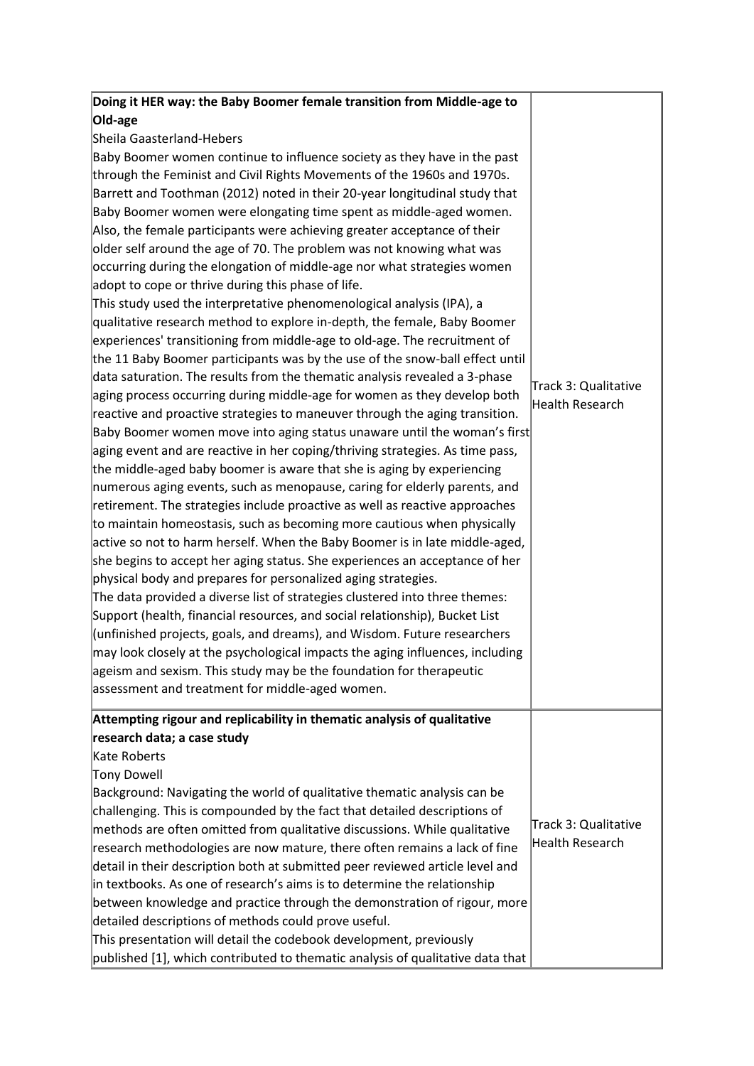| | |
|---|---|
| **Doing it HER way: the Baby Boomer female transition from Middle-age to Old-age**<br>Sheila Gaasterland-Hebers<br>Baby Boomer women continue to influence society as they have in the past through the Feminist and Civil Rights Movements of the 1960s and 1970s. Barrett and Toothman (2012) noted in their 20-year longitudinal study that Baby Boomer women were elongating time spent as middle-aged women. Also, the female participants were achieving greater acceptance of their older self around the age of 70. The problem was not knowing what was occurring during the elongation of middle-age nor what strategies women adopt to cope or thrive during this phase of life.<br>This study used the interpretative phenomenological analysis (IPA), a qualitative research method to explore in-depth, the female, Baby Boomer experiences' transitioning from middle-age to old-age. The recruitment of the 11 Baby Boomer participants was by the use of the snow-ball effect until data saturation. The results from the thematic analysis revealed a 3-phase aging process occurring during middle-age for women as they develop both reactive and proactive strategies to maneuver through the aging transition. Baby Boomer women move into aging status unaware until the woman's first aging event and are reactive in her coping/thriving strategies. As time pass, the middle-aged baby boomer is aware that she is aging by experiencing numerous aging events, such as menopause, caring for elderly parents, and retirement. The strategies include proactive as well as reactive approaches to maintain homeostasis, such as becoming more cautious when physically active so not to harm herself. When the Baby Boomer is in late middle-aged, she begins to accept her aging status. She experiences an acceptance of her physical body and prepares for personalized aging strategies.<br>The data provided a diverse list of strategies clustered into three themes: Support (health, financial resources, and social relationship), Bucket List (unfinished projects, goals, and dreams), and Wisdom. Future researchers may look closely at the psychological impacts the aging influences, including ageism and sexism. This study may be the foundation for therapeutic assessment and treatment for middle-aged women. | Track 3: Qualitative Health Research |
| **Attempting rigour and replicability in thematic analysis of qualitative research data; a case study**<br>Kate Roberts<br>Tony Dowell<br>Background: Navigating the world of qualitative thematic analysis can be challenging. This is compounded by the fact that detailed descriptions of methods are often omitted from qualitative discussions. While qualitative research methodologies are now mature, there often remains a lack of fine detail in their description both at submitted peer reviewed article level and in textbooks. As one of research's aims is to determine the relationship between knowledge and practice through the demonstration of rigour, more detailed descriptions of methods could prove useful.<br>This presentation will detail the codebook development, previously published [1], which contributed to thematic analysis of qualitative data that | Track 3: Qualitative Health Research |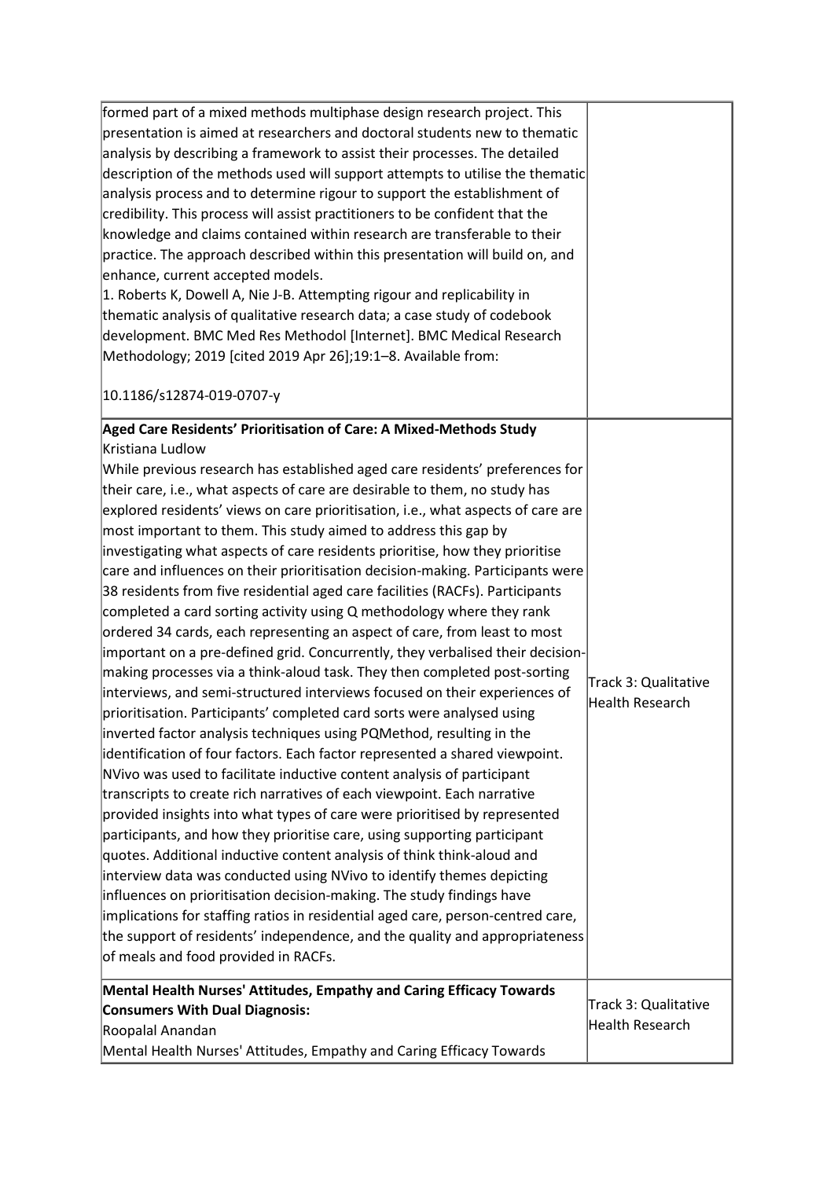| | |
|---|---|
| formed part of a mixed methods multiphase design research project. This presentation is aimed at researchers and doctoral students new to thematic analysis by describing a framework to assist their processes. The detailed description of the methods used will support attempts to utilise the thematic analysis process and to determine rigour to support the establishment of credibility. This process will assist practitioners to be confident that the knowledge and claims contained within research are transferable to their practice. The approach described within this presentation will build on, and enhance, current accepted models.<br>1. Roberts K, Dowell A, Nie J-B. Attempting rigour and replicability in thematic analysis of qualitative research data; a case study of codebook development. BMC Med Res Methodol [Internet]. BMC Medical Research Methodology; 2019 [cited 2019 Apr 26];19:1–8. Available from:<br><br>10.1186/s12874-019-0707-y | |
| **Aged Care Residents' Prioritisation of Care: A Mixed-Methods Study**<br>Kristiana Ludlow<br>While previous research has established aged care residents' preferences for their care, i.e., what aspects of care are desirable to them, no study has explored residents' views on care prioritisation, i.e., what aspects of care are most important to them. This study aimed to address this gap by investigating what aspects of care residents prioritise, how they prioritise care and influences on their prioritisation decision-making. Participants were 38 residents from five residential aged care facilities (RACFs). Participants completed a card sorting activity using Q methodology where they rank ordered 34 cards, each representing an aspect of care, from least to most important on a pre-defined grid. Concurrently, they verbalised their decision-making processes via a think-aloud task. They then completed post-sorting interviews, and semi-structured interviews focused on their experiences of prioritisation. Participants' completed card sorts were analysed using inverted factor analysis techniques using PQMethod, resulting in the identification of four factors. Each factor represented a shared viewpoint. NVivo was used to facilitate inductive content analysis of participant transcripts to create rich narratives of each viewpoint. Each narrative provided insights into what types of care were prioritised by represented participants, and how they prioritise care, using supporting participant quotes. Additional inductive content analysis of think think-aloud and interview data was conducted using NVivo to identify themes depicting influences on prioritisation decision-making. The study findings have implications for staffing ratios in residential aged care, person-centred care, the support of residents' independence, and the quality and appropriateness of meals and food provided in RACFs. | Track 3: Qualitative Health Research |
| **Mental Health Nurses' Attitudes, Empathy and Caring Efficacy Towards Consumers With Dual Diagnosis:**<br>Roopalal Anandan<br>Mental Health Nurses' Attitudes, Empathy and Caring Efficacy Towards | Track 3: Qualitative Health Research |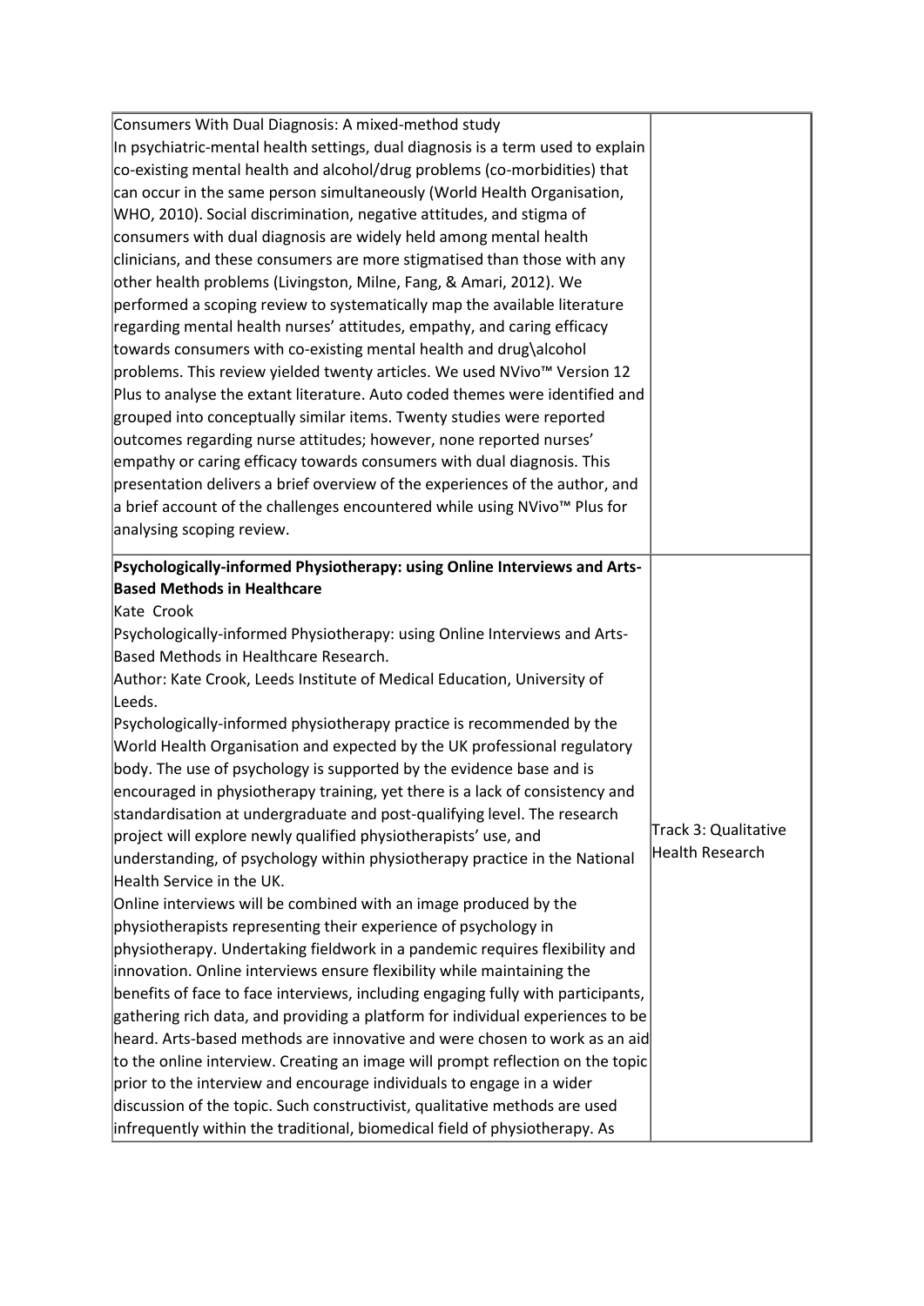| | |
|---|---|
| Consumers With Dual Diagnosis: A mixed-method study<br>In psychiatric-mental health settings, dual diagnosis is a term used to explain co-existing mental health and alcohol/drug problems (co-morbidities) that can occur in the same person simultaneously (World Health Organisation, WHO, 2010). Social discrimination, negative attitudes, and stigma of consumers with dual diagnosis are widely held among mental health clinicians, and these consumers are more stigmatised than those with any other health problems (Livingston, Milne, Fang, & Amari, 2012). We performed a scoping review to systematically map the available literature regarding mental health nurses' attitudes, empathy, and caring efficacy towards consumers with co-existing mental health and drug\alcohol problems. This review yielded twenty articles. We used NVivo™ Version 12 Plus to analyse the extant literature. Auto coded themes were identified and grouped into conceptually similar items. Twenty studies were reported outcomes regarding nurse attitudes; however, none reported nurses' empathy or caring efficacy towards consumers with dual diagnosis. This presentation delivers a brief overview of the experiences of the author, and a brief account of the challenges encountered while using NVivo™ Plus for analysing scoping review. | |
| **Psychologically-informed Physiotherapy: using Online Interviews and Arts-Based Methods in Healthcare**<br>Kate Crook<br>Psychologically-informed Physiotherapy: using Online Interviews and Arts-Based Methods in Healthcare Research.<br>Author: Kate Crook, Leeds Institute of Medical Education, University of Leeds.<br>Psychologically-informed physiotherapy practice is recommended by the World Health Organisation and expected by the UK professional regulatory body. The use of psychology is supported by the evidence base and is encouraged in physiotherapy training, yet there is a lack of consistency and standardisation at undergraduate and post-qualifying level. The research project will explore newly qualified physiotherapists' use, and understanding, of psychology within physiotherapy practice in the National Health Service in the UK.<br>Online interviews will be combined with an image produced by the physiotherapists representing their experience of psychology in physiotherapy. Undertaking fieldwork in a pandemic requires flexibility and innovation. Online interviews ensure flexibility while maintaining the benefits of face to face interviews, including engaging fully with participants, gathering rich data, and providing a platform for individual experiences to be heard. Arts-based methods are innovative and were chosen to work as an aid to the online interview. Creating an image will prompt reflection on the topic prior to the interview and encourage individuals to engage in a wider discussion of the topic. Such constructivist, qualitative methods are used infrequently within the traditional, biomedical field of physiotherapy. As | Track 3: Qualitative Health Research |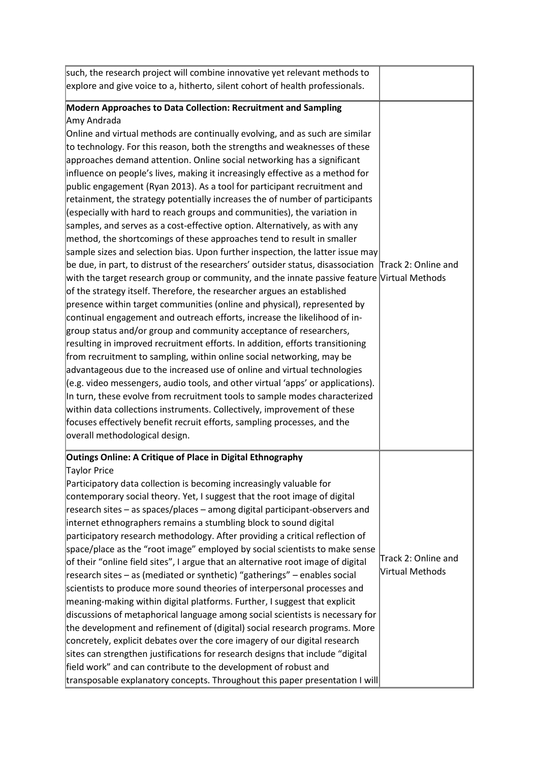| | |
|---|---|
| such, the research project will combine innovative yet relevant methods to explore and give voice to a, hitherto, silent cohort of health professionals. | |
| **Modern Approaches to Data Collection: Recruitment and Sampling**<br>Amy Andrada<br>Online and virtual methods are continually evolving, and as such are similar to technology. For this reason, both the strengths and weaknesses of these approaches demand attention. Online social networking has a significant influence on people's lives, making it increasingly effective as a method for public engagement (Ryan 2013). As a tool for participant recruitment and retainment, the strategy potentially increases the of number of participants (especially with hard to reach groups and communities), the variation in samples, and serves as a cost-effective option. Alternatively, as with any method, the shortcomings of these approaches tend to result in smaller sample sizes and selection bias. Upon further inspection, the latter issue may be due, in part, to distrust of the researchers' outsider status, disassociation with the target research group or community, and the innate passive feature of the strategy itself. Therefore, the researcher argues an established presence within target communities (online and physical), represented by continual engagement and outreach efforts, increase the likelihood of in-group status and/or group and community acceptance of researchers, resulting in improved recruitment efforts. In addition, efforts transitioning from recruitment to sampling, within online social networking, may be advantageous due to the increased use of online and virtual technologies (e.g. video messengers, audio tools, and other virtual 'apps' or applications). In turn, these evolve from recruitment tools to sample modes characterized within data collections instruments. Collectively, improvement of these focuses effectively benefit recruit efforts, sampling processes, and the overall methodological design. | Track 2: Online and Virtual Methods |
| **Outings Online: A Critique of Place in Digital Ethnography**<br>Taylor Price<br>Participatory data collection is becoming increasingly valuable for contemporary social theory. Yet, I suggest that the root image of digital research sites – as spaces/places – among digital participant-observers and internet ethnographers remains a stumbling block to sound digital participatory research methodology. After providing a critical reflection of space/place as the "root image" employed by social scientists to make sense of their "online field sites", I argue that an alternative root image of digital research sites – as (mediated or synthetic) "gatherings" – enables social scientists to produce more sound theories of interpersonal processes and meaning-making within digital platforms. Further, I suggest that explicit discussions of metaphorical language among social scientists is necessary for the development and refinement of (digital) social research programs. More concretely, explicit debates over the core imagery of our digital research sites can strengthen justifications for research designs that include "digital field work" and can contribute to the development of robust and transposable explanatory concepts. Throughout this paper presentation I will | Track 2: Online and Virtual Methods |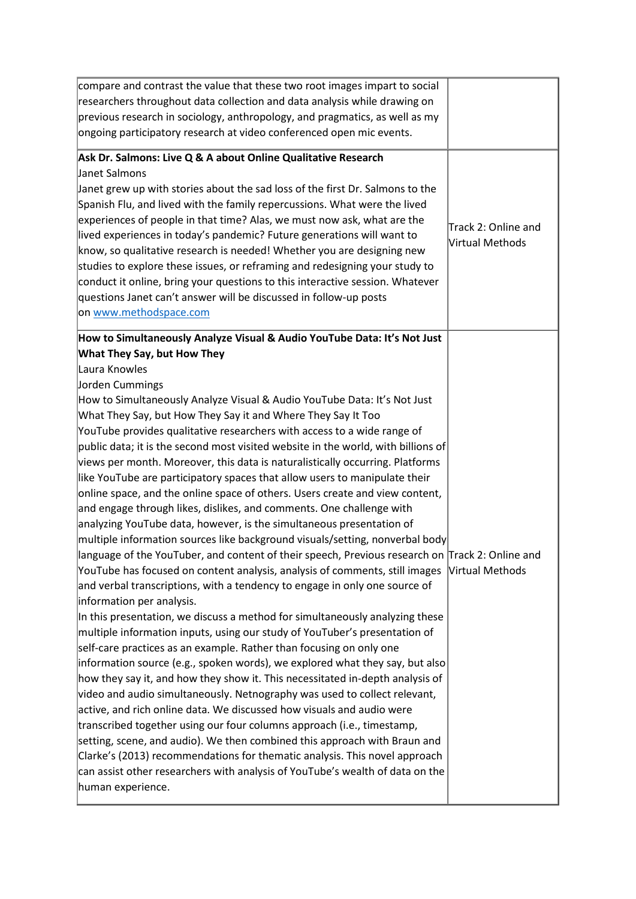| | |
|---|---|
| compare and contrast the value that these two root images impart to social researchers throughout data collection and data analysis while drawing on previous research in sociology, anthropology, and pragmatics, as well as my ongoing participatory research at video conferenced open mic events. | |
| **Ask Dr. Salmons: Live Q & A about Online Qualitative Research**<br>Janet Salmons<br>Janet grew up with stories about the sad loss of the first Dr. Salmons to the Spanish Flu, and lived with the family repercussions. What were the lived experiences of people in that time? Alas, we must now ask, what are the lived experiences in today's pandemic? Future generations will want to know, so qualitative research is needed! Whether you are designing new studies to explore these issues, or reframing and redesigning your study to conduct it online, bring your questions to this interactive session. Whatever questions Janet can't answer will be discussed in follow-up posts on [www.methodspace.com](www.methodspace.com) | Track 2: Online and Virtual Methods |
| **How to Simultaneously Analyze Visual & Audio YouTube Data: It's Not Just What They Say, but How They**<br>Laura Knowles<br>Jorden Cummings<br>How to Simultaneously Analyze Visual & Audio YouTube Data: It's Not Just What They Say, but How They Say it and Where They Say It Too<br>YouTube provides qualitative researchers with access to a wide range of public data; it is the second most visited website in the world, with billions of views per month. Moreover, this data is naturalistically occurring. Platforms like YouTube are participatory spaces that allow users to manipulate their online space, and the online space of others. Users create and view content, and engage through likes, dislikes, and comments. One challenge with analyzing YouTube data, however, is the simultaneous presentation of multiple information sources like background visuals/setting, nonverbal body language of the YouTuber, and content of their speech, Previous research on YouTube has focused on content analysis, analysis of comments, still images and verbal transcriptions, with a tendency to engage in only one source of information per analysis.<br>In this presentation, we discuss a method for simultaneously analyzing these multiple information inputs, using our study of YouTuber's presentation of self-care practices as an example. Rather than focusing on only one information source (e.g., spoken words), we explored what they say, but also how they say it, and how they show it. This necessitated in-depth analysis of video and audio simultaneously. Netnography was used to collect relevant, active, and rich online data. We discussed how visuals and audio were transcribed together using our four columns approach (i.e., timestamp, setting, scene, and audio). We then combined this approach with Braun and Clarke's (2013) recommendations for thematic analysis. This novel approach can assist other researchers with analysis of YouTube's wealth of data on the human experience. | Track 2: Online and Virtual Methods |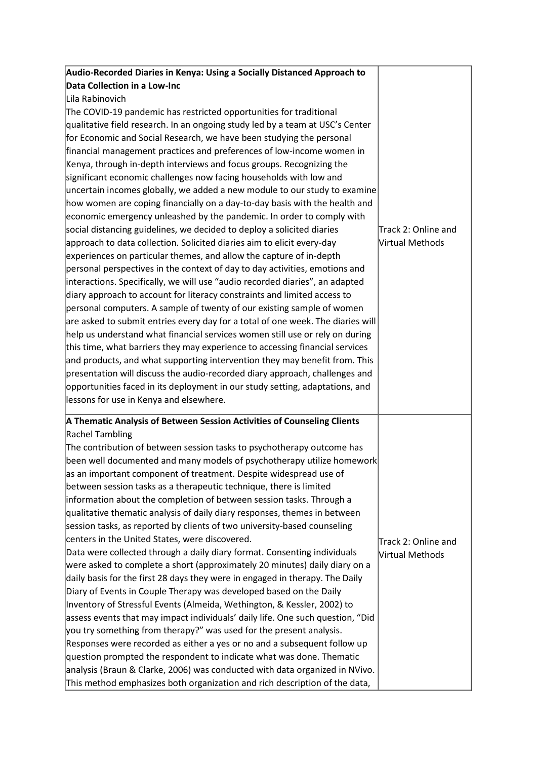| | |
|---|---|
| **Audio-Recorded Diaries in Kenya: Using a Socially Distanced Approach to Data Collection in a Low-Inc**<br>Lila Rabinovich<br>The COVID-19 pandemic has restricted opportunities for traditional qualitative field research. In an ongoing study led by a team at USC's Center for Economic and Social Research, we have been studying the personal financial management practices and preferences of low-income women in Kenya, through in-depth interviews and focus groups. Recognizing the significant economic challenges now facing households with low and uncertain incomes globally, we added a new module to our study to examine how women are coping financially on a day-to-day basis with the health and economic emergency unleashed by the pandemic. In order to comply with social distancing guidelines, we decided to deploy a solicited diaries approach to data collection. Solicited diaries aim to elicit every-day experiences on particular themes, and allow the capture of in-depth personal perspectives in the context of day to day activities, emotions and interactions. Specifically, we will use "audio recorded diaries", an adapted diary approach to account for literacy constraints and limited access to personal computers. A sample of twenty of our existing sample of women are asked to submit entries every day for a total of one week. The diaries will help us understand what financial services women still use or rely on during this time, what barriers they may experience to accessing financial services and products, and what supporting intervention they may benefit from. This presentation will discuss the audio-recorded diary approach, challenges and opportunities faced in its deployment in our study setting, adaptations, and lessons for use in Kenya and elsewhere. | Track 2: Online and Virtual Methods |
| **A Thematic Analysis of Between Session Activities of Counseling Clients**<br>Rachel Tambling<br>The contribution of between session tasks to psychotherapy outcome has been well documented and many models of psychotherapy utilize homework as an important component of treatment. Despite widespread use of between session tasks as a therapeutic technique, there is limited information about the completion of between session tasks. Through a qualitative thematic analysis of daily diary responses, themes in between session tasks, as reported by clients of two university-based counseling centers in the United States, were discovered.<br>Data were collected through a daily diary format. Consenting individuals were asked to complete a short (approximately 20 minutes) daily diary on a daily basis for the first 28 days they were in engaged in therapy. The Daily Diary of Events in Couple Therapy was developed based on the Daily Inventory of Stressful Events (Almeida, Wethington, & Kessler, 2002) to assess events that may impact individuals' daily life. One such question, "Did you try something from therapy?" was used for the present analysis. Responses were recorded as either a yes or no and a subsequent follow up question prompted the respondent to indicate what was done. Thematic analysis (Braun & Clarke, 2006) was conducted with data organized in NVivo. This method emphasizes both organization and rich description of the data, | Track 2: Online and Virtual Methods |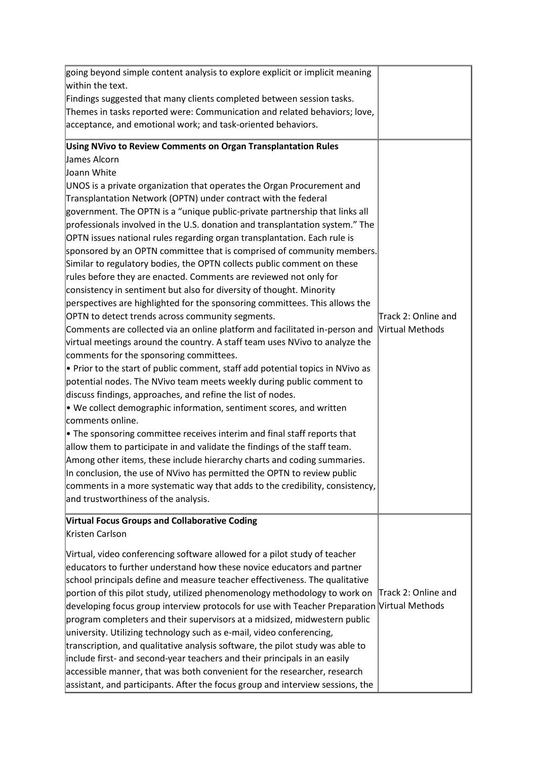| | |
|---|---|
| going beyond simple content analysis to explore explicit or implicit meaning within the text.<br>Findings suggested that many clients completed between session tasks. Themes in tasks reported were: Communication and related behaviors; love, acceptance, and emotional work; and task-oriented behaviors. | |
| **Using NVivo to Review Comments on Organ Transplantation Rules**<br>James Alcorn<br>Joann White<br>UNOS is a private organization that operates the Organ Procurement and Transplantation Network (OPTN) under contract with the federal government. The OPTN is a "unique public-private partnership that links all professionals involved in the U.S. donation and transplantation system." The OPTN issues national rules regarding organ transplantation. Each rule is sponsored by an OPTN committee that is comprised of community members. Similar to regulatory bodies, the OPTN collects public comment on these rules before they are enacted. Comments are reviewed not only for consistency in sentiment but also for diversity of thought. Minority perspectives are highlighted for the sponsoring committees. This allows the OPTN to detect trends across community segments.<br>Comments are collected via an online platform and facilitated in-person and virtual meetings around the country. A staff team uses NVivo to analyze the comments for the sponsoring committees.<br>• Prior to the start of public comment, staff add potential topics in NVivo as potential nodes. The NVivo team meets weekly during public comment to discuss findings, approaches, and refine the list of nodes.<br>• We collect demographic information, sentiment scores, and written comments online.<br>• The sponsoring committee receives interim and final staff reports that allow them to participate in and validate the findings of the staff team. Among other items, these include hierarchy charts and coding summaries.<br>In conclusion, the use of NVivo has permitted the OPTN to review public comments in a more systematic way that adds to the credibility, consistency, and trustworthiness of the analysis. | Track 2: Online and Virtual Methods |
| **Virtual Focus Groups and Collaborative Coding**<br>Kristen Carlson<br><br>Virtual, video conferencing software allowed for a pilot study of teacher educators to further understand how these novice educators and partner school principals define and measure teacher effectiveness. The qualitative portion of this pilot study, utilized phenomenology methodology to work on developing focus group interview protocols for use with Teacher Preparation program completers and their supervisors at a midsized, midwestern public university. Utilizing technology such as e-mail, video conferencing, transcription, and qualitative analysis software, the pilot study was able to include first- and second-year teachers and their principals in an easily accessible manner, that was both convenient for the researcher, research assistant, and participants. After the focus group and interview sessions, the | Track 2: Online and Virtual Methods |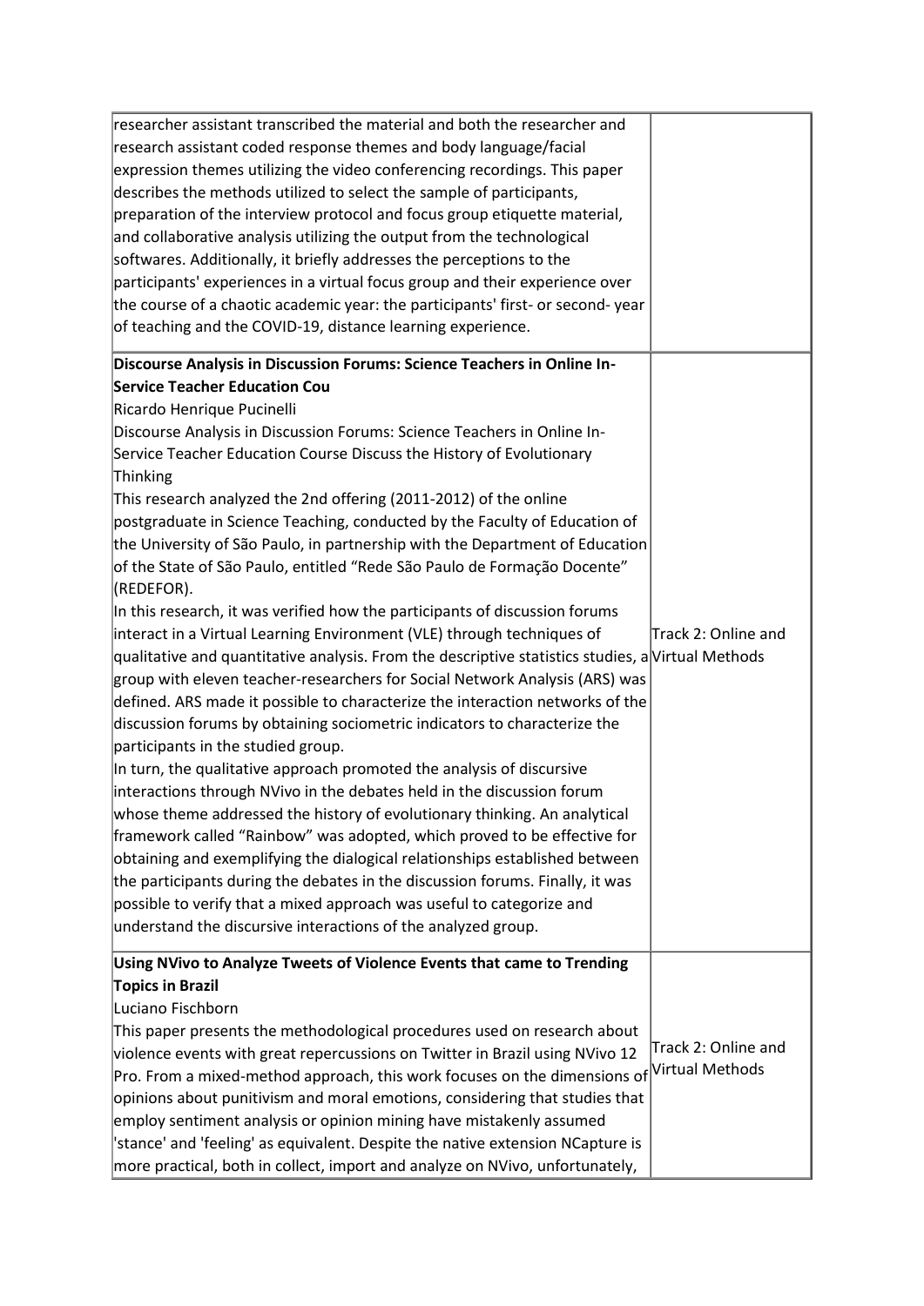| | |
|---|---|
| researcher assistant transcribed the material and both the researcher and research assistant coded response themes and body language/facial expression themes utilizing the video conferencing recordings. This paper describes the methods utilized to select the sample of participants, preparation of the interview protocol and focus group etiquette material, and collaborative analysis utilizing the output from the technological softwares. Additionally, it briefly addresses the perceptions to the participants' experiences in a virtual focus group and their experience over the course of a chaotic academic year: the participants' first- or second- year of teaching and the COVID-19, distance learning experience. | |
| **Discourse Analysis in Discussion Forums: Science Teachers in Online In-Service Teacher Education Cou**<br>Ricardo Henrique Pucinelli<br>Discourse Analysis in Discussion Forums: Science Teachers in Online In-Service Teacher Education Course Discuss the History of Evolutionary Thinking<br>This research analyzed the 2nd offering (2011-2012) of the online postgraduate in Science Teaching, conducted by the Faculty of Education of the University of São Paulo, in partnership with the Department of Education of the State of São Paulo, entitled "Rede São Paulo de Formação Docente" (REDEFOR).<br>In this research, it was verified how the participants of discussion forums interact in a Virtual Learning Environment (VLE) through techniques of qualitative and quantitative analysis. From the descriptive statistics studies, a group with eleven teacher-researchers for Social Network Analysis (ARS) was defined. ARS made it possible to characterize the interaction networks of the discussion forums by obtaining sociometric indicators to characterize the participants in the studied group.<br>In turn, the qualitative approach promoted the analysis of discursive interactions through NVivo in the debates held in the discussion forum whose theme addressed the history of evolutionary thinking. An analytical framework called "Rainbow" was adopted, which proved to be effective for obtaining and exemplifying the dialogical relationships established between the participants during the debates in the discussion forums. Finally, it was possible to verify that a mixed approach was useful to categorize and understand the discursive interactions of the analyzed group. | Track 2: Online and Virtual Methods |
| **Using NVivo to Analyze Tweets of Violence Events that came to Trending Topics in Brazil**<br>Luciano Fischborn<br>This paper presents the methodological procedures used on research about violence events with great repercussions on Twitter in Brazil using NVivo 12 Pro. From a mixed-method approach, this work focuses on the dimensions of opinions about punitivism and moral emotions, considering that studies that employ sentiment analysis or opinion mining have mistakenly assumed 'stance' and 'feeling' as equivalent. Despite the native extension NCapture is more practical, both in collect, import and analyze on NVivo, unfortunately, | Track 2: Online and Virtual Methods |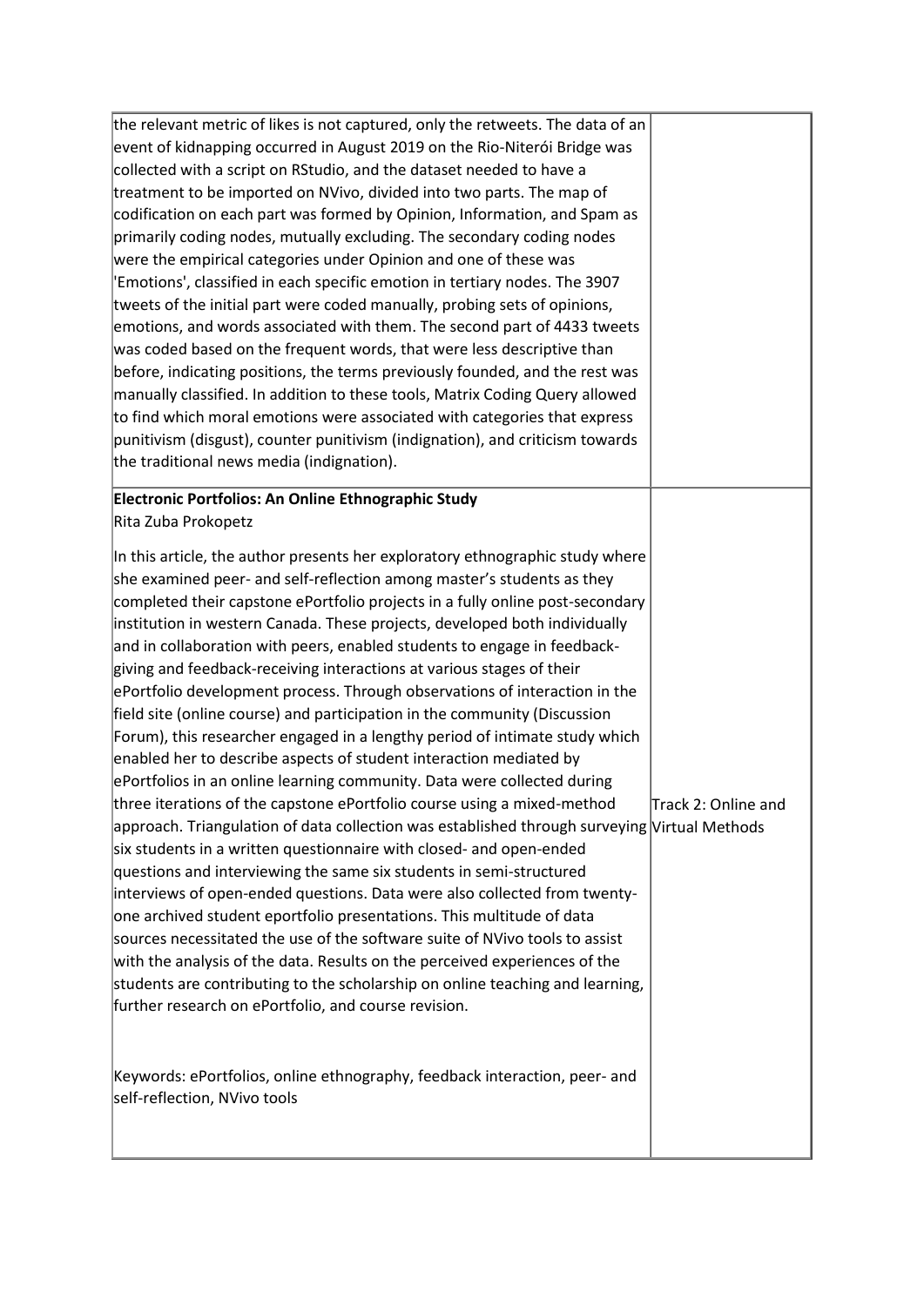| | |
|---|---|
| the relevant metric of likes is not captured, only the retweets. The data of an event of kidnapping occurred in August 2019 on the Rio-Niterói Bridge was collected with a script on RStudio, and the dataset needed to have a treatment to be imported on NVivo, divided into two parts. The map of codification on each part was formed by Opinion, Information, and Spam as primarily coding nodes, mutually excluding. The secondary coding nodes were the empirical categories under Opinion and one of these was 'Emotions', classified in each specific emotion in tertiary nodes. The 3907 tweets of the initial part were coded manually, probing sets of opinions, emotions, and words associated with them. The second part of 4433 tweets was coded based on the frequent words, that were less descriptive than before, indicating positions, the terms previously founded, and the rest was manually classified. In addition to these tools, Matrix Coding Query allowed to find which moral emotions were associated with categories that express punitivism (disgust), counter punitivism (indignation), and criticism towards the traditional news media (indignation). | |
| **Electronic Portfolios: An Online Ethnographic Study**<br>Rita Zuba Prokopetz<br><br>In this article, the author presents her exploratory ethnographic study where she examined peer- and self-reflection among master's students as they completed their capstone ePortfolio projects in a fully online post-secondary institution in western Canada. These projects, developed both individually and in collaboration with peers, enabled students to engage in feedback-giving and feedback-receiving interactions at various stages of their ePortfolio development process. Through observations of interaction in the field site (online course) and participation in the community (Discussion Forum), this researcher engaged in a lengthy period of intimate study which enabled her to describe aspects of student interaction mediated by ePortfolios in an online learning community. Data were collected during three iterations of the capstone ePortfolio course using a mixed-method approach. Triangulation of data collection was established through surveying six students in a written questionnaire with closed- and open-ended questions and interviewing the same six students in semi-structured interviews of open-ended questions. Data were also collected from twenty-one archived student eportfolio presentations. This multitude of data sources necessitated the use of the software suite of NVivo tools to assist with the analysis of the data. Results on the perceived experiences of the students are contributing to the scholarship on online teaching and learning, further research on ePortfolio, and course revision.<br><br>Keywords: ePortfolios, online ethnography, feedback interaction, peer- and self-reflection, NVivo tools | Track 2: Online and Virtual Methods |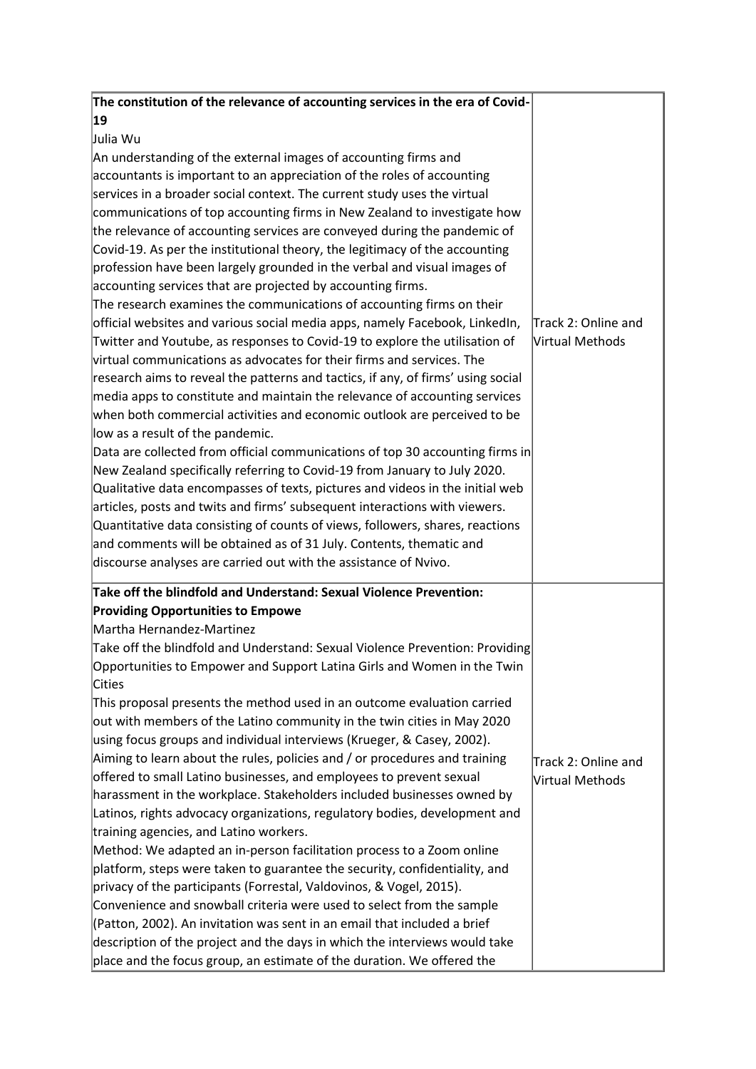| | |
|---|---|
| **The constitution of the relevance of accounting services in the era of Covid-19**<br>Julia Wu<br>An understanding of the external images of accounting firms and accountants is important to an appreciation of the roles of accounting services in a broader social context. The current study uses the virtual communications of top accounting firms in New Zealand to investigate how the relevance of accounting services are conveyed during the pandemic of Covid-19. As per the institutional theory, the legitimacy of the accounting profession have been largely grounded in the verbal and visual images of accounting services that are projected by accounting firms.<br>The research examines the communications of accounting firms on their official websites and various social media apps, namely Facebook, LinkedIn, Twitter and Youtube, as responses to Covid-19 to explore the utilisation of virtual communications as advocates for their firms and services. The research aims to reveal the patterns and tactics, if any, of firms' using social media apps to constitute and maintain the relevance of accounting services when both commercial activities and economic outlook are perceived to be low as a result of the pandemic.<br>Data are collected from official communications of top 30 accounting firms in New Zealand specifically referring to Covid-19 from January to July 2020. Qualitative data encompasses of texts, pictures and videos in the initial web articles, posts and twits and firms' subsequent interactions with viewers. Quantitative data consisting of counts of views, followers, shares, reactions and comments will be obtained as of 31 July. Contents, thematic and discourse analyses are carried out with the assistance of Nvivo. | Track 2: Online and Virtual Methods |
| **Take off the blindfold and Understand: Sexual Violence Prevention: Providing Opportunities to Empowe**<br>Martha Hernandez-Martinez<br>Take off the blindfold and Understand: Sexual Violence Prevention: Providing Opportunities to Empower and Support Latina Girls and Women in the Twin Cities<br>This proposal presents the method used in an outcome evaluation carried out with members of the Latino community in the twin cities in May 2020 using focus groups and individual interviews (Krueger, & Casey, 2002). Aiming to learn about the rules, policies and / or procedures and training offered to small Latino businesses, and employees to prevent sexual harassment in the workplace. Stakeholders included businesses owned by Latinos, rights advocacy organizations, regulatory bodies, development and training agencies, and Latino workers.<br>Method: We adapted an in-person facilitation process to a Zoom online platform, steps were taken to guarantee the security, confidentiality, and privacy of the participants (Forrestal, Valdovinos, & Vogel, 2015). Convenience and snowball criteria were used to select from the sample (Patton, 2002). An invitation was sent in an email that included a brief description of the project and the days in which the interviews would take place and the focus group, an estimate of the duration. We offered the | Track 2: Online and Virtual Methods |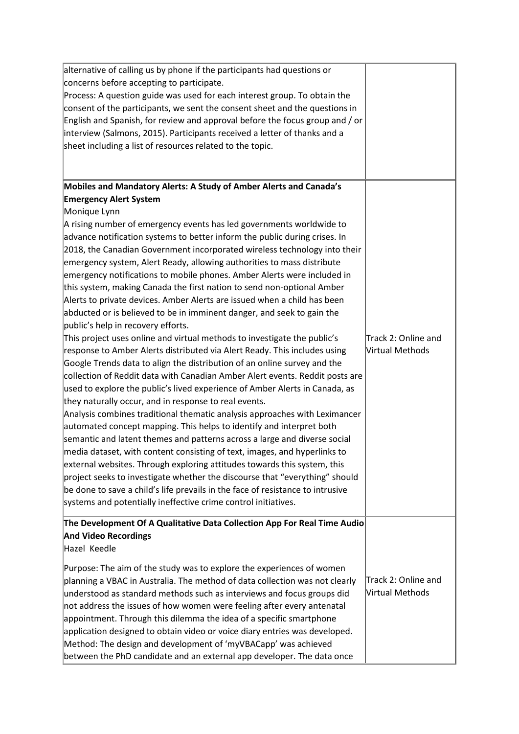| | |
|---|---|
| alternative of calling us by phone if the participants had questions or concerns before accepting to participate.<br>Process: A question guide was used for each interest group. To obtain the consent of the participants, we sent the consent sheet and the questions in English and Spanish, for review and approval before the focus group and / or interview (Salmons, 2015). Participants received a letter of thanks and a sheet including a list of resources related to the topic. | |
| **Mobiles and Mandatory Alerts: A Study of Amber Alerts and Canada's Emergency Alert System**<br>Monique Lynn<br>A rising number of emergency events has led governments worldwide to advance notification systems to better inform the public during crises. In 2018, the Canadian Government incorporated wireless technology into their emergency system, Alert Ready, allowing authorities to mass distribute emergency notifications to mobile phones. Amber Alerts were included in this system, making Canada the first nation to send non-optional Amber Alerts to private devices. Amber Alerts are issued when a child has been abducted or is believed to be in imminent danger, and seek to gain the public's help in recovery efforts.<br>This project uses online and virtual methods to investigate the public's response to Amber Alerts distributed via Alert Ready. This includes using Google Trends data to align the distribution of an online survey and the collection of Reddit data with Canadian Amber Alert events. Reddit posts are used to explore the public's lived experience of Amber Alerts in Canada, as they naturally occur, and in response to real events.<br>Analysis combines traditional thematic analysis approaches with Leximancer automated concept mapping. This helps to identify and interpret both semantic and latent themes and patterns across a large and diverse social media dataset, with content consisting of text, images, and hyperlinks to external websites. Through exploring attitudes towards this system, this project seeks to investigate whether the discourse that "everything" should be done to save a child's life prevails in the face of resistance to intrusive systems and potentially ineffective crime control initiatives. | Track 2: Online and Virtual Methods |
| **The Development Of A Qualitative Data Collection App For Real Time Audio And Video Recordings**<br>Hazel Keedle<br><br>Purpose: The aim of the study was to explore the experiences of women planning a VBAC in Australia. The method of data collection was not clearly understood as standard methods such as interviews and focus groups did not address the issues of how women were feeling after every antenatal appointment. Through this dilemma the idea of a specific smartphone application designed to obtain video or voice diary entries was developed.<br>Method: The design and development of 'myVBACapp' was achieved between the PhD candidate and an external app developer. The data once | Track 2: Online and Virtual Methods |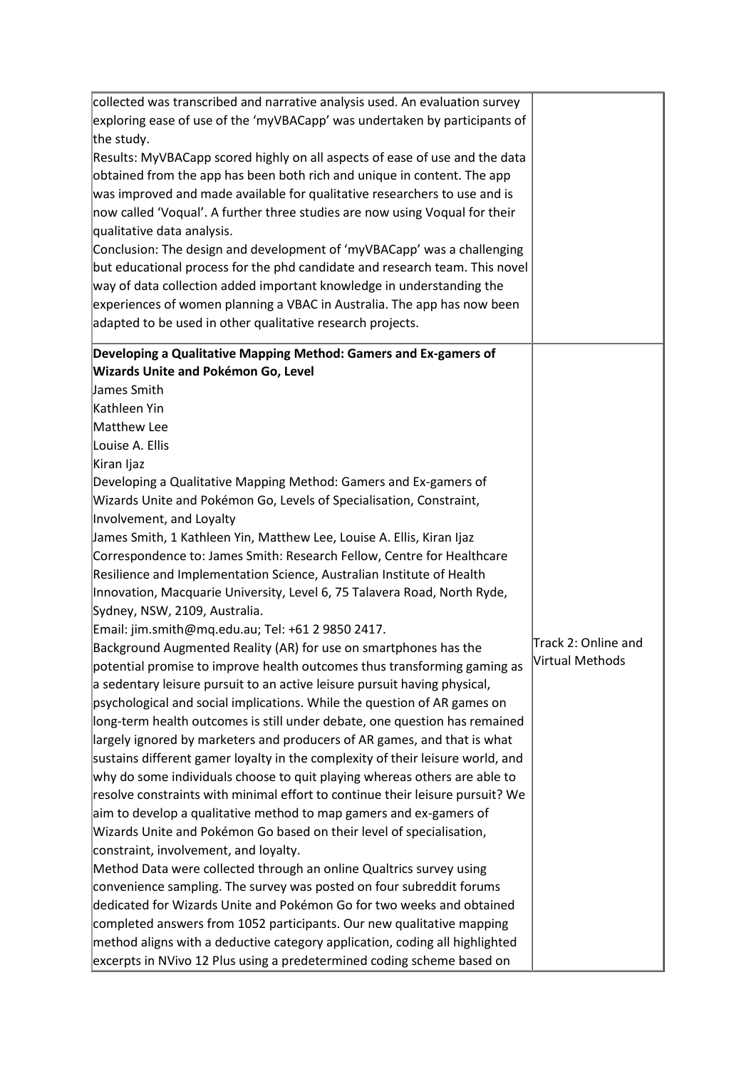| | |
|---|---|
| collected was transcribed and narrative analysis used. An evaluation survey exploring ease of use of the 'myVBACapp' was undertaken by participants of the study.<br>Results: MyVBACapp scored highly on all aspects of ease of use and the data obtained from the app has been both rich and unique in content. The app was improved and made available for qualitative researchers to use and is now called 'Voqual'. A further three studies are now using Voqual for their qualitative data analysis.<br>Conclusion: The design and development of 'myVBACapp' was a challenging but educational process for the phd candidate and research team. This novel way of data collection added important knowledge in understanding the experiences of women planning a VBAC in Australia. The app has now been adapted to be used in other qualitative research projects. | |
| **Developing a Qualitative Mapping Method: Gamers and Ex-gamers of Wizards Unite and Pokémon Go, Level**<br>James Smith<br>Kathleen Yin<br>Matthew Lee<br>Louise A. Ellis<br>Kiran Ijaz<br>Developing a Qualitative Mapping Method: Gamers and Ex-gamers of Wizards Unite and Pokémon Go, Levels of Specialisation, Constraint, Involvement, and Loyalty<br>James Smith, 1 Kathleen Yin, Matthew Lee, Louise A. Ellis, Kiran Ijaz<br>Correspondence to: James Smith: Research Fellow, Centre for Healthcare Resilience and Implementation Science, Australian Institute of Health Innovation, Macquarie University, Level 6, 75 Talavera Road, North Ryde, Sydney, NSW, 2109, Australia.<br>Email: jim.smith@mq.edu.au; Tel: +61 2 9850 2417.<br>Background Augmented Reality (AR) for use on smartphones has the potential promise to improve health outcomes thus transforming gaming as a sedentary leisure pursuit to an active leisure pursuit having physical, psychological and social implications. While the question of AR games on long-term health outcomes is still under debate, one question has remained largely ignored by marketers and producers of AR games, and that is what sustains different gamer loyalty in the complexity of their leisure world, and why do some individuals choose to quit playing whereas others are able to resolve constraints with minimal effort to continue their leisure pursuit? We aim to develop a qualitative method to map gamers and ex-gamers of Wizards Unite and Pokémon Go based on their level of specialisation, constraint, involvement, and loyalty.<br>Method Data were collected through an online Qualtrics survey using convenience sampling. The survey was posted on four subreddit forums dedicated for Wizards Unite and Pokémon Go for two weeks and obtained completed answers from 1052 participants. Our new qualitative mapping method aligns with a deductive category application, coding all highlighted excerpts in NVivo 12 Plus using a predetermined coding scheme based on | Track 2: Online and Virtual Methods |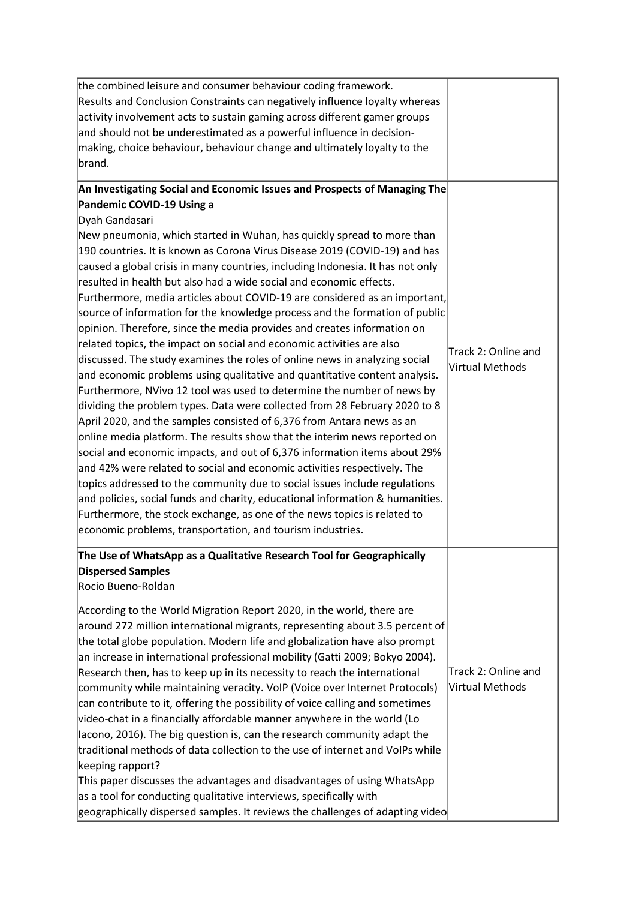| | |
|---|---|
| the combined leisure and consumer behaviour coding framework.<br>Results and Conclusion Constraints can negatively influence loyalty whereas activity involvement acts to sustain gaming across different gamer groups and should not be underestimated as a powerful influence in decision-making, choice behaviour, behaviour change and ultimately loyalty to the brand. | |
| **An Investigating Social and Economic Issues and Prospects of Managing The Pandemic COVID-19 Using a**<br>Dyah Gandasari<br>New pneumonia, which started in Wuhan, has quickly spread to more than 190 countries. It is known as Corona Virus Disease 2019 (COVID-19) and has caused a global crisis in many countries, including Indonesia. It has not only resulted in health but also had a wide social and economic effects. Furthermore, media articles about COVID-19 are considered as an important, source of information for the knowledge process and the formation of public opinion. Therefore, since the media provides and creates information on related topics, the impact on social and economic activities are also discussed. The study examines the roles of online news in analyzing social and economic problems using qualitative and quantitative content analysis. Furthermore, NVivo 12 tool was used to determine the number of news by dividing the problem types. Data were collected from 28 February 2020 to 8 April 2020, and the samples consisted of 6,376 from Antara news as an online media platform. The results show that the interim news reported on social and economic impacts, and out of 6,376 information items about 29% and 42% were related to social and economic activities respectively. The topics addressed to the community due to social issues include regulations and policies, social funds and charity, educational information & humanities. Furthermore, the stock exchange, as one of the news topics is related to economic problems, transportation, and tourism industries. | Track 2: Online and Virtual Methods |
| **The Use of WhatsApp as a Qualitative Research Tool for Geographically Dispersed Samples**<br>Rocio Bueno-Roldan<br><br>According to the World Migration Report 2020, in the world, there are around 272 million international migrants, representing about 3.5 percent of the total globe population. Modern life and globalization have also prompt an increase in international professional mobility (Gatti 2009; Bokyo 2004). Research then, has to keep up in its necessity to reach the international community while maintaining veracity. VoIP (Voice over Internet Protocols) can contribute to it, offering the possibility of voice calling and sometimes video-chat in a financially affordable manner anywhere in the world (Lo Iacono, 2016). The big question is, can the research community adapt the traditional methods of data collection to the use of internet and VoIPs while keeping rapport?<br>This paper discusses the advantages and disadvantages of using WhatsApp as a tool for conducting qualitative interviews, specifically with geographically dispersed samples. It reviews the challenges of adapting video | Track 2: Online and Virtual Methods |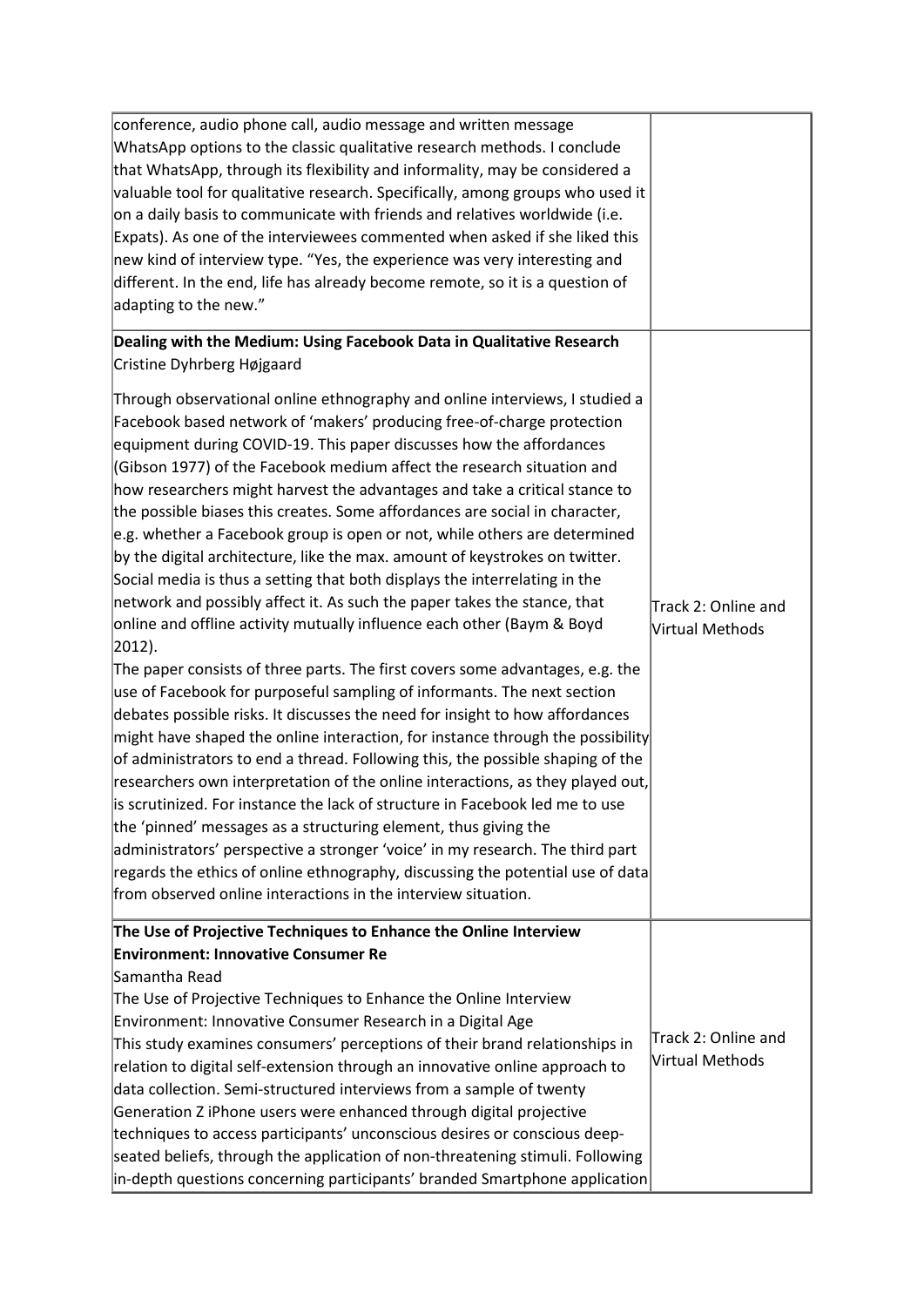| | |
|---|---|
| conference, audio phone call, audio message and written message WhatsApp options to the classic qualitative research methods. I conclude that WhatsApp, through its flexibility and informality, may be considered a valuable tool for qualitative research. Specifically, among groups who used it on a daily basis to communicate with friends and relatives worldwide (i.e. Expats). As one of the interviewees commented when asked if she liked this new kind of interview type. "Yes, the experience was very interesting and different. In the end, life has already become remote, so it is a question of adapting to the new." | |
| **Dealing with the Medium: Using Facebook Data in Qualitative Research**<br>Cristine Dyhrberg Højgaard<br><br>Through observational online ethnography and online interviews, I studied a Facebook based network of 'makers' producing free-of-charge protection equipment during COVID-19. This paper discusses how the affordances (Gibson 1977) of the Facebook medium affect the research situation and how researchers might harvest the advantages and take a critical stance to the possible biases this creates. Some affordances are social in character, e.g. whether a Facebook group is open or not, while others are determined by the digital architecture, like the max. amount of keystrokes on twitter. Social media is thus a setting that both displays the interrelating in the network and possibly affect it. As such the paper takes the stance, that online and offline activity mutually influence each other (Baym & Boyd 2012).<br>The paper consists of three parts. The first covers some advantages, e.g. the use of Facebook for purposeful sampling of informants. The next section debates possible risks. It discusses the need for insight to how affordances might have shaped the online interaction, for instance through the possibility of administrators to end a thread. Following this, the possible shaping of the researchers own interpretation of the online interactions, as they played out, is scrutinized. For instance the lack of structure in Facebook led me to use the 'pinned' messages as a structuring element, thus giving the administrators' perspective a stronger 'voice' in my research. The third part regards the ethics of online ethnography, discussing the potential use of data from observed online interactions in the interview situation. | Track 2: Online and Virtual Methods |
| **The Use of Projective Techniques to Enhance the Online Interview Environment: Innovative Consumer Re**<br>Samantha Read<br>The Use of Projective Techniques to Enhance the Online Interview Environment: Innovative Consumer Research in a Digital Age<br>This study examines consumers' perceptions of their brand relationships in relation to digital self-extension through an innovative online approach to data collection. Semi-structured interviews from a sample of twenty Generation Z iPhone users were enhanced through digital projective techniques to access participants' unconscious desires or conscious deep-seated beliefs, through the application of non-threatening stimuli. Following in-depth questions concerning participants' branded Smartphone application | Track 2: Online and Virtual Methods |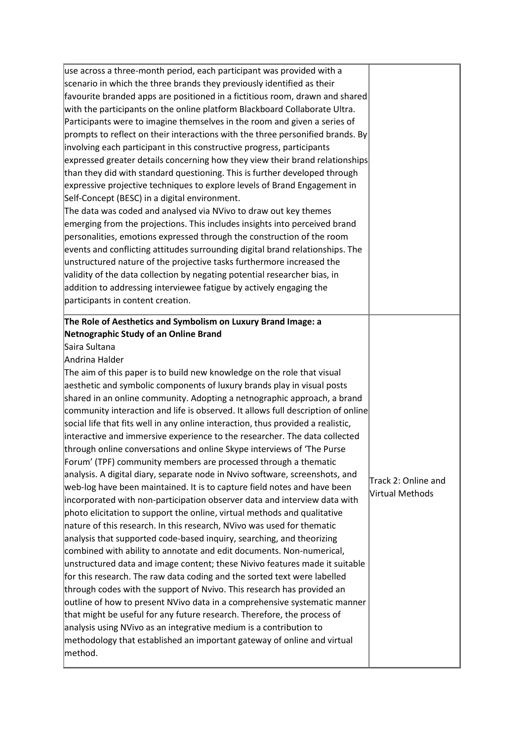| | |
|---|---|
| use across a three-month period, each participant was provided with a scenario in which the three brands they previously identified as their favourite branded apps are positioned in a fictitious room, drawn and shared with the participants on the online platform Blackboard Collaborate Ultra. Participants were to imagine themselves in the room and given a series of prompts to reflect on their interactions with the three personified brands. By involving each participant in this constructive progress, participants expressed greater details concerning how they view their brand relationships than they did with standard questioning. This is further developed through expressive projective techniques to explore levels of Brand Engagement in Self-Concept (BESC) in a digital environment.<br>The data was coded and analysed via NVivo to draw out key themes emerging from the projections. This includes insights into perceived brand personalities, emotions expressed through the construction of the room events and conflicting attitudes surrounding digital brand relationships. The unstructured nature of the projective tasks furthermore increased the validity of the data collection by negating potential researcher bias, in addition to addressing interviewee fatigue by actively engaging the participants in content creation. | |
| **The Role of Aesthetics and Symbolism on Luxury Brand Image: a Netnographic Study of an Online Brand**<br>Saira Sultana<br>Andrina Halder<br>The aim of this paper is to build new knowledge on the role that visual aesthetic and symbolic components of luxury brands play in visual posts shared in an online community. Adopting a netnographic approach, a brand community interaction and life is observed. It allows full description of online social life that fits well in any online interaction, thus provided a realistic, interactive and immersive experience to the researcher. The data collected through online conversations and online Skype interviews of 'The Purse Forum' (TPF) community members are processed through a thematic analysis. A digital diary, separate node in Nvivo software, screenshots, and web-log have been maintained. It is to capture field notes and have been incorporated with non-participation observer data and interview data with photo elicitation to support the online, virtual methods and qualitative nature of this research. In this research, NVivo was used for thematic analysis that supported code-based inquiry, searching, and theorizing combined with ability to annotate and edit documents. Non-numerical, unstructured data and image content; these Nivivo features made it suitable for this research. The raw data coding and the sorted text were labelled through codes with the support of Nvivo. This research has provided an outline of how to present NVivo data in a comprehensive systematic manner that might be useful for any future research. Therefore, the process of analysis using NVivo as an integrative medium is a contribution to methodology that established an important gateway of online and virtual method. | Track 2: Online and Virtual Methods |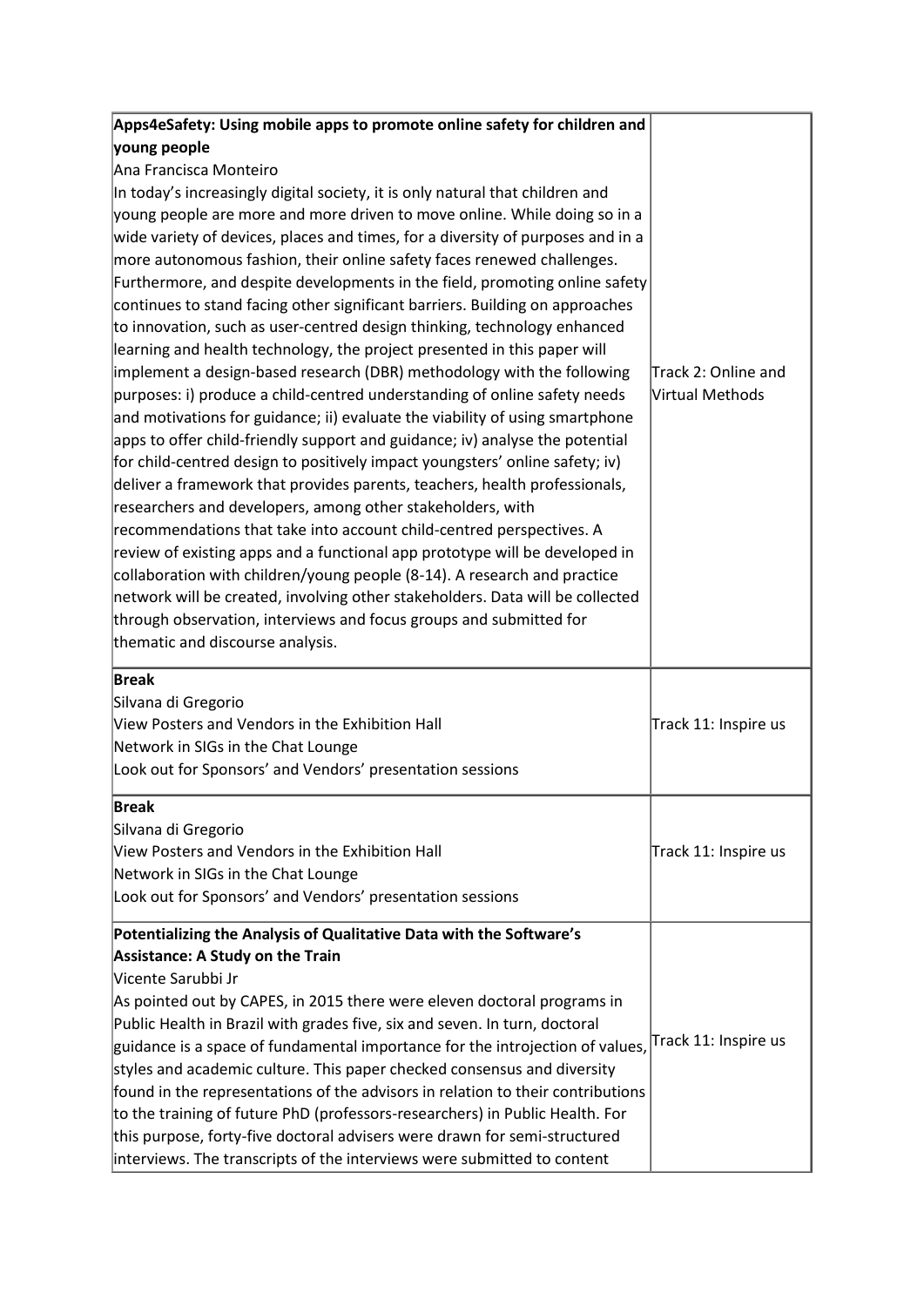| | |
|---|---|
| **Apps4eSafety: Using mobile apps to promote online safety for children and young people**<br>Ana Francisca Monteiro<br>In today's increasingly digital society, it is only natural that children and young people are more and more driven to move online. While doing so in a wide variety of devices, places and times, for a diversity of purposes and in a more autonomous fashion, their online safety faces renewed challenges. Furthermore, and despite developments in the field, promoting online safety continues to stand facing other significant barriers. Building on approaches to innovation, such as user-centred design thinking, technology enhanced learning and health technology, the project presented in this paper will implement a design-based research (DBR) methodology with the following purposes: i) produce a child-centred understanding of online safety needs and motivations for guidance; ii) evaluate the viability of using smartphone apps to offer child-friendly support and guidance; iv) analyse the potential for child-centred design to positively impact youngsters' online safety; iv) deliver a framework that provides parents, teachers, health professionals, researchers and developers, among other stakeholders, with recommendations that take into account child-centred perspectives. A review of existing apps and a functional app prototype will be developed in collaboration with children/young people (8-14). A research and practice network will be created, involving other stakeholders. Data will be collected through observation, interviews and focus groups and submitted for thematic and discourse analysis. | Track 2: Online and Virtual Methods |
| **Break**<br>Silvana di Gregorio<br>View Posters and Vendors in the Exhibition Hall<br>Network in SIGs in the Chat Lounge<br>Look out for Sponsors' and Vendors' presentation sessions | Track 11: Inspire us |
| **Break**<br>Silvana di Gregorio<br>View Posters and Vendors in the Exhibition Hall<br>Network in SIGs in the Chat Lounge<br>Look out for Sponsors' and Vendors' presentation sessions | Track 11: Inspire us |
| **Potentializing the Analysis of Qualitative Data with the Software's Assistance: A Study on the Train**<br>Vicente Sarubbi Jr<br>As pointed out by CAPES, in 2015 there were eleven doctoral programs in Public Health in Brazil with grades five, six and seven. In turn, doctoral guidance is a space of fundamental importance for the introjection of values, styles and academic culture. This paper checked consensus and diversity found in the representations of the advisors in relation to their contributions to the training of future PhD (professors-researchers) in Public Health. For this purpose, forty-five doctoral advisers were drawn for semi-structured interviews. The transcripts of the interviews were submitted to content | Track 11: Inspire us |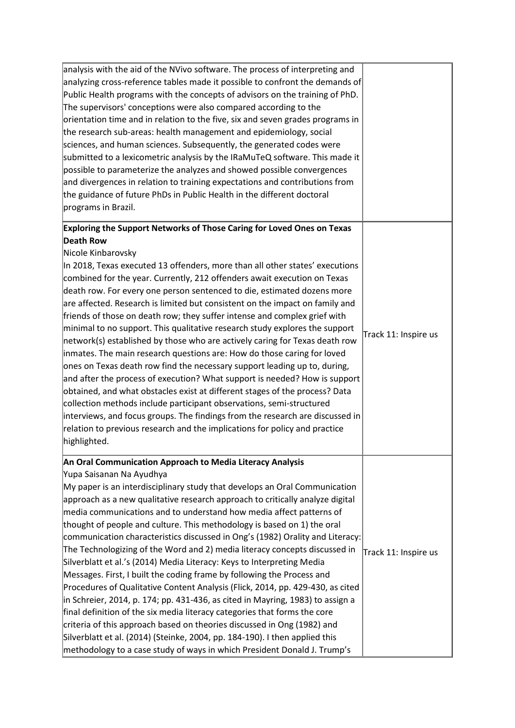| | |
|---|---|
| analysis with the aid of the NVivo software. The process of interpreting and analyzing cross-reference tables made it possible to confront the demands of Public Health programs with the concepts of advisors on the training of PhD. The supervisors' conceptions were also compared according to the orientation time and in relation to the five, six and seven grades programs in the research sub-areas: health management and epidemiology, social sciences, and human sciences. Subsequently, the generated codes were submitted to a lexicometric analysis by the IRaMuTeQ software. This made it possible to parameterize the analyzes and showed possible convergences and divergences in relation to training expectations and contributions from the guidance of future PhDs in Public Health in the different doctoral programs in Brazil. | |
| **Exploring the Support Networks of Those Caring for Loved Ones on Texas Death Row**<br>Nicole Kinbarovsky<br>In 2018, Texas executed 13 offenders, more than all other states' executions combined for the year. Currently, 212 offenders await execution on Texas death row. For every one person sentenced to die, estimated dozens more are affected. Research is limited but consistent on the impact on family and friends of those on death row; they suffer intense and complex grief with minimal to no support. This qualitative research study explores the support network(s) established by those who are actively caring for Texas death row inmates. The main research questions are: How do those caring for loved ones on Texas death row find the necessary support leading up to, during, and after the process of execution? What support is needed? How is support obtained, and what obstacles exist at different stages of the process? Data collection methods include participant observations, semi-structured interviews, and focus groups. The findings from the research are discussed in relation to previous research and the implications for policy and practice highlighted. | Track 11: Inspire us |
| **An Oral Communication Approach to Media Literacy Analysis**<br>Yupa Saisanan Na Ayudhya<br>My paper is an interdisciplinary study that develops an Oral Communication approach as a new qualitative research approach to critically analyze digital media communications and to understand how media affect patterns of thought of people and culture. This methodology is based on 1) the oral communication characteristics discussed in Ong's (1982) Orality and Literacy: The Technologizing of the Word and 2) media literacy concepts discussed in Silverblatt et al.'s (2014) Media Literacy: Keys to Interpreting Media Messages. First, I built the coding frame by following the Process and Procedures of Qualitative Content Analysis (Flick, 2014, pp. 429-430, as cited in Schreier, 2014, p. 174; pp. 431-436, as cited in Mayring, 1983) to assign a final definition of the six media literacy categories that forms the core criteria of this approach based on theories discussed in Ong (1982) and Silverblatt et al. (2014) (Steinke, 2004, pp. 184-190). I then applied this methodology to a case study of ways in which President Donald J. Trump's | Track 11: Inspire us |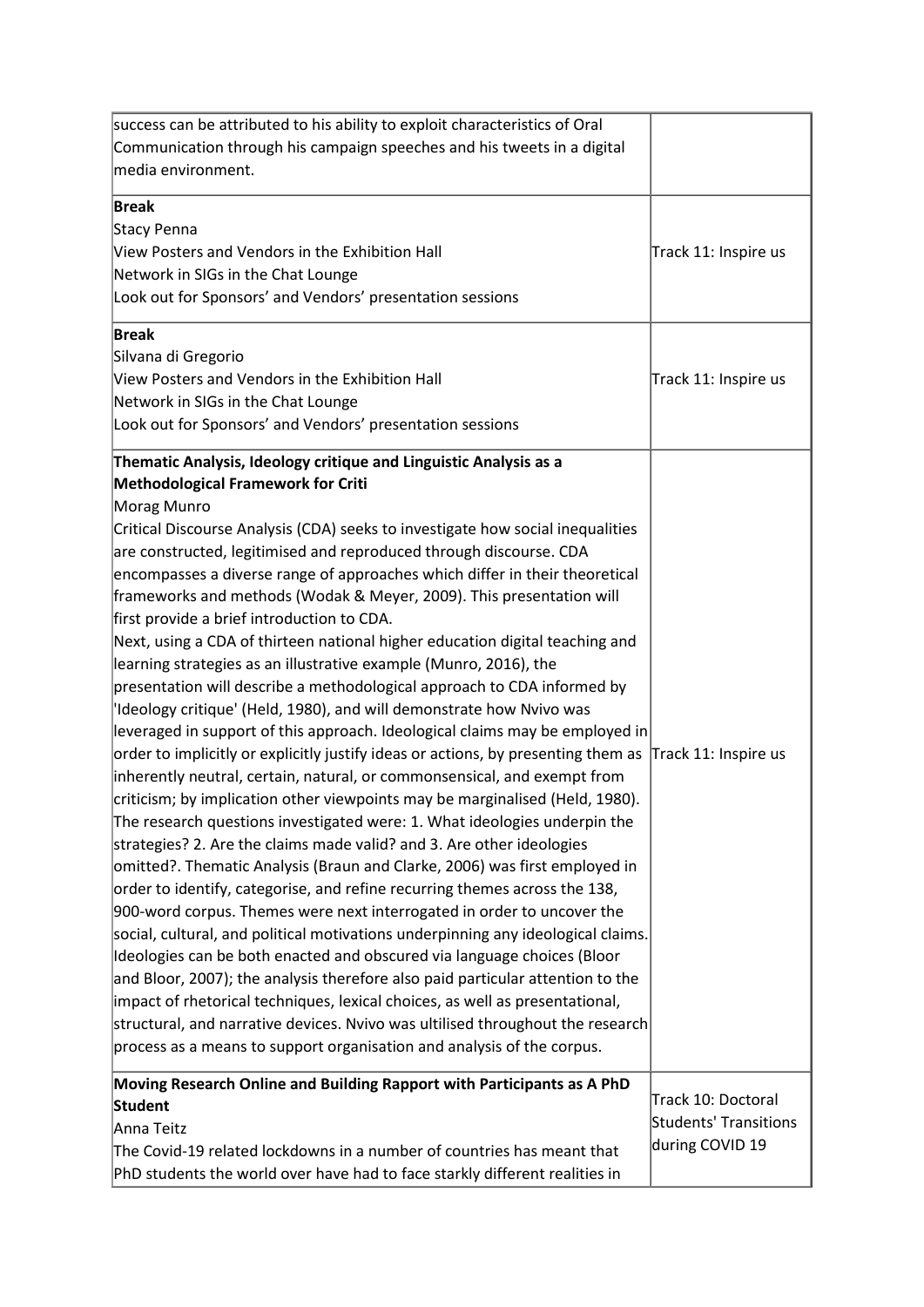| | |
|---|---|
| success can be attributed to his ability to exploit characteristics of Oral Communication through his campaign speeches and his tweets in a digital media environment. | |
| **Break**<br>Stacy Penna<br>View Posters and Vendors in the Exhibition Hall<br>Network in SIGs in the Chat Lounge<br>Look out for Sponsors' and Vendors' presentation sessions | Track 11: Inspire us |
| **Break**<br>Silvana di Gregorio<br>View Posters and Vendors in the Exhibition Hall<br>Network in SIGs in the Chat Lounge<br>Look out for Sponsors' and Vendors' presentation sessions | Track 11: Inspire us |
| **Thematic Analysis, Ideology critique and Linguistic Analysis as a Methodological Framework for Criti**<br>Morag Munro<br>Critical Discourse Analysis (CDA) seeks to investigate how social inequalities are constructed, legitimised and reproduced through discourse. CDA encompasses a diverse range of approaches which differ in their theoretical frameworks and methods (Wodak & Meyer, 2009). This presentation will first provide a brief introduction to CDA.<br>Next, using a CDA of thirteen national higher education digital teaching and learning strategies as an illustrative example (Munro, 2016), the presentation will describe a methodological approach to CDA informed by 'Ideology critique' (Held, 1980), and will demonstrate how Nvivo was leveraged in support of this approach. Ideological claims may be employed in order to implicitly or explicitly justify ideas or actions, by presenting them as inherently neutral, certain, natural, or commonsensical, and exempt from criticism; by implication other viewpoints may be marginalised (Held, 1980). The research questions investigated were: 1. What ideologies underpin the strategies? 2. Are the claims made valid? and 3. Are other ideologies omitted?. Thematic Analysis (Braun and Clarke, 2006) was first employed in order to identify, categorise, and refine recurring themes across the 138, 900-word corpus. Themes were next interrogated in order to uncover the social, cultural, and political motivations underpinning any ideological claims. Ideologies can be both enacted and obscured via language choices (Bloor and Bloor, 2007); the analysis therefore also paid particular attention to the impact of rhetorical techniques, lexical choices, as well as presentational, structural, and narrative devices. Nvivo was ultilised throughout the research process as a means to support organisation and analysis of the corpus. | Track 11: Inspire us |
| **Moving Research Online and Building Rapport with Participants as A PhD Student**<br>Anna Teitz<br>The Covid-19 related lockdowns in a number of countries has meant that PhD students the world over have had to face starkly different realities in | Track 10: Doctoral Students' Transitions during COVID 19 |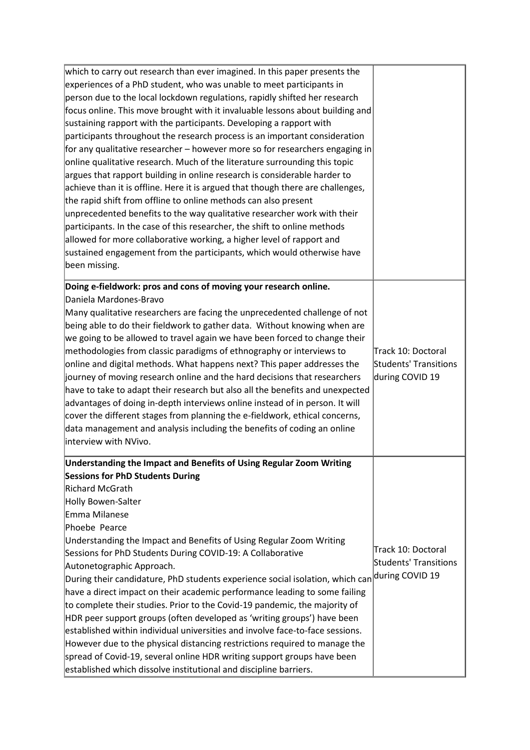| | |
|---|---|
| which to carry out research than ever imagined. In this paper presents the experiences of a PhD student, who was unable to meet participants in person due to the local lockdown regulations, rapidly shifted her research focus online. This move brought with it invaluable lessons about building and sustaining rapport with the participants. Developing a rapport with participants throughout the research process is an important consideration for any qualitative researcher – however more so for researchers engaging in online qualitative research. Much of the literature surrounding this topic argues that rapport building in online research is considerable harder to achieve than it is offline. Here it is argued that though there are challenges, the rapid shift from offline to online methods can also present unprecedented benefits to the way qualitative researcher work with their participants. In the case of this researcher, the shift to online methods allowed for more collaborative working, a higher level of rapport and sustained engagement from the participants, which would otherwise have been missing. | |
| **Doing e-fieldwork: pros and cons of moving your research online.**<br>Daniela Mardones-Bravo<br>Many qualitative researchers are facing the unprecedented challenge of not being able to do their fieldwork to gather data. Without knowing when are we going to be allowed to travel again we have been forced to change their methodologies from classic paradigms of ethnography or interviews to online and digital methods. What happens next? This paper addresses the journey of moving research online and the hard decisions that researchers have to take to adapt their research but also all the benefits and unexpected advantages of doing in-depth interviews online instead of in person. It will cover the different stages from planning the e-fieldwork, ethical concerns, data management and analysis including the benefits of coding an online interview with NVivo. | Track 10: Doctoral Students' Transitions during COVID 19 |
| **Understanding the Impact and Benefits of Using Regular Zoom Writing Sessions for PhD Students During**<br>Richard McGrath<br>Holly Bowen-Salter<br>Emma Milanese<br>Phoebe Pearce<br>Understanding the Impact and Benefits of Using Regular Zoom Writing Sessions for PhD Students During COVID-19: A Collaborative Autonetographic Approach.<br>During their candidature, PhD students experience social isolation, which can have a direct impact on their academic performance leading to some failing to complete their studies. Prior to the Covid-19 pandemic, the majority of HDR peer support groups (often developed as 'writing groups') have been established within individual universities and involve face-to-face sessions. However due to the physical distancing restrictions required to manage the spread of Covid-19, several online HDR writing support groups have been established which dissolve institutional and discipline barriers. | Track 10: Doctoral Students' Transitions during COVID 19 |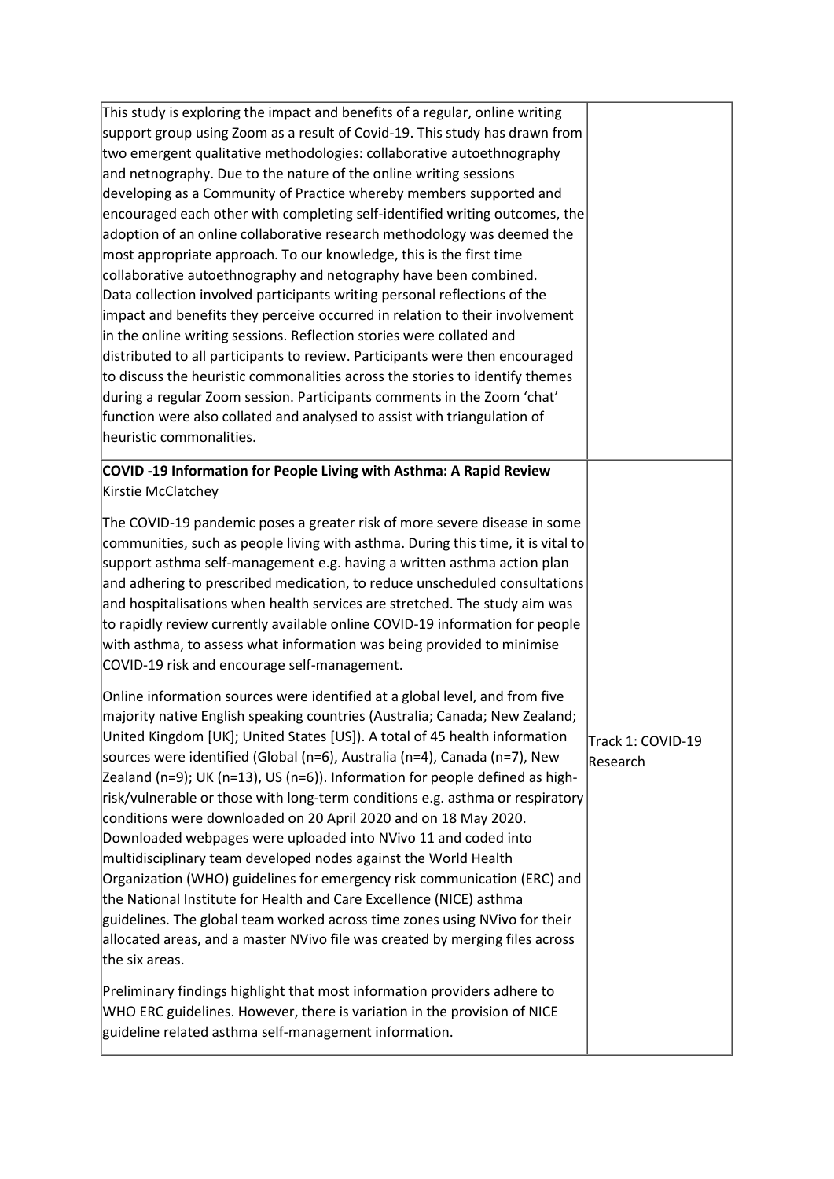| | |
|---|---|
| This study is exploring the impact and benefits of a regular, online writing support group using Zoom as a result of Covid-19. This study has drawn from two emergent qualitative methodologies: collaborative autoethnography and netnography. Due to the nature of the online writing sessions developing as a Community of Practice whereby members supported and encouraged each other with completing self-identified writing outcomes, the adoption of an online collaborative research methodology was deemed the most appropriate approach. To our knowledge, this is the first time collaborative autoethnography and netography have been combined. Data collection involved participants writing personal reflections of the impact and benefits they perceive occurred in relation to their involvement in the online writing sessions. Reflection stories were collated and distributed to all participants to review. Participants were then encouraged to discuss the heuristic commonalities across the stories to identify themes during a regular Zoom session. Participants comments in the Zoom 'chat' function were also collated and analysed to assist with triangulation of heuristic commonalities. | |
| **COVID -19 Information for People Living with Asthma: A Rapid Review**<br>Kirstie McClatchey<br><br>The COVID-19 pandemic poses a greater risk of more severe disease in some communities, such as people living with asthma. During this time, it is vital to support asthma self-management e.g. having a written asthma action plan and adhering to prescribed medication, to reduce unscheduled consultations and hospitalisations when health services are stretched. The study aim was to rapidly review currently available online COVID-19 information for people with asthma, to assess what information was being provided to minimise COVID-19 risk and encourage self-management.<br><br>Online information sources were identified at a global level, and from five majority native English speaking countries (Australia; Canada; New Zealand; United Kingdom [UK]; United States [US]). A total of 45 health information sources were identified (Global (n=6), Australia (n=4), Canada (n=7), New Zealand (n=9); UK (n=13), US (n=6)). Information for people defined as high-risk/vulnerable or those with long-term conditions e.g. asthma or respiratory conditions were downloaded on 20 April 2020 and on 18 May 2020. Downloaded webpages were uploaded into NVivo 11 and coded into multidisciplinary team developed nodes against the World Health Organization (WHO) guidelines for emergency risk communication (ERC) and the National Institute for Health and Care Excellence (NICE) asthma guidelines. The global team worked across time zones using NVivo for their allocated areas, and a master NVivo file was created by merging files across the six areas.<br><br>Preliminary findings highlight that most information providers adhere to WHO ERC guidelines. However, there is variation in the provision of NICE guideline related asthma self-management information. | Track 1: COVID-19 Research |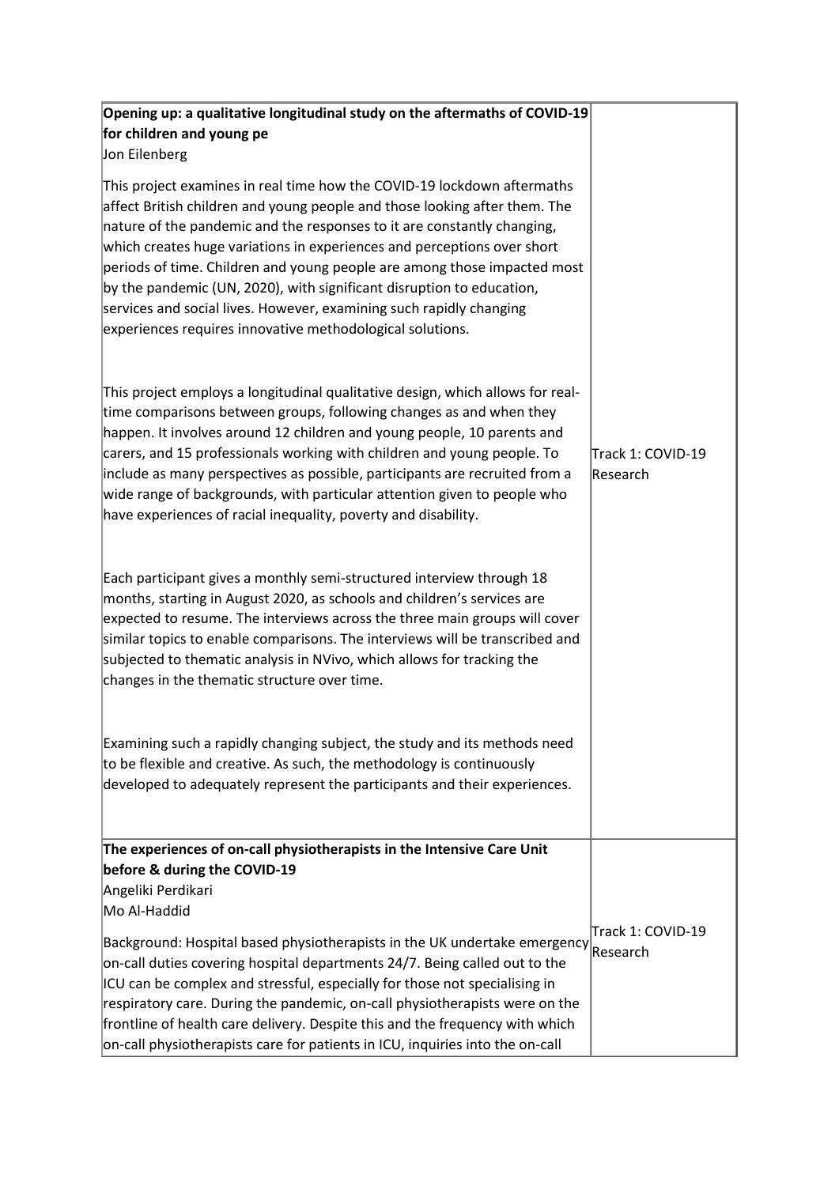| | |
|---|---|
| **Opening up: a qualitative longitudinal study on the aftermaths of COVID-19 for children and young pe**<br>Jon Eilenberg<br><br>This project examines in real time how the COVID-19 lockdown aftermaths affect British children and young people and those looking after them. The nature of the pandemic and the responses to it are constantly changing, which creates huge variations in experiences and perceptions over short periods of time. Children and young people are among those impacted most by the pandemic (UN, 2020), with significant disruption to education, services and social lives. However, examining such rapidly changing experiences requires innovative methodological solutions.<br><br>This project employs a longitudinal qualitative design, which allows for real-time comparisons between groups, following changes as and when they happen. It involves around 12 children and young people, 10 parents and carers, and 15 professionals working with children and young people. To include as many perspectives as possible, participants are recruited from a wide range of backgrounds, with particular attention given to people who have experiences of racial inequality, poverty and disability.<br><br>Each participant gives a monthly semi-structured interview through 18 months, starting in August 2020, as schools and children's services are expected to resume. The interviews across the three main groups will cover similar topics to enable comparisons. The interviews will be transcribed and subjected to thematic analysis in NVivo, which allows for tracking the changes in the thematic structure over time.<br><br>Examining such a rapidly changing subject, the study and its methods need to be flexible and creative. As such, the methodology is continuously developed to adequately represent the participants and their experiences. | Track 1: COVID-19 Research |
| **The experiences of on-call physiotherapists in the Intensive Care Unit before & during the COVID-19**<br>Angeliki Perdikari<br>Mo Al-Haddid<br><br>Background: Hospital based physiotherapists in the UK undertake emergency on-call duties covering hospital departments 24/7. Being called out to the ICU can be complex and stressful, especially for those not specialising in respiratory care. During the pandemic, on-call physiotherapists were on the frontline of health care delivery. Despite this and the frequency with which on-call physiotherapists care for patients in ICU, inquiries into the on-call | Track 1: COVID-19 Research |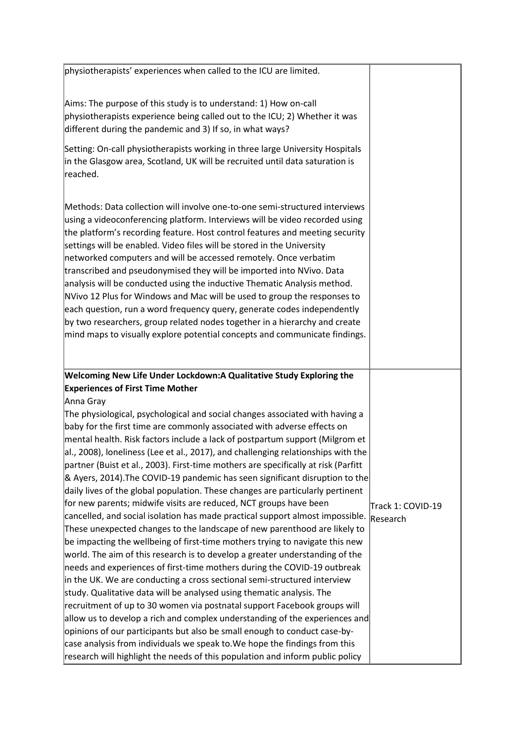| | |
|---|---|
| physiotherapists' experiences when called to the ICU are limited.<br><br>Aims: The purpose of this study is to understand: 1) How on-call physiotherapists experience being called out to the ICU; 2) Whether it was different during the pandemic and 3) If so, in what ways?<br><br>Setting: On-call physiotherapists working in three large University Hospitals in the Glasgow area, Scotland, UK will be recruited until data saturation is reached.<br><br>Methods: Data collection will involve one-to-one semi-structured interviews using a videoconferencing platform. Interviews will be video recorded using the platform's recording feature. Host control features and meeting security settings will be enabled. Video files will be stored in the University networked computers and will be accessed remotely. Once verbatim transcribed and pseudonymised they will be imported into NVivo. Data analysis will be conducted using the inductive Thematic Analysis method. NVivo 12 Plus for Windows and Mac will be used to group the responses to each question, run a word frequency query, generate codes independently by two researchers, group related nodes together in a hierarchy and create mind maps to visually explore potential concepts and communicate findings. | |
| **Welcoming New Life Under Lockdown:A Qualitative Study Exploring the Experiences of First Time Mother**<br>Anna Gray<br>The physiological, psychological and social changes associated with having a baby for the first time are commonly associated with adverse effects on mental health. Risk factors include a lack of postpartum support (Milgrom et al., 2008), loneliness (Lee et al., 2017), and challenging relationships with the partner (Buist et al., 2003). First-time mothers are specifically at risk (Parfitt & Ayers, 2014).The COVID-19 pandemic has seen significant disruption to the daily lives of the global population. These changes are particularly pertinent for new parents; midwife visits are reduced, NCT groups have been cancelled, and social isolation has made practical support almost impossible. These unexpected changes to the landscape of new parenthood are likely to be impacting the wellbeing of first-time mothers trying to navigate this new world. The aim of this research is to develop a greater understanding of the needs and experiences of first-time mothers during the COVID-19 outbreak in the UK. We are conducting a cross sectional semi-structured interview study. Qualitative data will be analysed using thematic analysis. The recruitment of up to 30 women via postnatal support Facebook groups will allow us to develop a rich and complex understanding of the experiences and opinions of our participants but also be small enough to conduct case-by-case analysis from individuals we speak to.We hope the findings from this research will highlight the needs of this population and inform public policy | Track 1: COVID-19 Research |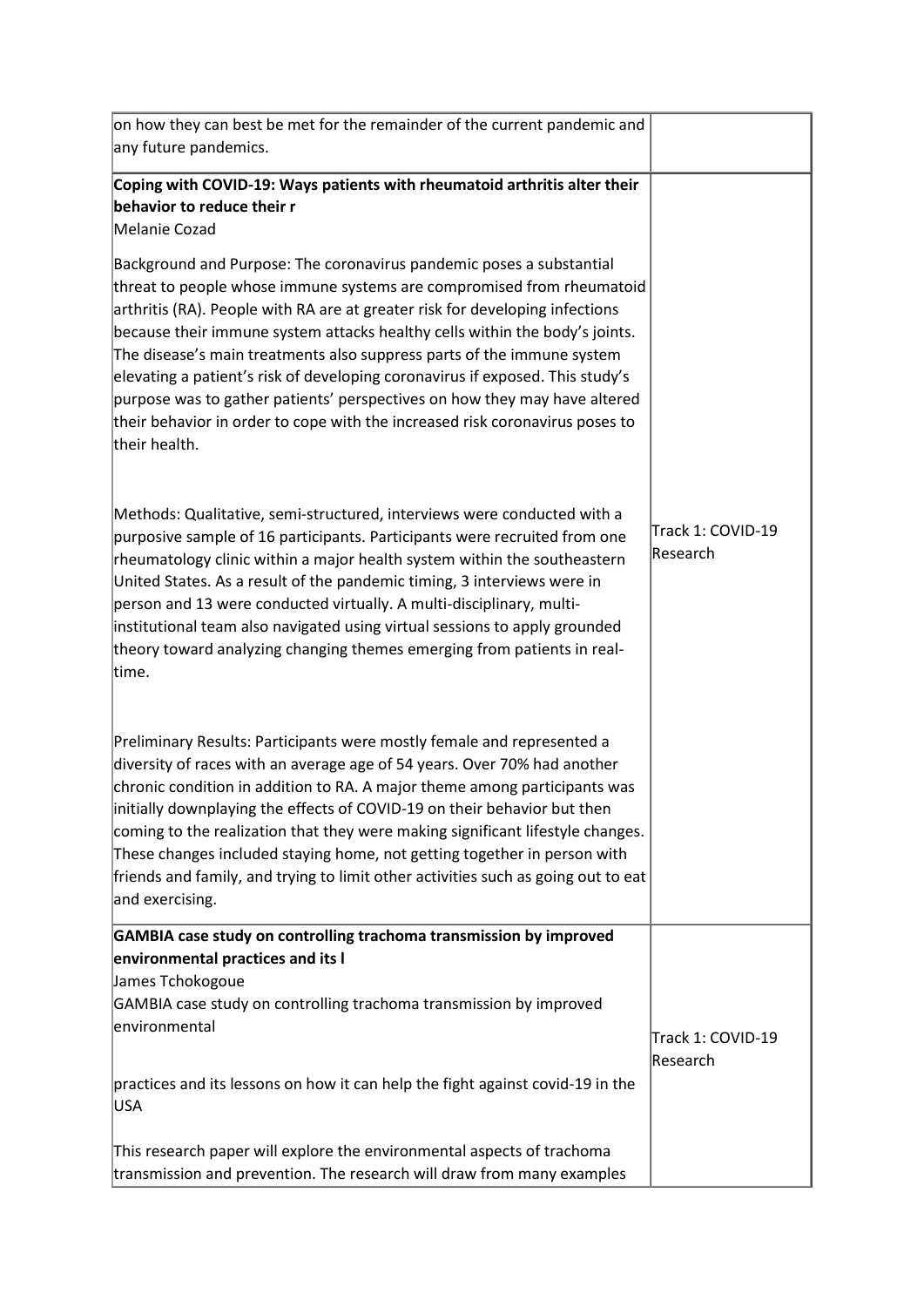| | |
|---|---|
| on how they can best be met for the remainder of the current pandemic and any future pandemics. | |
| **Coping with COVID-19: Ways patients with rheumatoid arthritis alter their behavior to reduce their r**<br>Melanie Cozad<br><br>Background and Purpose: The coronavirus pandemic poses a substantial threat to people whose immune systems are compromised from rheumatoid arthritis (RA). People with RA are at greater risk for developing infections because their immune system attacks healthy cells within the body's joints. The disease's main treatments also suppress parts of the immune system elevating a patient's risk of developing coronavirus if exposed. This study's purpose was to gather patients' perspectives on how they may have altered their behavior in order to cope with the increased risk coronavirus poses to their health.<br><br>Methods: Qualitative, semi-structured, interviews were conducted with a purposive sample of 16 participants. Participants were recruited from one rheumatology clinic within a major health system within the southeastern United States. As a result of the pandemic timing, 3 interviews were in person and 13 were conducted virtually. A multi-disciplinary, multi-institutional team also navigated using virtual sessions to apply grounded theory toward analyzing changing themes emerging from patients in real-time.<br><br>Preliminary Results: Participants were mostly female and represented a diversity of races with an average age of 54 years. Over 70% had another chronic condition in addition to RA. A major theme among participants was initially downplaying the effects of COVID-19 on their behavior but then coming to the realization that they were making significant lifestyle changes. These changes included staying home, not getting together in person with friends and family, and trying to limit other activities such as going out to eat and exercising. | Track 1: COVID-19 Research |
| **GAMBIA case study on controlling trachoma transmission by improved environmental practices and its l**<br>James Tchokogoue<br>GAMBIA case study on controlling trachoma transmission by improved environmental<br><br>practices and its lessons on how it can help the fight against covid-19 in the USA<br><br>This research paper will explore the environmental aspects of trachoma transmission and prevention. The research will draw from many examples | Track 1: COVID-19 Research |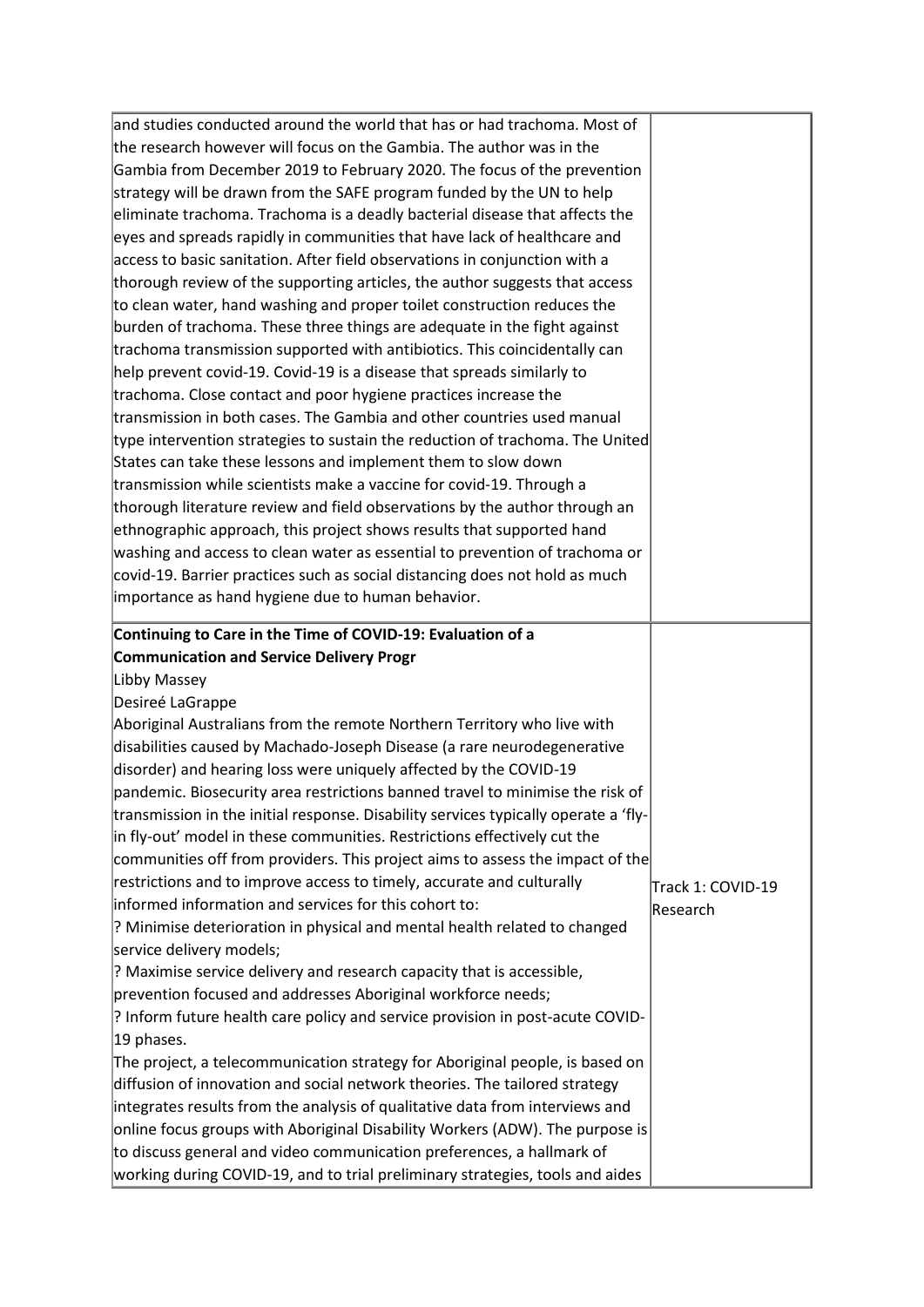| | |
|---|---|
| and studies conducted around the world that has or had trachoma. Most of the research however will focus on the Gambia. The author was in the Gambia from December 2019 to February 2020. The focus of the prevention strategy will be drawn from the SAFE program funded by the UN to help eliminate trachoma. Trachoma is a deadly bacterial disease that affects the eyes and spreads rapidly in communities that have lack of healthcare and access to basic sanitation. After field observations in conjunction with a thorough review of the supporting articles, the author suggests that access to clean water, hand washing and proper toilet construction reduces the burden of trachoma. These three things are adequate in the fight against trachoma transmission supported with antibiotics. This coincidentally can help prevent covid-19. Covid-19 is a disease that spreads similarly to trachoma. Close contact and poor hygiene practices increase the transmission in both cases. The Gambia and other countries used manual type intervention strategies to sustain the reduction of trachoma. The United States can take these lessons and implement them to slow down transmission while scientists make a vaccine for covid-19. Through a thorough literature review and field observations by the author through an ethnographic approach, this project shows results that supported hand washing and access to clean water as essential to prevention of trachoma or covid-19. Barrier practices such as social distancing does not hold as much importance as hand hygiene due to human behavior. | |
| **Continuing to Care in the Time of COVID-19: Evaluation of a Communication and Service Delivery Progr**<br>Libby Massey<br>Desireé LaGrappe<br>Aboriginal Australians from the remote Northern Territory who live with disabilities caused by Machado-Joseph Disease (a rare neurodegenerative disorder) and hearing loss were uniquely affected by the COVID-19 pandemic. Biosecurity area restrictions banned travel to minimise the risk of transmission in the initial response. Disability services typically operate a 'fly-in fly-out' model in these communities. Restrictions effectively cut the communities off from providers. This project aims to assess the impact of the restrictions and to improve access to timely, accurate and culturally informed information and services for this cohort to:<br>? Minimise deterioration in physical and mental health related to changed service delivery models;<br>? Maximise service delivery and research capacity that is accessible, prevention focused and addresses Aboriginal workforce needs;<br>? Inform future health care policy and service provision in post-acute COVID-19 phases.<br>The project, a telecommunication strategy for Aboriginal people, is based on diffusion of innovation and social network theories. The tailored strategy integrates results from the analysis of qualitative data from interviews and online focus groups with Aboriginal Disability Workers (ADW). The purpose is to discuss general and video communication preferences, a hallmark of working during COVID-19, and to trial preliminary strategies, tools and aides | Track 1: COVID-19 Research |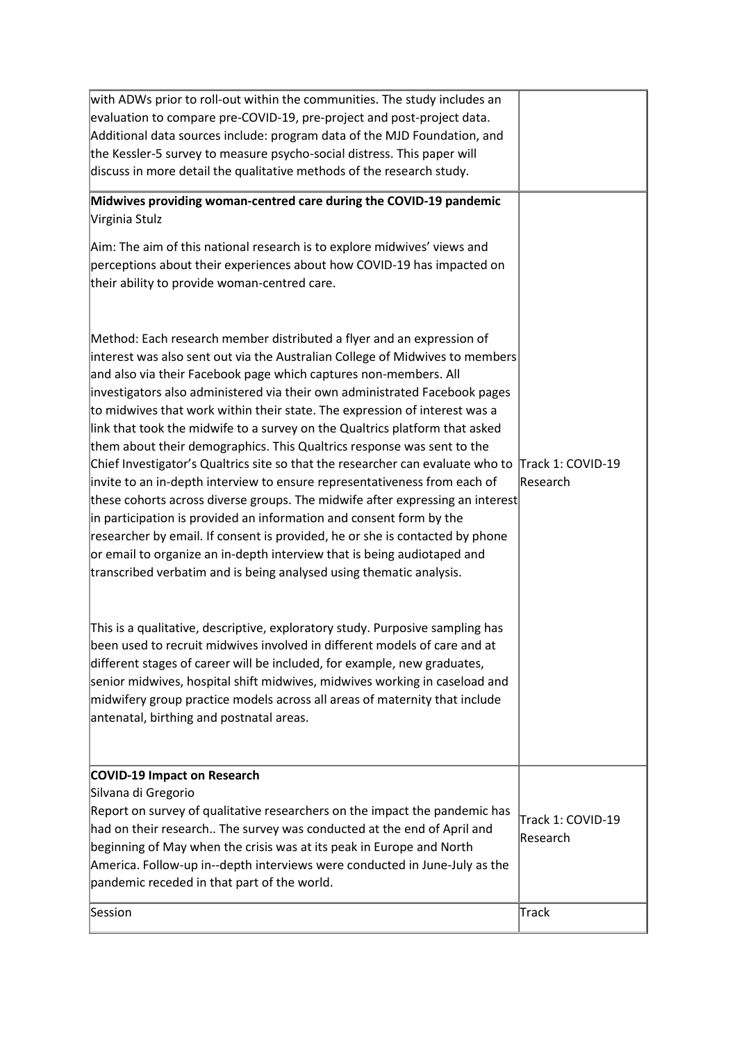| | |
|---|---|
| with ADWs prior to roll-out within the communities. The study includes an evaluation to compare pre-COVID-19, pre-project and post-project data. Additional data sources include: program data of the MJD Foundation, and the Kessler-5 survey to measure psycho-social distress. This paper will discuss in more detail the qualitative methods of the research study. | |
| **Midwives providing woman-centred care during the COVID-19 pandemic**<br>Virginia Stulz<br><br>Aim: The aim of this national research is to explore midwives' views and perceptions about their experiences about how COVID-19 has impacted on their ability to provide woman-centred care.<br><br>Method: Each research member distributed a flyer and an expression of interest was also sent out via the Australian College of Midwives to members and also via their Facebook page which captures non-members. All investigators also administered via their own administrated Facebook pages to midwives that work within their state. The expression of interest was a link that took the midwife to a survey on the Qualtrics platform that asked them about their demographics. This Qualtrics response was sent to the Chief Investigator's Qualtrics site so that the researcher can evaluate who to invite to an in-depth interview to ensure representativeness from each of these cohorts across diverse groups. The midwife after expressing an interest in participation is provided an information and consent form by the researcher by email. If consent is provided, he or she is contacted by phone or email to organize an in-depth interview that is being audiotaped and transcribed verbatim and is being analysed using thematic analysis.<br><br>This is a qualitative, descriptive, exploratory study. Purposive sampling has been used to recruit midwives involved in different models of care and at different stages of career will be included, for example, new graduates, senior midwives, hospital shift midwives, midwives working in caseload and midwifery group practice models across all areas of maternity that include antenatal, birthing and postnatal areas. | Track 1: COVID-19 Research |
| **COVID-19 Impact on Research**<br>Silvana di Gregorio<br>Report on survey of qualitative researchers on the impact the pandemic has had on their research.. The survey was conducted at the end of April and beginning of May when the crisis was at its peak in Europe and North America. Follow-up in--depth interviews were conducted in June-July as the pandemic receded in that part of the world. | Track 1: COVID-19 Research |
| Session | Track |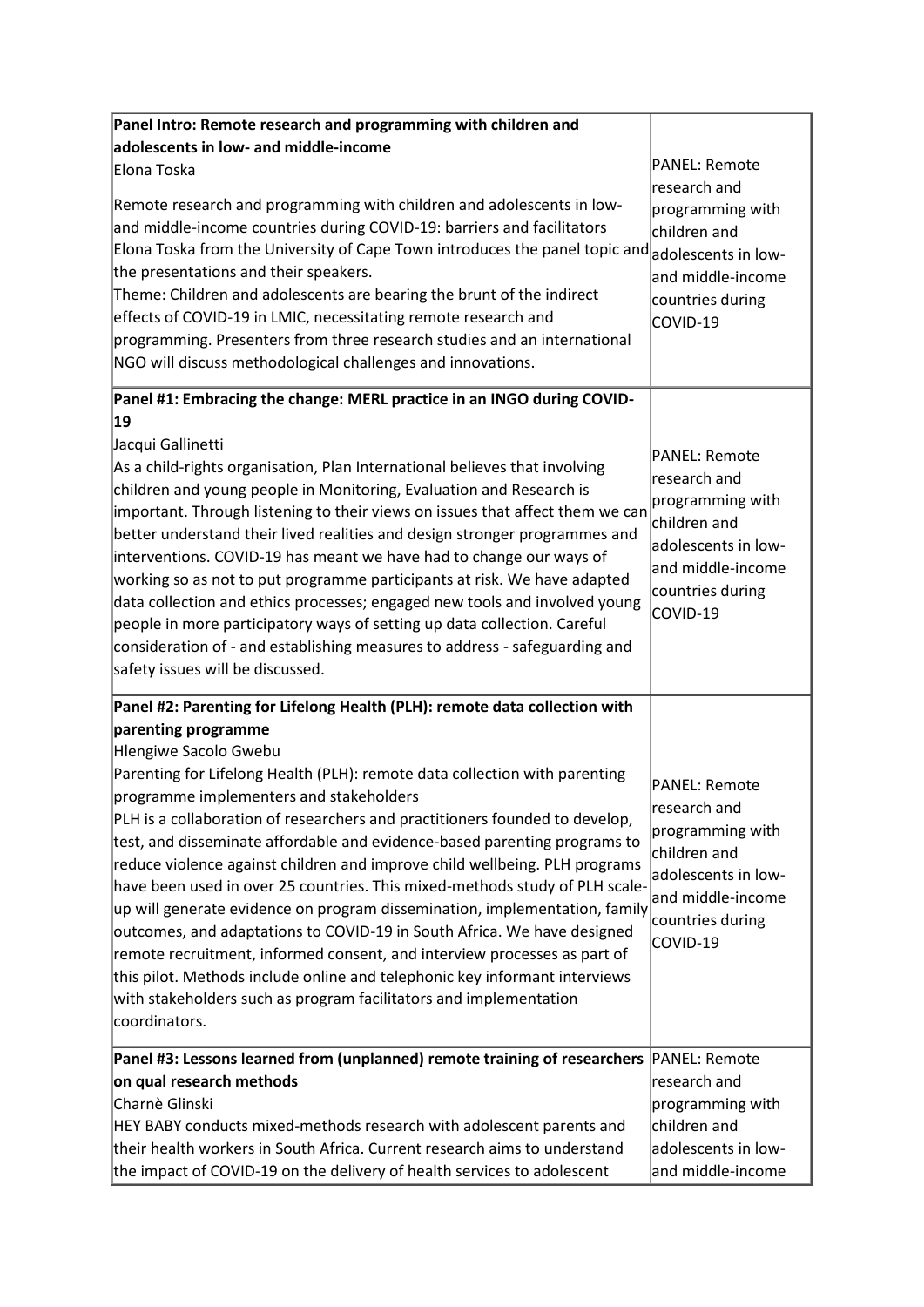| | |
|---|---|
| **Panel Intro: Remote research and programming with children and adolescents in low- and middle-income**<br>Elona Toska<br>Remote research and programming with children and adolescents in low- and middle-income countries during COVID-19: barriers and facilitators<br>Elona Toska from the University of Cape Town introduces the panel topic and the presentations and their speakers.<br>Theme: Children and adolescents are bearing the brunt of the indirect effects of COVID-19 in LMIC, necessitating remote research and programming. Presenters from three research studies and an international NGO will discuss methodological challenges and innovations. | PANEL: Remote research and programming with children and adolescents in low- and middle-income countries during COVID-19 |
| **Panel #1: Embracing the change: MERL practice in an INGO during COVID-19**<br>Jacqui Gallinetti<br>As a child-rights organisation, Plan International believes that involving children and young people in Monitoring, Evaluation and Research is important. Through listening to their views on issues that affect them we can better understand their lived realities and design stronger programmes and interventions. COVID-19 has meant we have had to change our ways of working so as not to put programme participants at risk. We have adapted data collection and ethics processes; engaged new tools and involved young people in more participatory ways of setting up data collection. Careful consideration of - and establishing measures to address - safeguarding and safety issues will be discussed. | PANEL: Remote research and programming with children and adolescents in low- and middle-income countries during COVID-19 |
| **Panel #2: Parenting for Lifelong Health (PLH): remote data collection with parenting programme**<br>Hlengiwe Sacolo Gwebu<br>Parenting for Lifelong Health (PLH): remote data collection with parenting programme implementers and stakeholders<br>PLH is a collaboration of researchers and practitioners founded to develop, test, and disseminate affordable and evidence-based parenting programs to reduce violence against children and improve child wellbeing. PLH programs have been used in over 25 countries. This mixed-methods study of PLH scale-up will generate evidence on program dissemination, implementation, family outcomes, and adaptations to COVID-19 in South Africa. We have designed remote recruitment, informed consent, and interview processes as part of this pilot. Methods include online and telephonic key informant interviews with stakeholders such as program facilitators and implementation coordinators. | PANEL: Remote research and programming with children and adolescents in low- and middle-income countries during COVID-19 |
| **Panel #3: Lessons learned from (unplanned) remote training of researchers on qual research methods**<br>Charnè Glinski<br>HEY BABY conducts mixed-methods research with adolescent parents and their health workers in South Africa. Current research aims to understand the impact of COVID-19 on the delivery of health services to adolescent | PANEL: Remote research and programming with children and adolescents in low- and middle-income |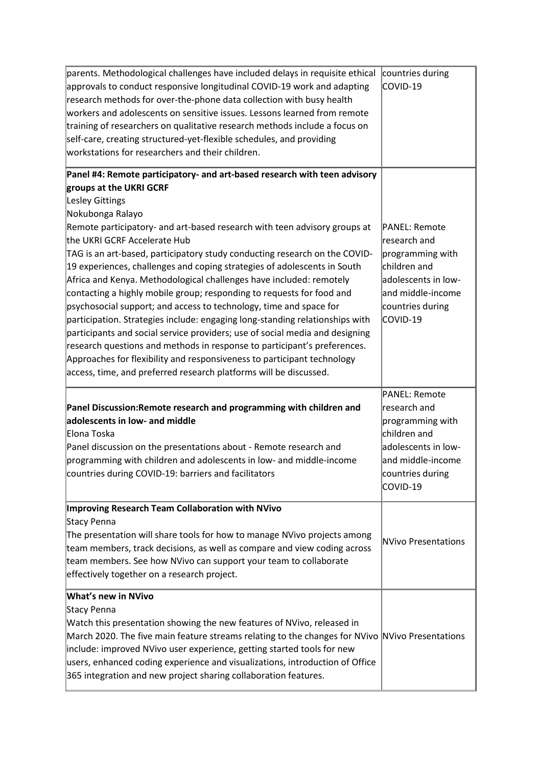| | |
|---|---|
| parents. Methodological challenges have included delays in requisite ethical approvals to conduct responsive longitudinal COVID-19 work and adapting research methods for over-the-phone data collection with busy health workers and adolescents on sensitive issues. Lessons learned from remote training of researchers on qualitative research methods include a focus on self-care, creating structured-yet-flexible schedules, and providing workstations for researchers and their children. | countries during COVID-19 |
| **Panel #4: Remote participatory- and art-based research with teen advisory groups at the UKRI GCRF**<br>Lesley Gittings<br>Nokubonga Ralayo<br>Remote participatory- and art-based research with teen advisory groups at the UKRI GCRF Accelerate Hub<br>TAG is an art-based, participatory study conducting research on the COVID-19 experiences, challenges and coping strategies of adolescents in South Africa and Kenya. Methodological challenges have included: remotely contacting a highly mobile group; responding to requests for food and psychosocial support; and access to technology, time and space for participation. Strategies include: engaging long-standing relationships with participants and social service providers; use of social media and designing research questions and methods in response to participant's preferences. Approaches for flexibility and responsiveness to participant technology access, time, and preferred research platforms will be discussed. | PANEL: Remote research and programming with children and adolescents in low- and middle-income countries during COVID-19 |
| **Panel Discussion:Remote research and programming with children and adolescents in low- and middle**<br>Elona Toska<br>Panel discussion on the presentations about - Remote research and programming with children and adolescents in low- and middle-income countries during COVID-19: barriers and facilitators | PANEL: Remote research and programming with children and adolescents in low- and middle-income countries during COVID-19 |
| **Improving Research Team Collaboration with NVivo**<br>Stacy Penna<br>The presentation will share tools for how to manage NVivo projects among team members, track decisions, as well as compare and view coding across team members. See how NVivo can support your team to collaborate effectively together on a research project. | NVivo Presentations |
| **What's new in NVivo**<br>Stacy Penna<br>Watch this presentation showing the new features of NVivo, released in March 2020. The five main feature streams relating to the changes for NVivo include: improved NVivo user experience, getting started tools for new users, enhanced coding experience and visualizations, introduction of Office 365 integration and new project sharing collaboration features. | NVivo Presentations |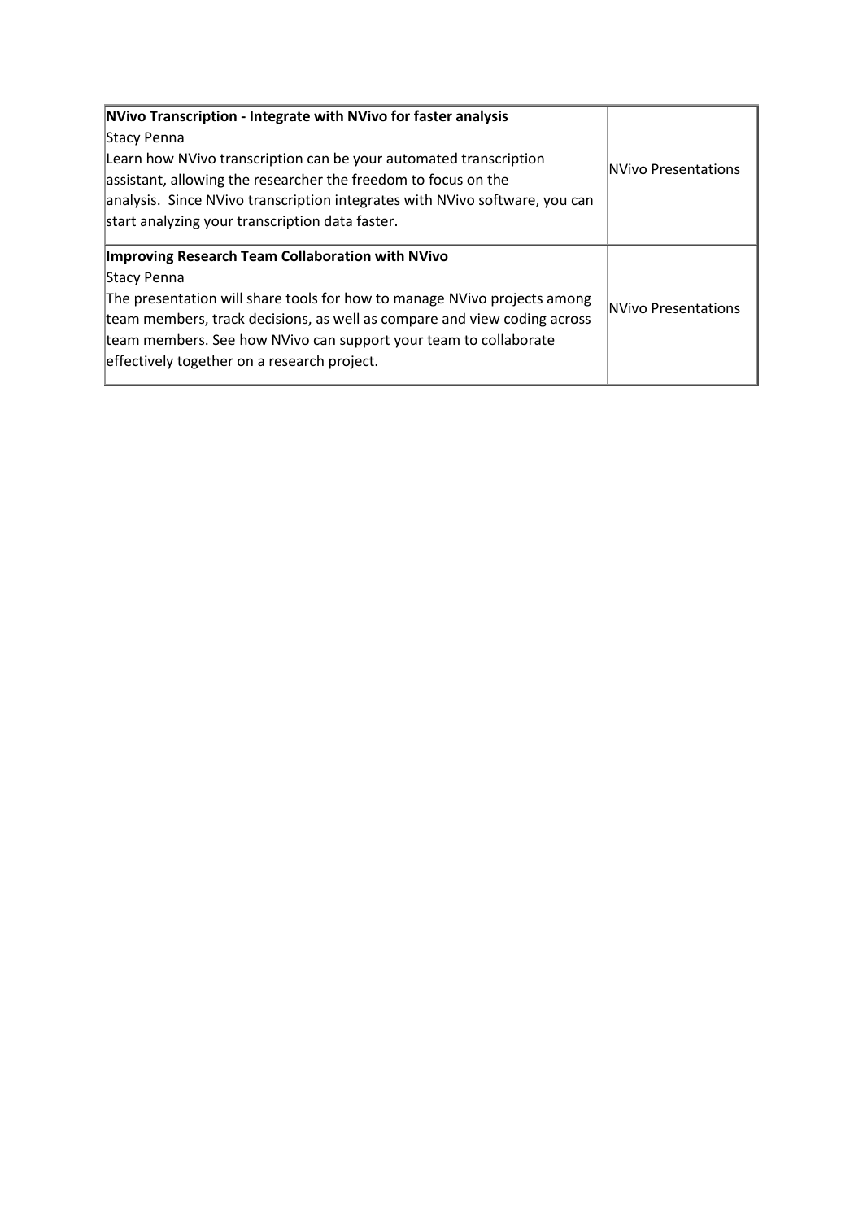| | |
|---|---|
| **NVivo Transcription - Integrate with NVivo for faster analysis**<br>Stacy Penna<br>Learn how NVivo transcription can be your automated transcription assistant, allowing the researcher the freedom to focus on the analysis.  Since NVivo transcription integrates with NVivo software, you can start analyzing your transcription data faster. | NVivo Presentations |
| **Improving Research Team Collaboration with NVivo**<br>Stacy Penna<br>The presentation will share tools for how to manage NVivo projects among team members, track decisions, as well as compare and view coding across team members. See how NVivo can support your team to collaborate effectively together on a research project. | NVivo Presentations |